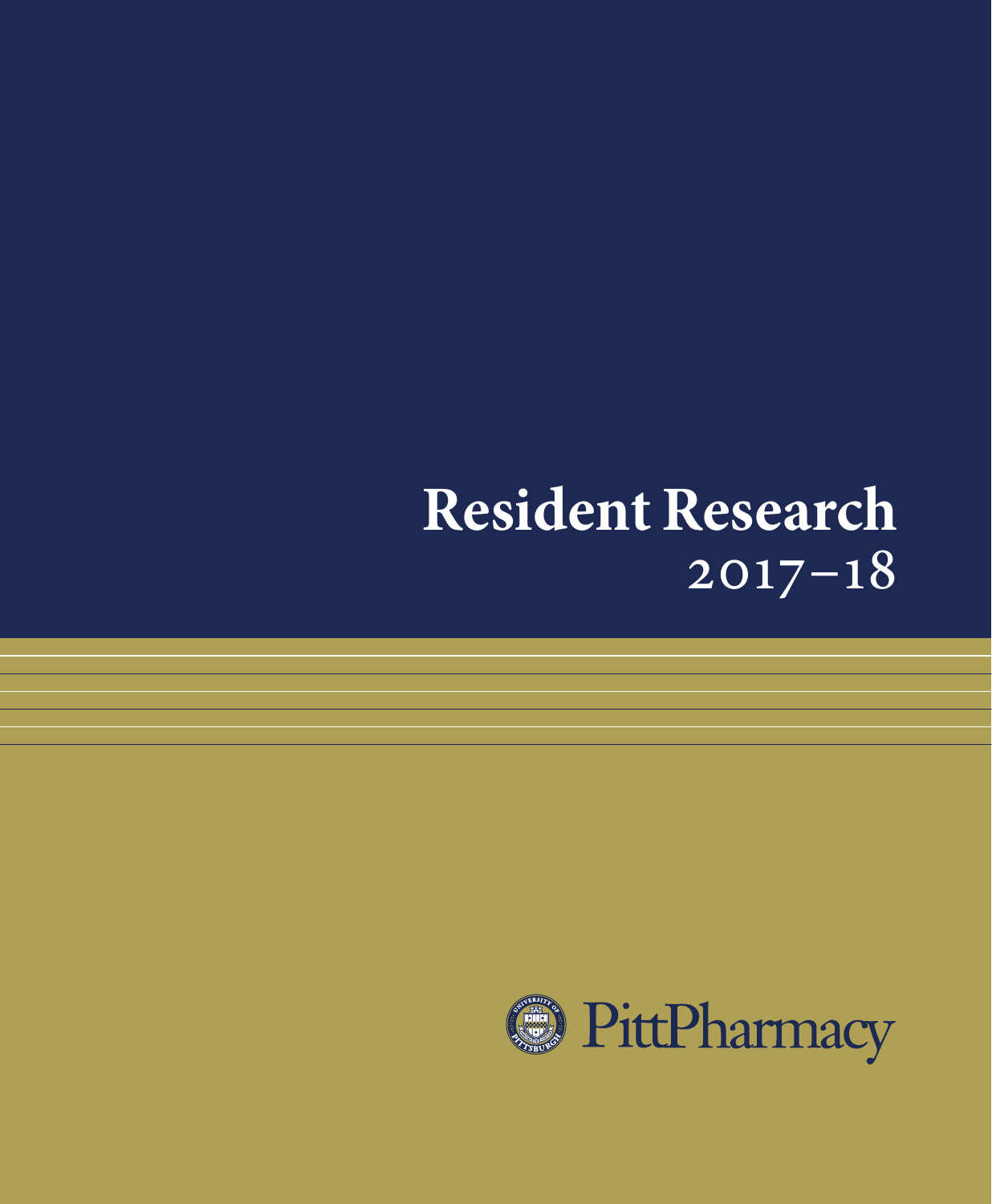# Resident Research
## 2017–18

PittPharmacy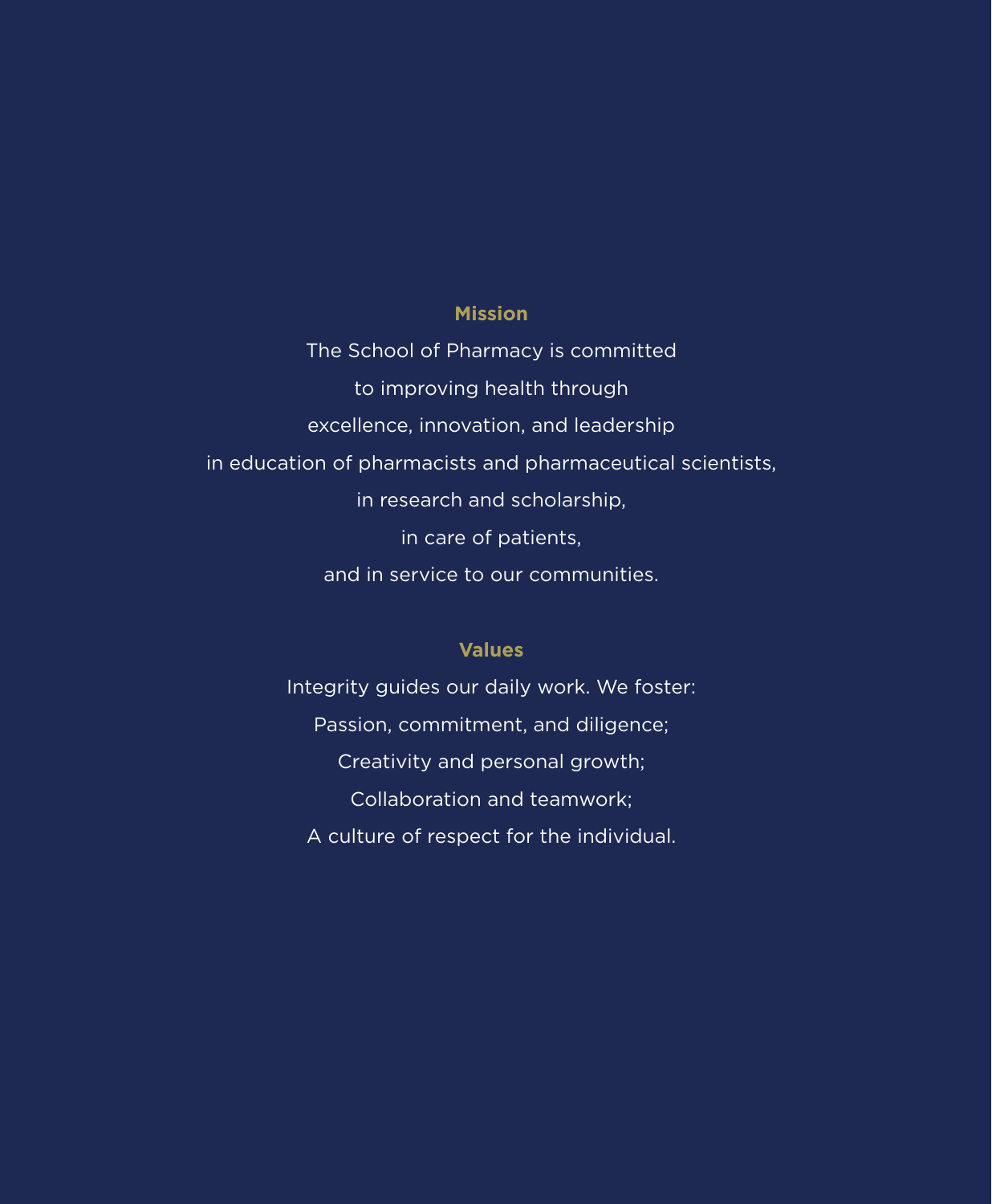## Mission

The School of Pharmacy is committed
to improving health through
excellence, innovation, and leadership
in education of pharmacists and pharmaceutical scientists,
in research and scholarship,
in care of patients,
and in service to our communities.

## Values

Integrity guides our daily work. We foster:
Passion, commitment, and diligence;
Creativity and personal growth;
Collaboration and teamwork;
A culture of respect for the individual.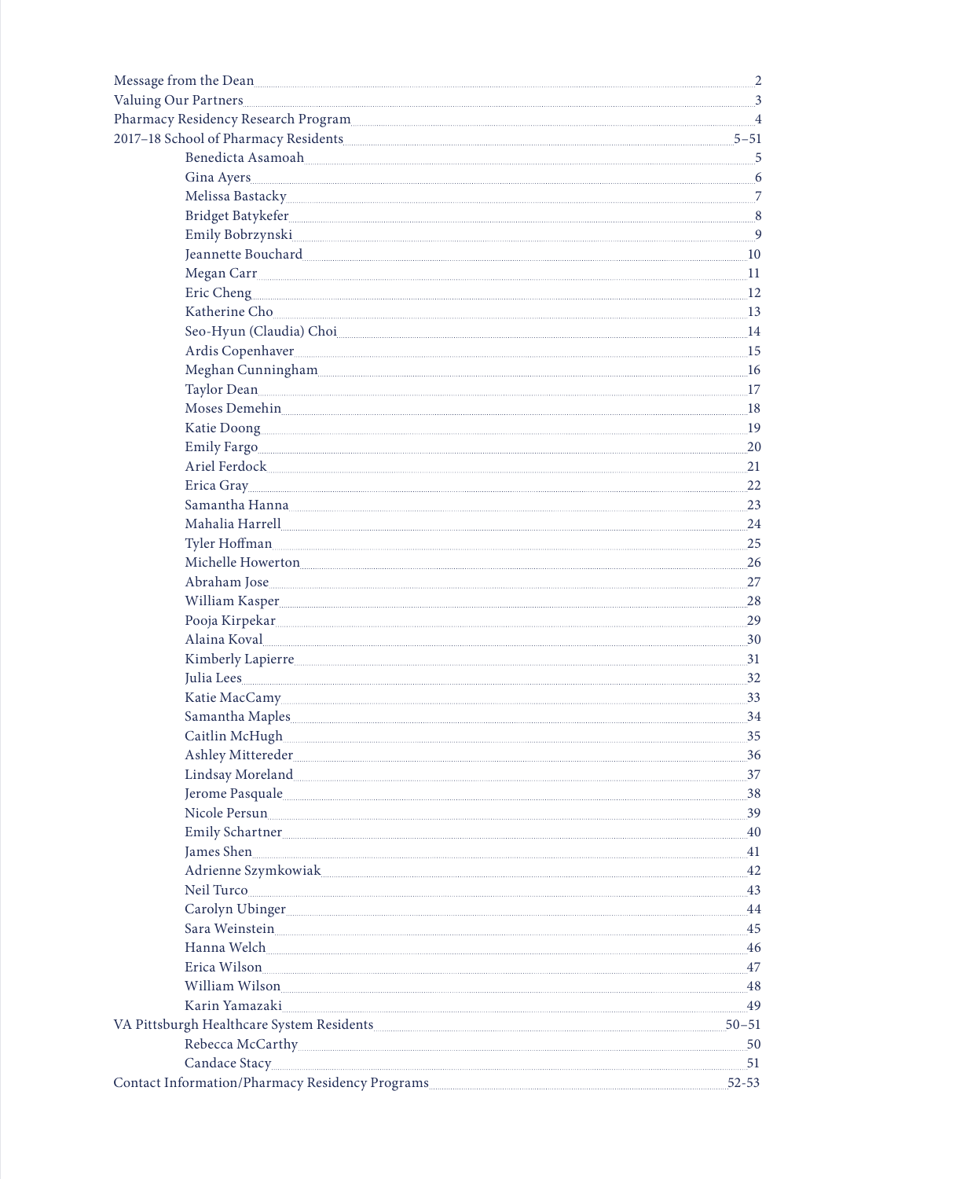Message from the Dean ........ 2
Valuing Our Partners ........ 3
Pharmacy Residency Research Program ........ 4
2017–18 School of Pharmacy Residents ........ 5–51

- Benedicta Asamoah ........ 5
- Gina Ayers ........ 6
- Melissa Bastacky ........ 7
- Bridget Batykefer ........ 8
- Emily Bobrzynski ........ 9
- Jeannette Bouchard ........ 10
- Megan Carr ........ 11
- Eric Cheng ........ 12
- Katherine Cho ........ 13
- Seo-Hyun (Claudia) Choi ........ 14
- Ardis Copenhaver ........ 15
- Meghan Cunningham ........ 16
- Taylor Dean ........ 17
- Moses Demehin ........ 18
- Katie Doong ........ 19
- Emily Fargo ........ 20
- Ariel Ferdock ........ 21
- Erica Gray ........ 22
- Samantha Hanna ........ 23
- Mahalia Harrell ........ 24
- Tyler Hoffman ........ 25
- Michelle Howerton ........ 26
- Abraham Jose ........ 27
- William Kasper ........ 28
- Pooja Kirpekar ........ 29
- Alaina Koval ........ 30
- Kimberly Lapierre ........ 31
- Julia Lees ........ 32
- Katie MacCamy ........ 33
- Samantha Maples ........ 34
- Caitlin McHugh ........ 35
- Ashley Mittereder ........ 36
- Lindsay Moreland ........ 37
- Jerome Pasquale ........ 38
- Nicole Persun ........ 39
- Emily Schartner ........ 40
- James Shen ........ 41
- Adrienne Szymkowiak ........ 42
- Neil Turco ........ 43
- Carolyn Ubinger ........ 44
- Sara Weinstein ........ 45
- Hanna Welch ........ 46
- Erica Wilson ........ 47
- William Wilson ........ 48
- Karin Yamazaki ........ 49

VA Pittsburgh Healthcare System Residents ........ 50–51

- Rebecca McCarthy ........ 50
- Candace Stacy ........ 51

Contact Information/Pharmacy Residency Programs ........ 52-53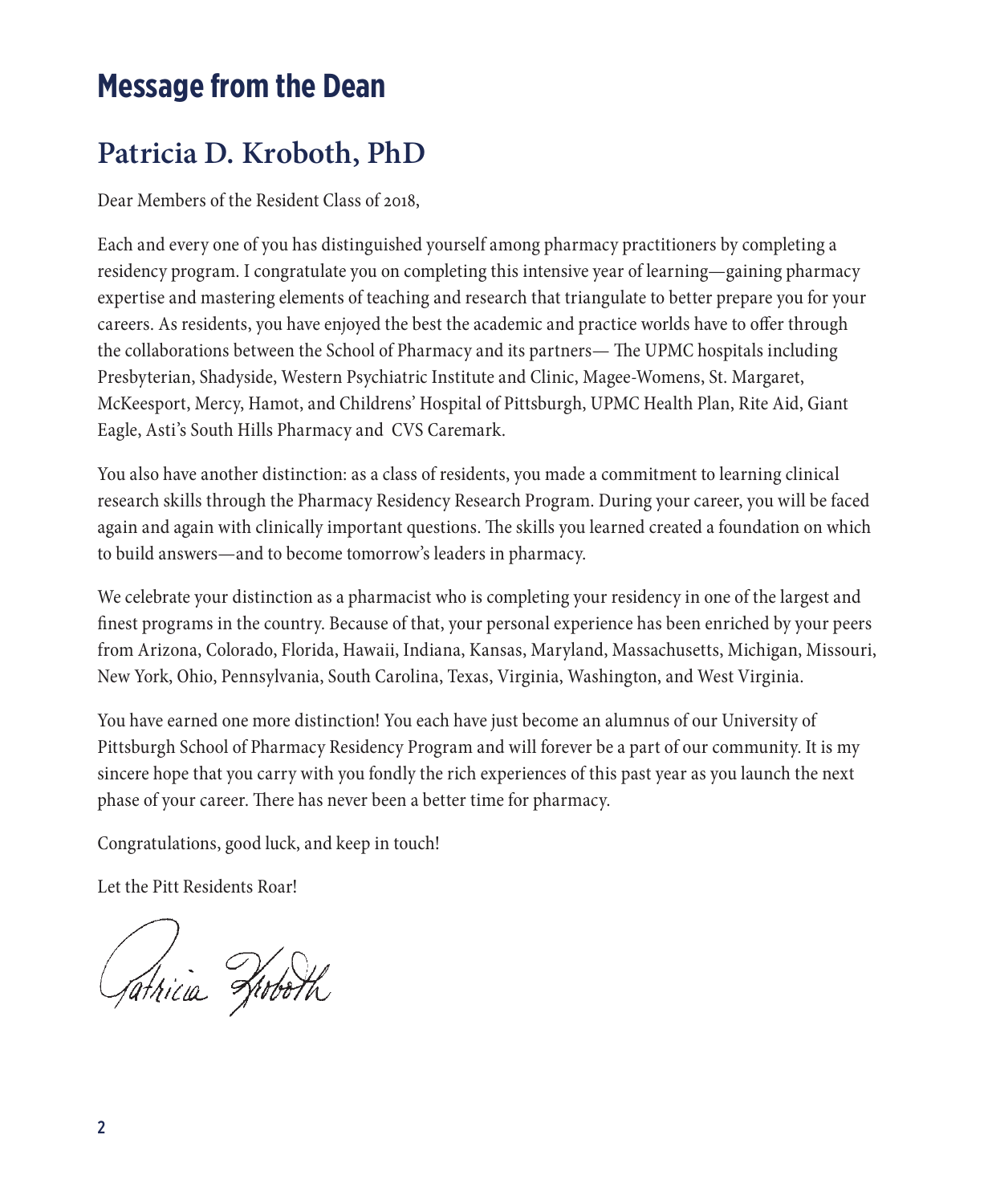# Message from the Dean

## Patricia D. Kroboth, PhD

Dear Members of the Resident Class of 2018,

Each and every one of you has distinguished yourself among pharmacy practitioners by completing a residency program. I congratulate you on completing this intensive year of learning—gaining pharmacy expertise and mastering elements of teaching and research that triangulate to better prepare you for your careers. As residents, you have enjoyed the best the academic and practice worlds have to offer through the collaborations between the School of Pharmacy and its partners— The UPMC hospitals including Presbyterian, Shadyside, Western Psychiatric Institute and Clinic, Magee-Womens, St. Margaret, McKeesport, Mercy, Hamot, and Childrens' Hospital of Pittsburgh, UPMC Health Plan, Rite Aid, Giant Eagle, Asti's South Hills Pharmacy and CVS Caremark.

You also have another distinction: as a class of residents, you made a commitment to learning clinical research skills through the Pharmacy Residency Research Program. During your career, you will be faced again and again with clinically important questions. The skills you learned created a foundation on which to build answers—and to become tomorrow's leaders in pharmacy.

We celebrate your distinction as a pharmacist who is completing your residency in one of the largest and finest programs in the country. Because of that, your personal experience has been enriched by your peers from Arizona, Colorado, Florida, Hawaii, Indiana, Kansas, Maryland, Massachusetts, Michigan, Missouri, New York, Ohio, Pennsylvania, South Carolina, Texas, Virginia, Washington, and West Virginia.

You have earned one more distinction! You each have just become an alumnus of our University of Pittsburgh School of Pharmacy Residency Program and will forever be a part of our community. It is my sincere hope that you carry with you fondly the rich experiences of this past year as you launch the next phase of your career. There has never been a better time for pharmacy.

Congratulations, good luck, and keep in touch!

Let the Pitt Residents Roar!

Patricia Kroboth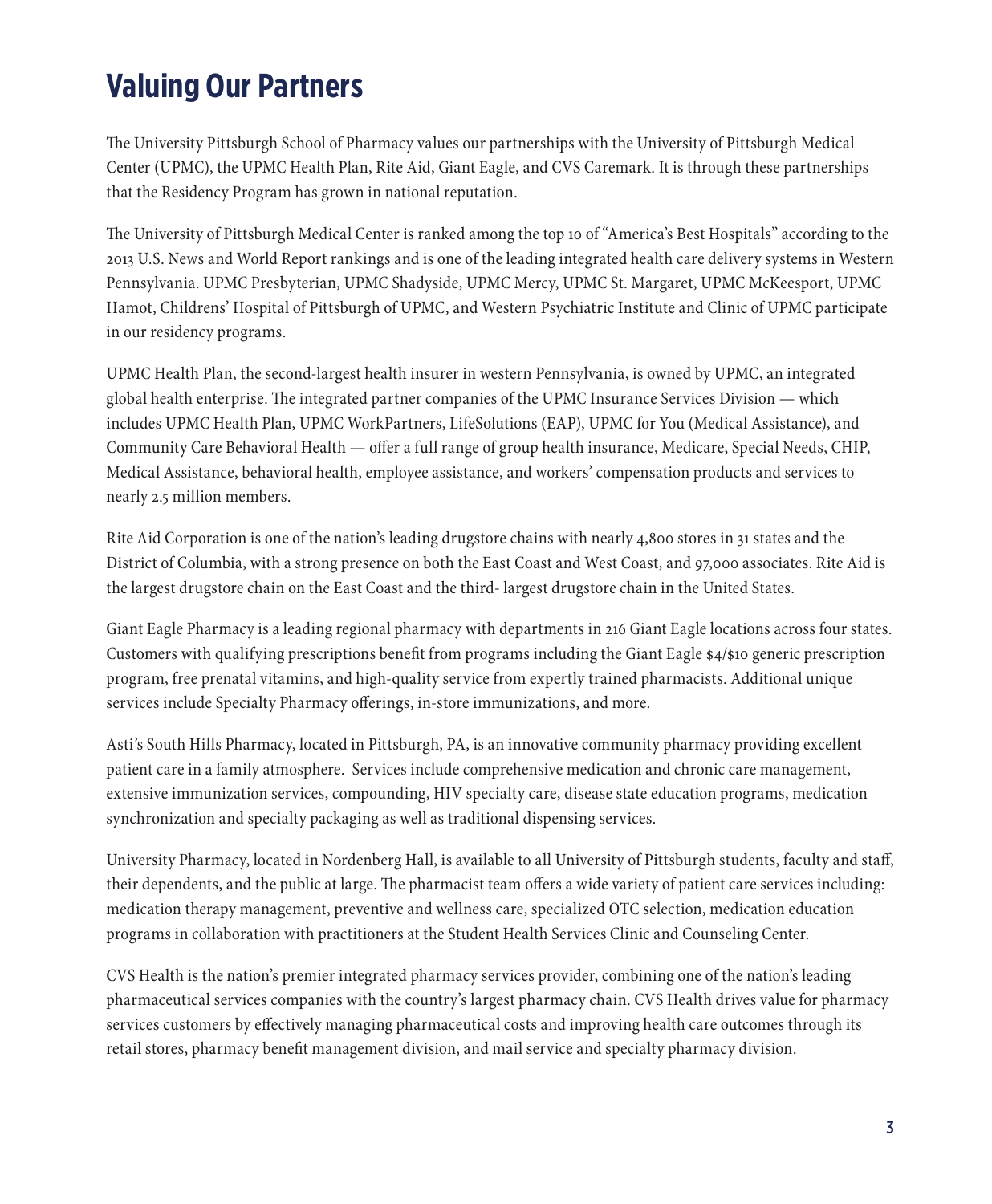# Valuing Our Partners

The University Pittsburgh School of Pharmacy values our partnerships with the University of Pittsburgh Medical Center (UPMC), the UPMC Health Plan, Rite Aid, Giant Eagle, and CVS Caremark. It is through these partnerships that the Residency Program has grown in national reputation.

The University of Pittsburgh Medical Center is ranked among the top 10 of "America's Best Hospitals" according to the 2013 U.S. News and World Report rankings and is one of the leading integrated health care delivery systems in Western Pennsylvania. UPMC Presbyterian, UPMC Shadyside, UPMC Mercy, UPMC St. Margaret, UPMC McKeesport, UPMC Hamot, Childrens' Hospital of Pittsburgh of UPMC, and Western Psychiatric Institute and Clinic of UPMC participate in our residency programs.

UPMC Health Plan, the second-largest health insurer in western Pennsylvania, is owned by UPMC, an integrated global health enterprise. The integrated partner companies of the UPMC Insurance Services Division — which includes UPMC Health Plan, UPMC WorkPartners, LifeSolutions (EAP), UPMC for You (Medical Assistance), and Community Care Behavioral Health — offer a full range of group health insurance, Medicare, Special Needs, CHIP, Medical Assistance, behavioral health, employee assistance, and workers' compensation products and services to nearly 2.5 million members.

Rite Aid Corporation is one of the nation's leading drugstore chains with nearly 4,800 stores in 31 states and the District of Columbia, with a strong presence on both the East Coast and West Coast, and 97,000 associates. Rite Aid is the largest drugstore chain on the East Coast and the third- largest drugstore chain in the United States.

Giant Eagle Pharmacy is a leading regional pharmacy with departments in 216 Giant Eagle locations across four states. Customers with qualifying prescriptions benefit from programs including the Giant Eagle $4/$10 generic prescription program, free prenatal vitamins, and high-quality service from expertly trained pharmacists. Additional unique services include Specialty Pharmacy offerings, in-store immunizations, and more.

Asti's South Hills Pharmacy, located in Pittsburgh, PA, is an innovative community pharmacy providing excellent patient care in a family atmosphere. Services include comprehensive medication and chronic care management, extensive immunization services, compounding, HIV specialty care, disease state education programs, medication synchronization and specialty packaging as well as traditional dispensing services.

University Pharmacy, located in Nordenberg Hall, is available to all University of Pittsburgh students, faculty and staff, their dependents, and the public at large. The pharmacist team offers a wide variety of patient care services including: medication therapy management, preventive and wellness care, specialized OTC selection, medication education programs in collaboration with practitioners at the Student Health Services Clinic and Counseling Center.

CVS Health is the nation's premier integrated pharmacy services provider, combining one of the nation's leading pharmaceutical services companies with the country's largest pharmacy chain. CVS Health drives value for pharmacy services customers by effectively managing pharmaceutical costs and improving health care outcomes through its retail stores, pharmacy benefit management division, and mail service and specialty pharmacy division.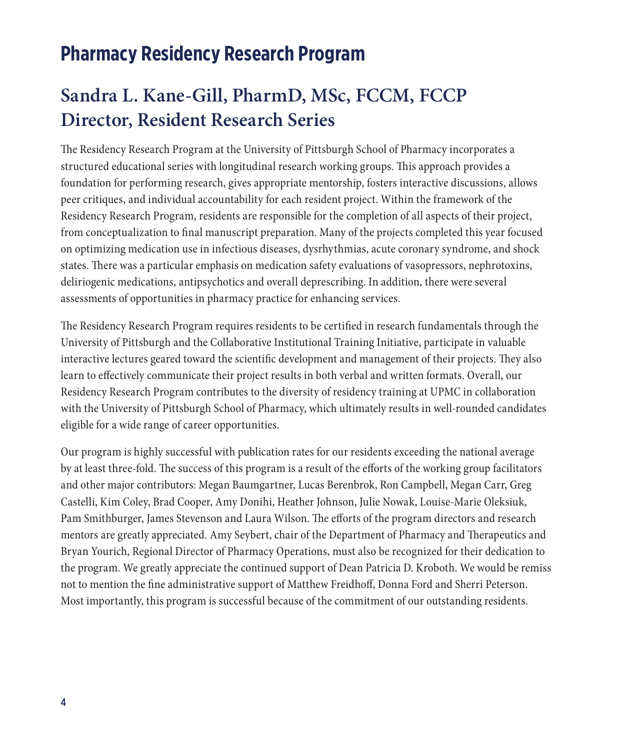# Pharmacy Residency Research Program

## Sandra L. Kane-Gill, PharmD, MSc, FCCM, FCCP
## Director, Resident Research Series

The Residency Research Program at the University of Pittsburgh School of Pharmacy incorporates a structured educational series with longitudinal research working groups. This approach provides a foundation for performing research, gives appropriate mentorship, fosters interactive discussions, allows peer critiques, and individual accountability for each resident project. Within the framework of the Residency Research Program, residents are responsible for the completion of all aspects of their project, from conceptualization to final manuscript preparation. Many of the projects completed this year focused on optimizing medication use in infectious diseases, dysrhythmias, acute coronary syndrome, and shock states. There was a particular emphasis on medication safety evaluations of vasopressors, nephrotoxins, deliriogenic medications, antipsychotics and overall deprescribing. In addition, there were several assessments of opportunities in pharmacy practice for enhancing services.

The Residency Research Program requires residents to be certified in research fundamentals through the University of Pittsburgh and the Collaborative Institutional Training Initiative, participate in valuable interactive lectures geared toward the scientific development and management of their projects. They also learn to effectively communicate their project results in both verbal and written formats. Overall, our Residency Research Program contributes to the diversity of residency training at UPMC in collaboration with the University of Pittsburgh School of Pharmacy, which ultimately results in well-rounded candidates eligible for a wide range of career opportunities.

Our program is highly successful with publication rates for our residents exceeding the national average by at least three-fold. The success of this program is a result of the efforts of the working group facilitators and other major contributors: Megan Baumgartner, Lucas Berenbrok, Ron Campbell, Megan Carr, Greg Castelli, Kim Coley, Brad Cooper, Amy Donihi, Heather Johnson, Julie Nowak, Louise-Marie Oleksiuk, Pam Smithburger, James Stevenson and Laura Wilson. The efforts of the program directors and research mentors are greatly appreciated. Amy Seybert, chair of the Department of Pharmacy and Therapeutics and Bryan Yourich, Regional Director of Pharmacy Operations, must also be recognized for their dedication to the program. We greatly appreciate the continued support of Dean Patricia D. Kroboth. We would be remiss not to mention the fine administrative support of Matthew Freidhoff, Donna Ford and Sherri Peterson. Most importantly, this program is successful because of the commitment of our outstanding residents.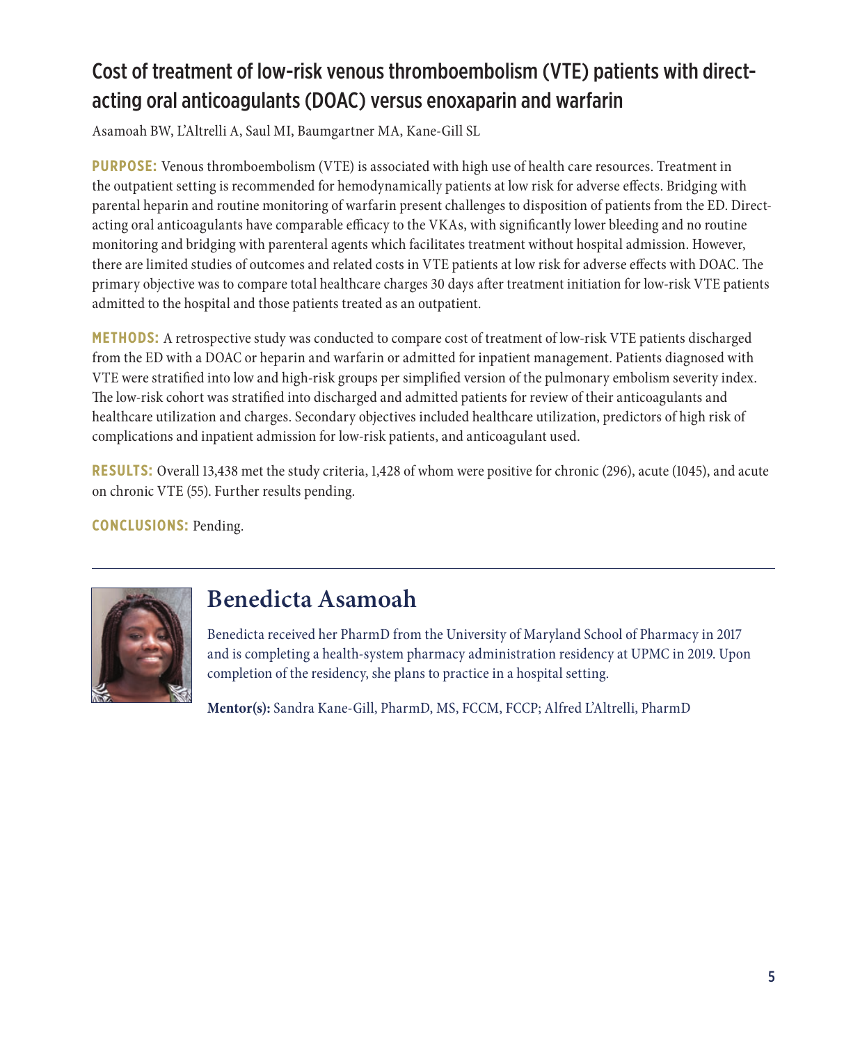## Cost of treatment of low-risk venous thromboembolism (VTE) patients with direct-acting oral anticoagulants (DOAC) versus enoxaparin and warfarin

Asamoah BW, L'Altrelli A, Saul MI, Baumgartner MA, Kane-Gill SL

**PURPOSE:** Venous thromboembolism (VTE) is associated with high use of health care resources. Treatment in the outpatient setting is recommended for hemodynamically patients at low risk for adverse effects. Bridging with parental heparin and routine monitoring of warfarin present challenges to disposition of patients from the ED. Direct-acting oral anticoagulants have comparable efficacy to the VKAs, with significantly lower bleeding and no routine monitoring and bridging with parenteral agents which facilitates treatment without hospital admission. However, there are limited studies of outcomes and related costs in VTE patients at low risk for adverse effects with DOAC. The primary objective was to compare total healthcare charges 30 days after treatment initiation for low-risk VTE patients admitted to the hospital and those patients treated as an outpatient.

**METHODS:** A retrospective study was conducted to compare cost of treatment of low-risk VTE patients discharged from the ED with a DOAC or heparin and warfarin or admitted for inpatient management. Patients diagnosed with VTE were stratified into low and high-risk groups per simplified version of the pulmonary embolism severity index. The low-risk cohort was stratified into discharged and admitted patients for review of their anticoagulants and healthcare utilization and charges. Secondary objectives included healthcare utilization, predictors of high risk of complications and inpatient admission for low-risk patients, and anticoagulant used.

**RESULTS:** Overall 13,438 met the study criteria, 1,428 of whom were positive for chronic (296), acute (1045), and acute on chronic VTE (55). Further results pending.

**CONCLUSIONS:** Pending.

---

### Benedicta Asamoah

Benedicta received her PharmD from the University of Maryland School of Pharmacy in 2017 and is completing a health-system pharmacy administration residency at UPMC in 2019. Upon completion of the residency, she plans to practice in a hospital setting.

**Mentor(s):** Sandra Kane-Gill, PharmD, MS, FCCM, FCCP; Alfred L'Altrelli, PharmD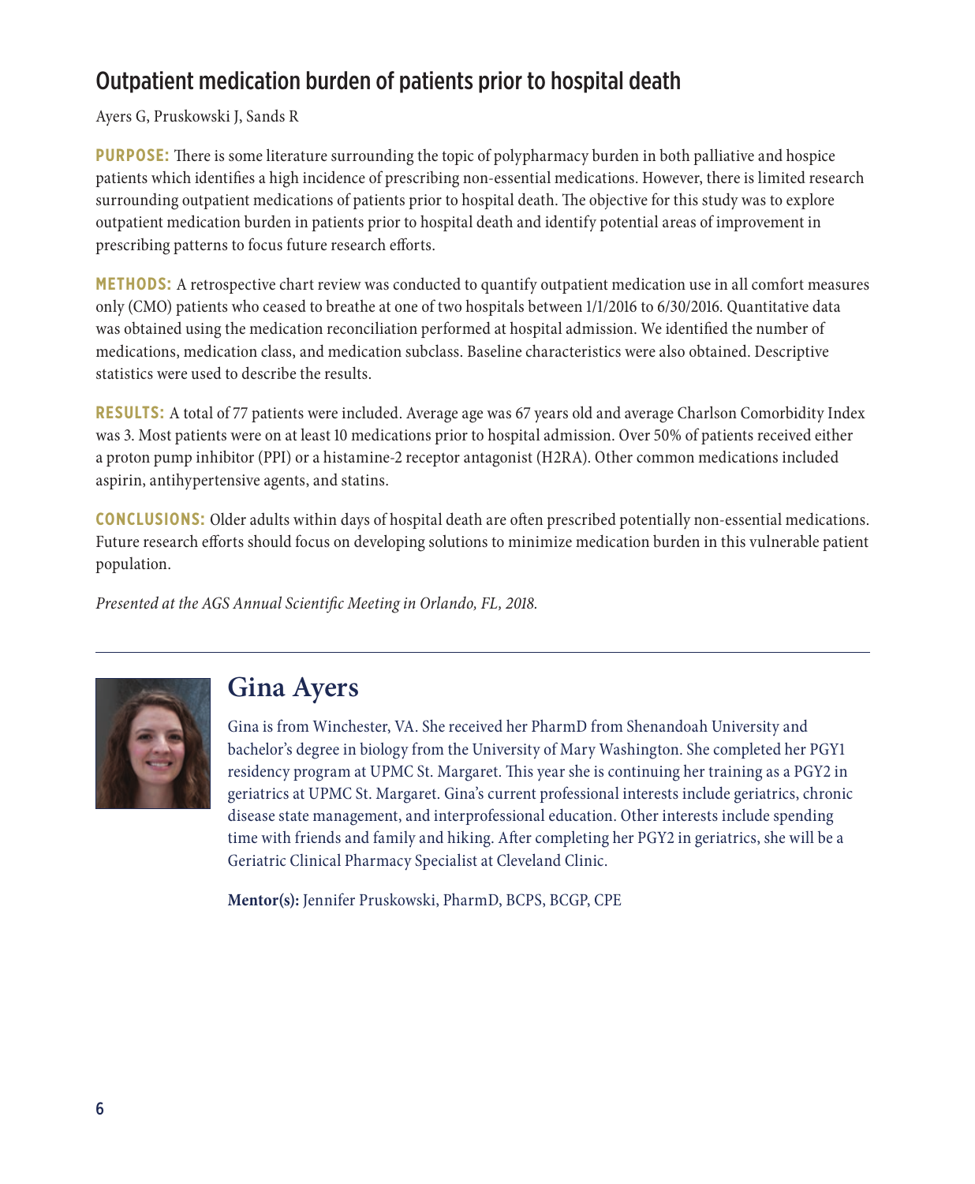## Outpatient medication burden of patients prior to hospital death

Ayers G, Pruskowski J, Sands R

**PURPOSE:** There is some literature surrounding the topic of polypharmacy burden in both palliative and hospice patients which identifies a high incidence of prescribing non-essential medications. However, there is limited research surrounding outpatient medications of patients prior to hospital death. The objective for this study was to explore outpatient medication burden in patients prior to hospital death and identify potential areas of improvement in prescribing patterns to focus future research efforts.

**METHODS:** A retrospective chart review was conducted to quantify outpatient medication use in all comfort measures only (CMO) patients who ceased to breathe at one of two hospitals between 1/1/2016 to 6/30/2016. Quantitative data was obtained using the medication reconciliation performed at hospital admission. We identified the number of medications, medication class, and medication subclass. Baseline characteristics were also obtained. Descriptive statistics were used to describe the results.

**RESULTS:** A total of 77 patients were included. Average age was 67 years old and average Charlson Comorbidity Index was 3. Most patients were on at least 10 medications prior to hospital admission. Over 50% of patients received either a proton pump inhibitor (PPI) or a histamine-2 receptor antagonist (H2RA). Other common medications included aspirin, antihypertensive agents, and statins.

**CONCLUSIONS:** Older adults within days of hospital death are often prescribed potentially non-essential medications. Future research efforts should focus on developing solutions to minimize medication burden in this vulnerable patient population.

*Presented at the AGS Annual Scientific Meeting in Orlando, FL, 2018.*

---

## Gina Ayers

Gina is from Winchester, VA. She received her PharmD from Shenandoah University and bachelor's degree in biology from the University of Mary Washington. She completed her PGY1 residency program at UPMC St. Margaret. This year she is continuing her training as a PGY2 in geriatrics at UPMC St. Margaret. Gina's current professional interests include geriatrics, chronic disease state management, and interprofessional education. Other interests include spending time with friends and family and hiking. After completing her PGY2 in geriatrics, she will be a Geriatric Clinical Pharmacy Specialist at Cleveland Clinic.

**Mentor(s):** Jennifer Pruskowski, PharmD, BCPS, BCGP, CPE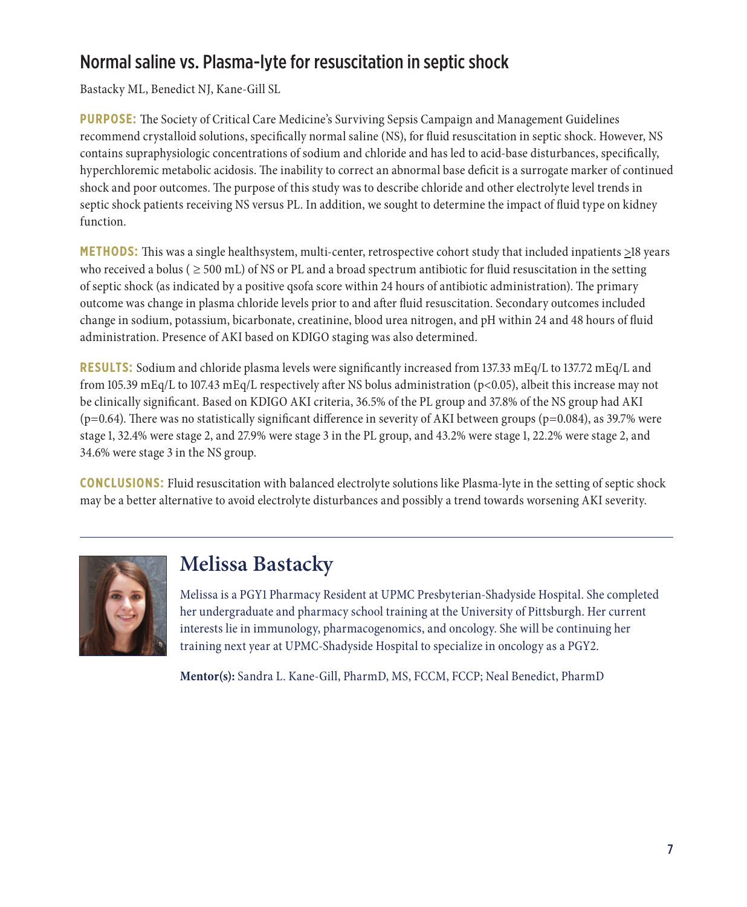## Normal saline vs. Plasma-lyte for resuscitation in septic shock

Bastacky ML, Benedict NJ, Kane-Gill SL

**PURPOSE:** The Society of Critical Care Medicine's Surviving Sepsis Campaign and Management Guidelines recommend crystalloid solutions, specifically normal saline (NS), for fluid resuscitation in septic shock. However, NS contains supraphysiologic concentrations of sodium and chloride and has led to acid-base disturbances, specifically, hyperchloremic metabolic acidosis. The inability to correct an abnormal base deficit is a surrogate marker of continued shock and poor outcomes. The purpose of this study was to describe chloride and other electrolyte level trends in septic shock patients receiving NS versus PL. In addition, we sought to determine the impact of fluid type on kidney function.

**METHODS:** This was a single healthsystem, multi-center, retrospective cohort study that included inpatients ≥18 years who received a bolus ( ≥ 500 mL) of NS or PL and a broad spectrum antibiotic for fluid resuscitation in the setting of septic shock (as indicated by a positive qsofa score within 24 hours of antibiotic administration). The primary outcome was change in plasma chloride levels prior to and after fluid resuscitation. Secondary outcomes included change in sodium, potassium, bicarbonate, creatinine, blood urea nitrogen, and pH within 24 and 48 hours of fluid administration. Presence of AKI based on KDIGO staging was also determined.

**RESULTS:** Sodium and chloride plasma levels were significantly increased from 137.33 mEq/L to 137.72 mEq/L and from 105.39 mEq/L to 107.43 mEq/L respectively after NS bolus administration ($p<0.05$), albeit this increase may not be clinically significant. Based on KDIGO AKI criteria, 36.5% of the PL group and 37.8% of the NS group had AKI ($p=0.64$). There was no statistically significant difference in severity of AKI between groups ($p=0.084$), as 39.7% were stage 1, 32.4% were stage 2, and 27.9% were stage 3 in the PL group, and 43.2% were stage 1, 22.2% were stage 2, and 34.6% were stage 3 in the NS group.

**CONCLUSIONS:** Fluid resuscitation with balanced electrolyte solutions like Plasma-lyte in the setting of septic shock may be a better alternative to avoid electrolyte disturbances and possibly a trend towards worsening AKI severity.

---

## Melissa Bastacky

Melissa is a PGY1 Pharmacy Resident at UPMC Presbyterian-Shadyside Hospital. She completed her undergraduate and pharmacy school training at the University of Pittsburgh. Her current interests lie in immunology, pharmacogenomics, and oncology. She will be continuing her training next year at UPMC-Shadyside Hospital to specialize in oncology as a PGY2.

**Mentor(s):** Sandra L. Kane-Gill, PharmD, MS, FCCM, FCCP; Neal Benedict, PharmD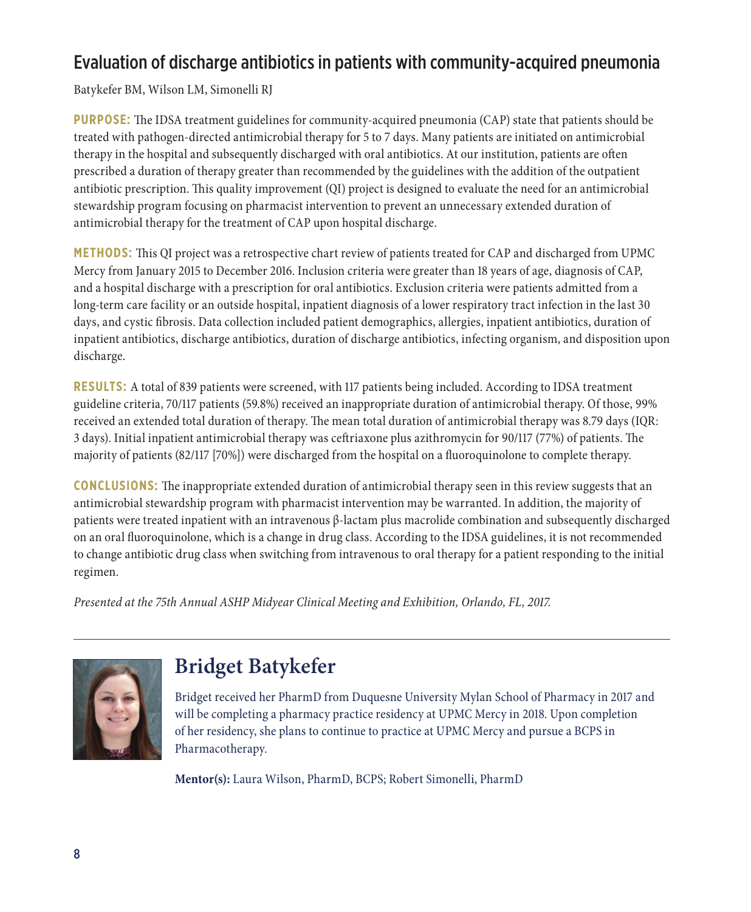## Evaluation of discharge antibiotics in patients with community-acquired pneumonia

Batykefer BM, Wilson LM, Simonelli RJ

**PURPOSE:** The IDSA treatment guidelines for community-acquired pneumonia (CAP) state that patients should be treated with pathogen-directed antimicrobial therapy for 5 to 7 days. Many patients are initiated on antimicrobial therapy in the hospital and subsequently discharged with oral antibiotics. At our institution, patients are often prescribed a duration of therapy greater than recommended by the guidelines with the addition of the outpatient antibiotic prescription. This quality improvement (QI) project is designed to evaluate the need for an antimicrobial stewardship program focusing on pharmacist intervention to prevent an unnecessary extended duration of antimicrobial therapy for the treatment of CAP upon hospital discharge.

**METHODS:** This QI project was a retrospective chart review of patients treated for CAP and discharged from UPMC Mercy from January 2015 to December 2016. Inclusion criteria were greater than 18 years of age, diagnosis of CAP, and a hospital discharge with a prescription for oral antibiotics. Exclusion criteria were patients admitted from a long-term care facility or an outside hospital, inpatient diagnosis of a lower respiratory tract infection in the last 30 days, and cystic fibrosis. Data collection included patient demographics, allergies, inpatient antibiotics, duration of inpatient antibiotics, discharge antibiotics, duration of discharge antibiotics, infecting organism, and disposition upon discharge.

**RESULTS:** A total of 839 patients were screened, with 117 patients being included. According to IDSA treatment guideline criteria, 70/117 patients (59.8%) received an inappropriate duration of antimicrobial therapy. Of those, 99% received an extended total duration of therapy. The mean total duration of antimicrobial therapy was 8.79 days (IQR: 3 days). Initial inpatient antimicrobial therapy was ceftriaxone plus azithromycin for 90/117 (77%) of patients. The majority of patients (82/117 [70%]) were discharged from the hospital on a fluoroquinolone to complete therapy.

**CONCLUSIONS:** The inappropriate extended duration of antimicrobial therapy seen in this review suggests that an antimicrobial stewardship program with pharmacist intervention may be warranted. In addition, the majority of patients were treated inpatient with an intravenous β-lactam plus macrolide combination and subsequently discharged on an oral fluoroquinolone, which is a change in drug class. According to the IDSA guidelines, it is not recommended to change antibiotic drug class when switching from intravenous to oral therapy for a patient responding to the initial regimen.

*Presented at the 75th Annual ASHP Midyear Clinical Meeting and Exhibition, Orlando, FL, 2017.*

---

### Bridget Batykefer

Bridget received her PharmD from Duquesne University Mylan School of Pharmacy in 2017 and will be completing a pharmacy practice residency at UPMC Mercy in 2018. Upon completion of her residency, she plans to continue to practice at UPMC Mercy and pursue a BCPS in Pharmacotherapy.

**Mentor(s):** Laura Wilson, PharmD, BCPS; Robert Simonelli, PharmD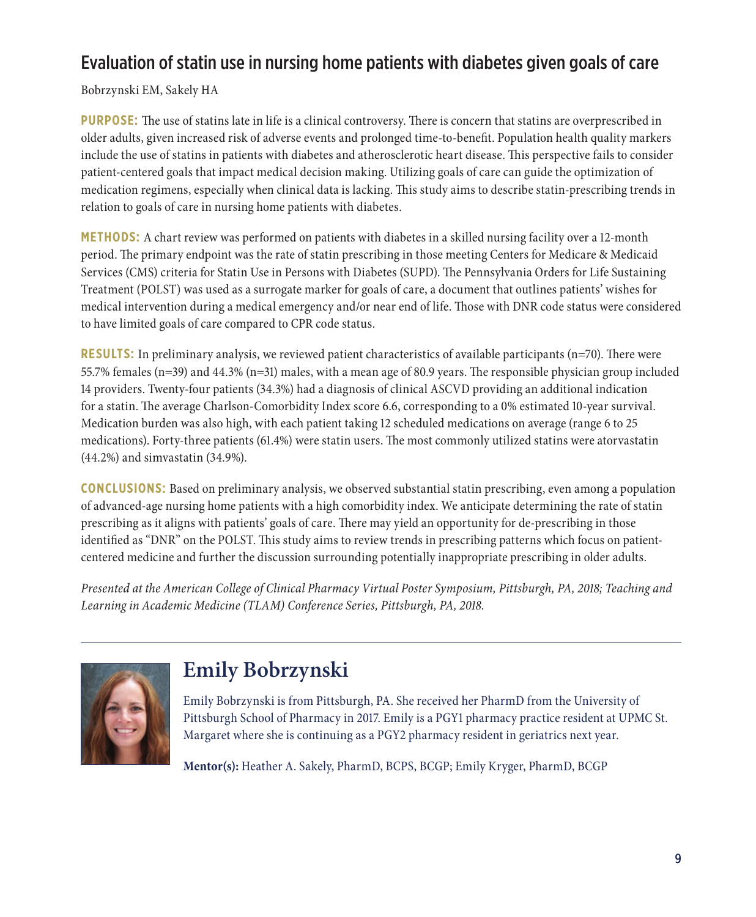## Evaluation of statin use in nursing home patients with diabetes given goals of care

Bobrzynski EM, Sakely HA

**PURPOSE:** The use of statins late in life is a clinical controversy. There is concern that statins are overprescribed in older adults, given increased risk of adverse events and prolonged time-to-benefit. Population health quality markers include the use of statins in patients with diabetes and atherosclerotic heart disease. This perspective fails to consider patient-centered goals that impact medical decision making. Utilizing goals of care can guide the optimization of medication regimens, especially when clinical data is lacking. This study aims to describe statin-prescribing trends in relation to goals of care in nursing home patients with diabetes.

**METHODS:** A chart review was performed on patients with diabetes in a skilled nursing facility over a 12-month period. The primary endpoint was the rate of statin prescribing in those meeting Centers for Medicare & Medicaid Services (CMS) criteria for Statin Use in Persons with Diabetes (SUPD). The Pennsylvania Orders for Life Sustaining Treatment (POLST) was used as a surrogate marker for goals of care, a document that outlines patients' wishes for medical intervention during a medical emergency and/or near end of life. Those with DNR code status were considered to have limited goals of care compared to CPR code status.

**RESULTS:** In preliminary analysis, we reviewed patient characteristics of available participants (n=70). There were 55.7% females (n=39) and 44.3% (n=31) males, with a mean age of 80.9 years. The responsible physician group included 14 providers. Twenty-four patients (34.3%) had a diagnosis of clinical ASCVD providing an additional indication for a statin. The average Charlson-Comorbidity Index score 6.6, corresponding to a 0% estimated 10-year survival. Medication burden was also high, with each patient taking 12 scheduled medications on average (range 6 to 25 medications). Forty-three patients (61.4%) were statin users. The most commonly utilized statins were atorvastatin (44.2%) and simvastatin (34.9%).

**CONCLUSIONS:** Based on preliminary analysis, we observed substantial statin prescribing, even among a population of advanced-age nursing home patients with a high comorbidity index. We anticipate determining the rate of statin prescribing as it aligns with patients' goals of care. There may yield an opportunity for de-prescribing in those identified as "DNR" on the POLST. This study aims to review trends in prescribing patterns which focus on patient-centered medicine and further the discussion surrounding potentially inappropriate prescribing in older adults.

*Presented at the American College of Clinical Pharmacy Virtual Poster Symposium, Pittsburgh, PA, 2018; Teaching and Learning in Academic Medicine (TLAM) Conference Series, Pittsburgh, PA, 2018.*

---

## Emily Bobrzynski

Emily Bobrzynski is from Pittsburgh, PA. She received her PharmD from the University of Pittsburgh School of Pharmacy in 2017. Emily is a PGY1 pharmacy practice resident at UPMC St. Margaret where she is continuing as a PGY2 pharmacy resident in geriatrics next year.

**Mentor(s):** Heather A. Sakely, PharmD, BCPS, BCGP; Emily Kryger, PharmD, BCGP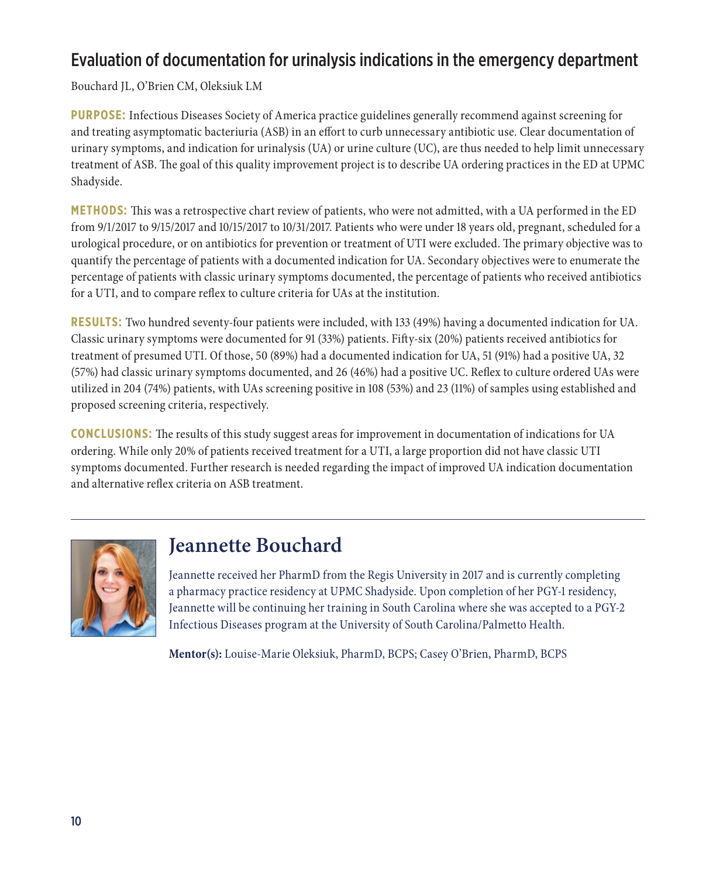## Evaluation of documentation for urinalysis indications in the emergency department

Bouchard JL, O'Brien CM, Oleksiuk LM

**PURPOSE:** Infectious Diseases Society of America practice guidelines generally recommend against screening for and treating asymptomatic bacteriuria (ASB) in an effort to curb unnecessary antibiotic use. Clear documentation of urinary symptoms, and indication for urinalysis (UA) or urine culture (UC), are thus needed to help limit unnecessary treatment of ASB. The goal of this quality improvement project is to describe UA ordering practices in the ED at UPMC Shadyside.

**METHODS:** This was a retrospective chart review of patients, who were not admitted, with a UA performed in the ED from 9/1/2017 to 9/15/2017 and 10/15/2017 to 10/31/2017. Patients who were under 18 years old, pregnant, scheduled for a urological procedure, or on antibiotics for prevention or treatment of UTI were excluded. The primary objective was to quantify the percentage of patients with a documented indication for UA. Secondary objectives were to enumerate the percentage of patients with classic urinary symptoms documented, the percentage of patients who received antibiotics for a UTI, and to compare reflex to culture criteria for UAs at the institution.

**RESULTS:** Two hundred seventy-four patients were included, with 133 (49%) having a documented indication for UA. Classic urinary symptoms were documented for 91 (33%) patients. Fifty-six (20%) patients received antibiotics for treatment of presumed UTI. Of those, 50 (89%) had a documented indication for UA, 51 (91%) had a positive UA, 32 (57%) had classic urinary symptoms documented, and 26 (46%) had a positive UC. Reflex to culture ordered UAs were utilized in 204 (74%) patients, with UAs screening positive in 108 (53%) and 23 (11%) of samples using established and proposed screening criteria, respectively.

**CONCLUSIONS:** The results of this study suggest areas for improvement in documentation of indications for UA ordering. While only 20% of patients received treatment for a UTI, a large proportion did not have classic UTI symptoms documented. Further research is needed regarding the impact of improved UA indication documentation and alternative reflex criteria on ASB treatment.

---

### Jeannette Bouchard

Jeannette received her PharmD from the Regis University in 2017 and is currently completing a pharmacy practice residency at UPMC Shadyside. Upon completion of her PGY-1 residency, Jeannette will be continuing her training in South Carolina where she was accepted to a PGY-2 Infectious Diseases program at the University of South Carolina/Palmetto Health.

**Mentor(s):** Louise-Marie Oleksiuk, PharmD, BCPS; Casey O'Brien, PharmD, BCPS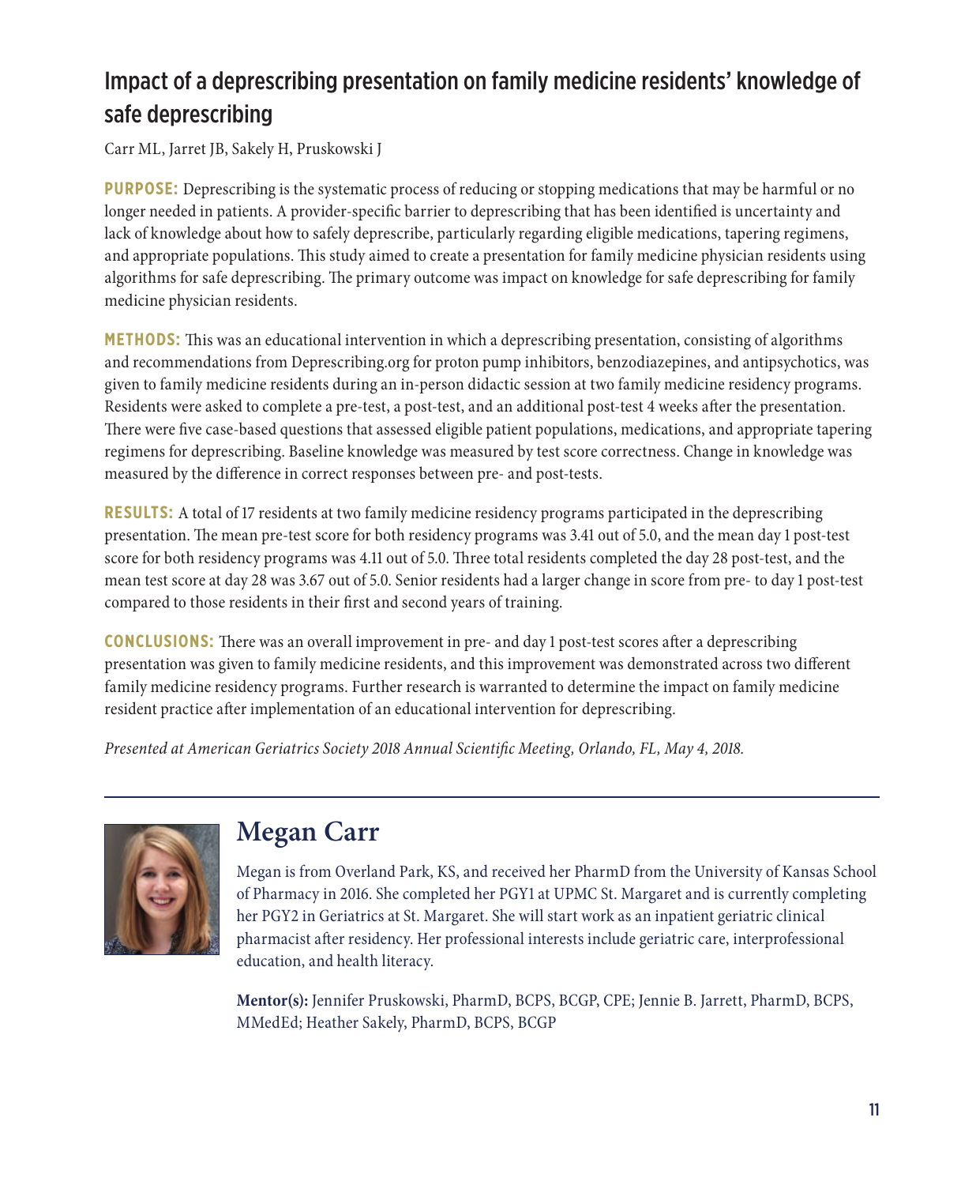## Impact of a deprescribing presentation on family medicine residents' knowledge of safe deprescribing

Carr ML, Jarret JB, Sakely H, Pruskowski J

**PURPOSE:** Deprescribing is the systematic process of reducing or stopping medications that may be harmful or no longer needed in patients. A provider-specific barrier to deprescribing that has been identified is uncertainty and lack of knowledge about how to safely deprescribe, particularly regarding eligible medications, tapering regimens, and appropriate populations. This study aimed to create a presentation for family medicine physician residents using algorithms for safe deprescribing. The primary outcome was impact on knowledge for safe deprescribing for family medicine physician residents.

**METHODS:** This was an educational intervention in which a deprescribing presentation, consisting of algorithms and recommendations from Deprescribing.org for proton pump inhibitors, benzodiazepines, and antipsychotics, was given to family medicine residents during an in-person didactic session at two family medicine residency programs. Residents were asked to complete a pre-test, a post-test, and an additional post-test 4 weeks after the presentation. There were five case-based questions that assessed eligible patient populations, medications, and appropriate tapering regimens for deprescribing. Baseline knowledge was measured by test score correctness. Change in knowledge was measured by the difference in correct responses between pre- and post-tests.

**RESULTS:** A total of 17 residents at two family medicine residency programs participated in the deprescribing presentation. The mean pre-test score for both residency programs was 3.41 out of 5.0, and the mean day 1 post-test score for both residency programs was 4.11 out of 5.0. Three total residents completed the day 28 post-test, and the mean test score at day 28 was 3.67 out of 5.0. Senior residents had a larger change in score from pre- to day 1 post-test compared to those residents in their first and second years of training.

**CONCLUSIONS:** There was an overall improvement in pre- and day 1 post-test scores after a deprescribing presentation was given to family medicine residents, and this improvement was demonstrated across two different family medicine residency programs. Further research is warranted to determine the impact on family medicine resident practice after implementation of an educational intervention for deprescribing.

*Presented at American Geriatrics Society 2018 Annual Scientific Meeting, Orlando, FL, May 4, 2018.*

---

## Megan Carr

Megan is from Overland Park, KS, and received her PharmD from the University of Kansas School of Pharmacy in 2016. She completed her PGY1 at UPMC St. Margaret and is currently completing her PGY2 in Geriatrics at St. Margaret. She will start work as an inpatient geriatric clinical pharmacist after residency. Her professional interests include geriatric care, interprofessional education, and health literacy.

**Mentor(s):** Jennifer Pruskowski, PharmD, BCPS, BCGP, CPE; Jennie B. Jarrett, PharmD, BCPS, MMedEd; Heather Sakely, PharmD, BCPS, BCGP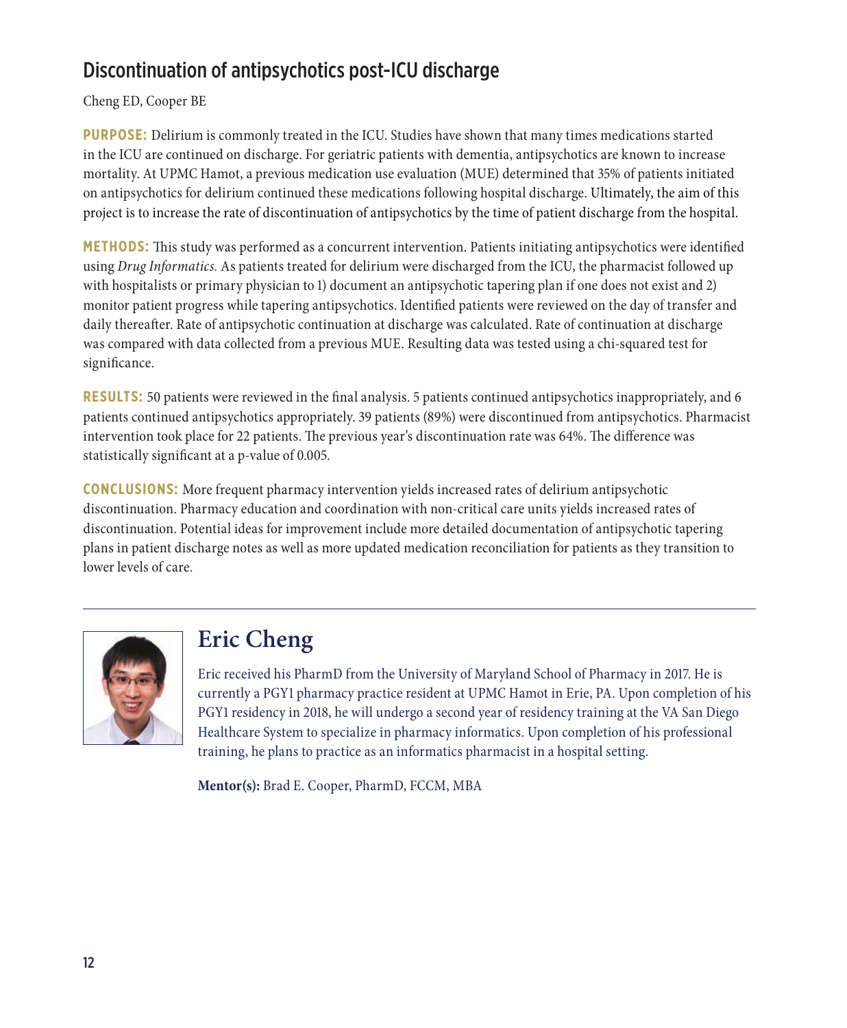## Discontinuation of antipsychotics post-ICU discharge

Cheng ED, Cooper BE

**PURPOSE:** Delirium is commonly treated in the ICU. Studies have shown that many times medications started in the ICU are continued on discharge. For geriatric patients with dementia, antipsychotics are known to increase mortality. At UPMC Hamot, a previous medication use evaluation (MUE) determined that 35% of patients initiated on antipsychotics for delirium continued these medications following hospital discharge. Ultimately, the aim of this project is to increase the rate of discontinuation of antipsychotics by the time of patient discharge from the hospital.

**METHODS:** This study was performed as a concurrent intervention. Patients initiating antipsychotics were identified using *Drug Informatics.* As patients treated for delirium were discharged from the ICU, the pharmacist followed up with hospitalists or primary physician to 1) document an antipsychotic tapering plan if one does not exist and 2) monitor patient progress while tapering antipsychotics. Identified patients were reviewed on the day of transfer and daily thereafter. Rate of antipsychotic continuation at discharge was calculated. Rate of continuation at discharge was compared with data collected from a previous MUE. Resulting data was tested using a chi-squared test for significance.

**RESULTS:** 50 patients were reviewed in the final analysis. 5 patients continued antipsychotics inappropriately, and 6 patients continued antipsychotics appropriately. 39 patients (89%) were discontinued from antipsychotics. Pharmacist intervention took place for 22 patients. The previous year's discontinuation rate was 64%. The difference was statistically significant at a p-value of 0.005.

**CONCLUSIONS:** More frequent pharmacy intervention yields increased rates of delirium antipsychotic discontinuation. Pharmacy education and coordination with non-critical care units yields increased rates of discontinuation. Potential ideas for improvement include more detailed documentation of antipsychotic tapering plans in patient discharge notes as well as more updated medication reconciliation for patients as they transition to lower levels of care.

---

## Eric Cheng

Eric received his PharmD from the University of Maryland School of Pharmacy in 2017. He is currently a PGY1 pharmacy practice resident at UPMC Hamot in Erie, PA. Upon completion of his PGY1 residency in 2018, he will undergo a second year of residency training at the VA San Diego Healthcare System to specialize in pharmacy informatics. Upon completion of his professional training, he plans to practice as an informatics pharmacist in a hospital setting.

**Mentor(s):** Brad E. Cooper, PharmD, FCCM, MBA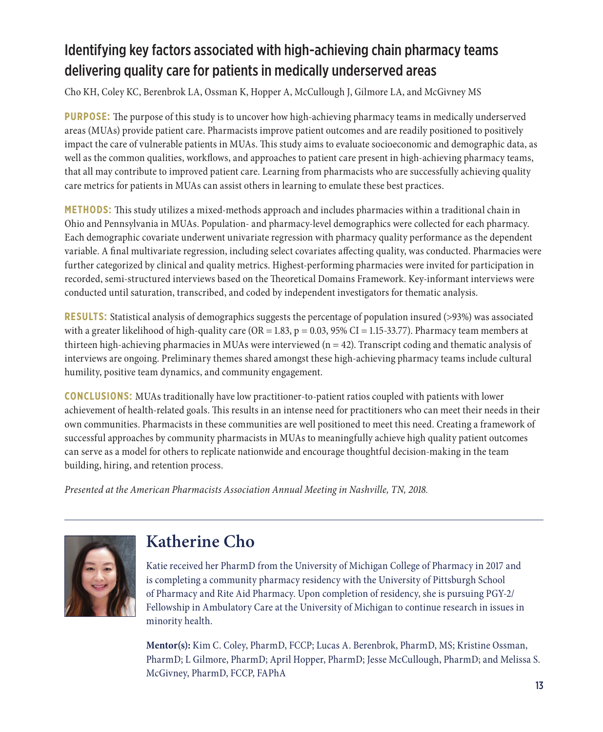## Identifying key factors associated with high-achieving chain pharmacy teams delivering quality care for patients in medically underserved areas

Cho KH, Coley KC, Berenbrok LA, Ossman K, Hopper A, McCullough J, Gilmore LA, and McGivney MS

**PURPOSE:** The purpose of this study is to uncover how high-achieving pharmacy teams in medically underserved areas (MUAs) provide patient care. Pharmacists improve patient outcomes and are readily positioned to positively impact the care of vulnerable patients in MUAs. This study aims to evaluate socioeconomic and demographic data, as well as the common qualities, workflows, and approaches to patient care present in high-achieving pharmacy teams, that all may contribute to improved patient care. Learning from pharmacists who are successfully achieving quality care metrics for patients in MUAs can assist others in learning to emulate these best practices.

**METHODS:** This study utilizes a mixed-methods approach and includes pharmacies within a traditional chain in Ohio and Pennsylvania in MUAs. Population- and pharmacy-level demographics were collected for each pharmacy. Each demographic covariate underwent univariate regression with pharmacy quality performance as the dependent variable. A final multivariate regression, including select covariates affecting quality, was conducted. Pharmacies were further categorized by clinical and quality metrics. Highest-performing pharmacies were invited for participation in recorded, semi-structured interviews based on the Theoretical Domains Framework. Key-informant interviews were conducted until saturation, transcribed, and coded by independent investigators for thematic analysis.

**RESULTS:** Statistical analysis of demographics suggests the percentage of population insured (>93%) was associated with a greater likelihood of high-quality care (OR = 1.83, $p = 0.03$, 95% CI = 1.15-33.77). Pharmacy team members at thirteen high-achieving pharmacies in MUAs were interviewed ($n = 42$). Transcript coding and thematic analysis of interviews are ongoing. Preliminary themes shared amongst these high-achieving pharmacy teams include cultural humility, positive team dynamics, and community engagement.

**CONCLUSIONS:** MUAs traditionally have low practitioner-to-patient ratios coupled with patients with lower achievement of health-related goals. This results in an intense need for practitioners who can meet their needs in their own communities. Pharmacists in these communities are well positioned to meet this need. Creating a framework of successful approaches by community pharmacists in MUAs to meaningfully achieve high quality patient outcomes can serve as a model for others to replicate nationwide and encourage thoughtful decision-making in the team building, hiring, and retention process.

*Presented at the American Pharmacists Association Annual Meeting in Nashville, TN, 2018.*

---

## Katherine Cho

Katie received her PharmD from the University of Michigan College of Pharmacy in 2017 and is completing a community pharmacy residency with the University of Pittsburgh School of Pharmacy and Rite Aid Pharmacy. Upon completion of residency, she is pursuing PGY-2/Fellowship in Ambulatory Care at the University of Michigan to continue research in issues in minority health.

**Mentor(s):** Kim C. Coley, PharmD, FCCP; Lucas A. Berenbrok, PharmD, MS; Kristine Ossman, PharmD; L Gilmore, PharmD; April Hopper, PharmD; Jesse McCullough, PharmD; and Melissa S. McGivney, PharmD, FCCP, FAPhA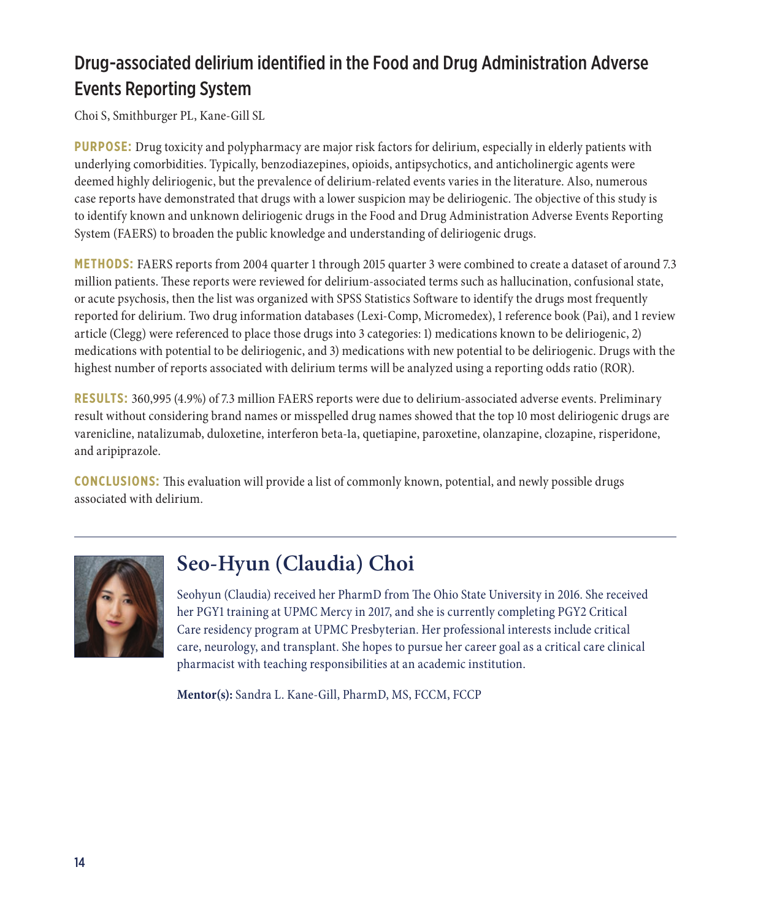## Drug-associated delirium identified in the Food and Drug Administration Adverse Events Reporting System

Choi S, Smithburger PL, Kane-Gill SL

**PURPOSE:** Drug toxicity and polypharmacy are major risk factors for delirium, especially in elderly patients with underlying comorbidities. Typically, benzodiazepines, opioids, antipsychotics, and anticholinergic agents were deemed highly deliriogenic, but the prevalence of delirium-related events varies in the literature. Also, numerous case reports have demonstrated that drugs with a lower suspicion may be deliriogenic. The objective of this study is to identify known and unknown deliriogenic drugs in the Food and Drug Administration Adverse Events Reporting System (FAERS) to broaden the public knowledge and understanding of deliriogenic drugs.

**METHODS:** FAERS reports from 2004 quarter 1 through 2015 quarter 3 were combined to create a dataset of around 7.3 million patients. These reports were reviewed for delirium-associated terms such as hallucination, confusional state, or acute psychosis, then the list was organized with SPSS Statistics Software to identify the drugs most frequently reported for delirium. Two drug information databases (Lexi-Comp, Micromedex), 1 reference book (Pai), and 1 review article (Clegg) were referenced to place those drugs into 3 categories: 1) medications known to be deliriogenic, 2) medications with potential to be deliriogenic, and 3) medications with new potential to be deliriogenic. Drugs with the highest number of reports associated with delirium terms will be analyzed using a reporting odds ratio (ROR).

**RESULTS:** 360,995 (4.9%) of 7.3 million FAERS reports were due to delirium-associated adverse events. Preliminary result without considering brand names or misspelled drug names showed that the top 10 most deliriogenic drugs are varenicline, natalizumab, duloxetine, interferon beta-1a, quetiapine, paroxetine, olanzapine, clozapine, risperidone, and aripiprazole.

**CONCLUSIONS:** This evaluation will provide a list of commonly known, potential, and newly possible drugs associated with delirium.

---

## Seo-Hyun (Claudia) Choi

Seohyun (Claudia) received her PharmD from The Ohio State University in 2016. She received her PGY1 training at UPMC Mercy in 2017, and she is currently completing PGY2 Critical Care residency program at UPMC Presbyterian. Her professional interests include critical care, neurology, and transplant. She hopes to pursue her career goal as a critical care clinical pharmacist with teaching responsibilities at an academic institution.

**Mentor(s):** Sandra L. Kane-Gill, PharmD, MS, FCCM, FCCP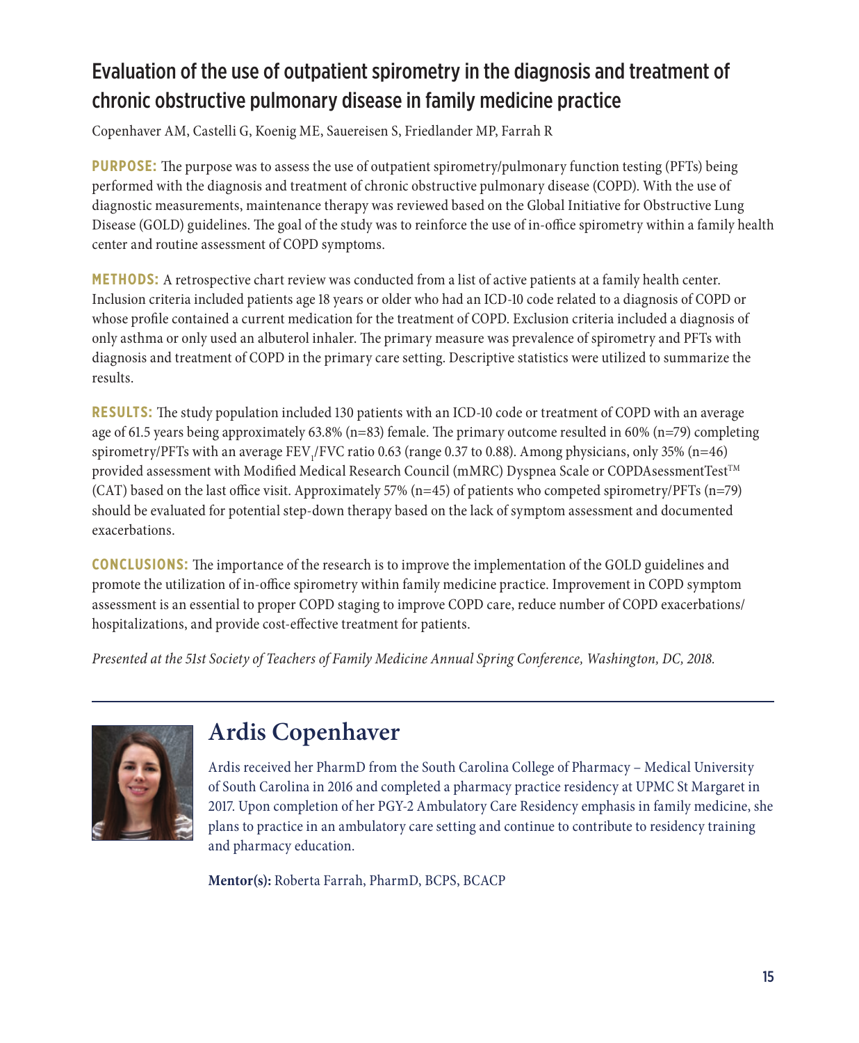## Evaluation of the use of outpatient spirometry in the diagnosis and treatment of chronic obstructive pulmonary disease in family medicine practice

Copenhaver AM, Castelli G, Koenig ME, Sauereisen S, Friedlander MP, Farrah R

**PURPOSE:** The purpose was to assess the use of outpatient spirometry/pulmonary function testing (PFTs) being performed with the diagnosis and treatment of chronic obstructive pulmonary disease (COPD). With the use of diagnostic measurements, maintenance therapy was reviewed based on the Global Initiative for Obstructive Lung Disease (GOLD) guidelines. The goal of the study was to reinforce the use of in-office spirometry within a family health center and routine assessment of COPD symptoms.

**METHODS:** A retrospective chart review was conducted from a list of active patients at a family health center. Inclusion criteria included patients age 18 years or older who had an ICD-10 code related to a diagnosis of COPD or whose profile contained a current medication for the treatment of COPD. Exclusion criteria included a diagnosis of only asthma or only used an albuterol inhaler. The primary measure was prevalence of spirometry and PFTs with diagnosis and treatment of COPD in the primary care setting. Descriptive statistics were utilized to summarize the results.

**RESULTS:** The study population included 130 patients with an ICD-10 code or treatment of COPD with an average age of 61.5 years being approximately 63.8% (n=83) female. The primary outcome resulted in 60% (n=79) completing spirometry/PFTs with an average $FEV_1$/FVC ratio 0.63 (range 0.37 to 0.88). Among physicians, only 35% (n=46) provided assessment with Modified Medical Research Council (mMRC) Dyspnea Scale or COPDAsessmentTest™ (CAT) based on the last office visit. Approximately 57% (n=45) of patients who competed spirometry/PFTs (n=79) should be evaluated for potential step-down therapy based on the lack of symptom assessment and documented exacerbations.

**CONCLUSIONS:** The importance of the research is to improve the implementation of the GOLD guidelines and promote the utilization of in-office spirometry within family medicine practice. Improvement in COPD symptom assessment is an essential to proper COPD staging to improve COPD care, reduce number of COPD exacerbations/hospitalizations, and provide cost-effective treatment for patients.

*Presented at the 51st Society of Teachers of Family Medicine Annual Spring Conference, Washington, DC, 2018.*

---

## Ardis Copenhaver

Ardis received her PharmD from the South Carolina College of Pharmacy – Medical University of South Carolina in 2016 and completed a pharmacy practice residency at UPMC St Margaret in 2017. Upon completion of her PGY-2 Ambulatory Care Residency emphasis in family medicine, she plans to practice in an ambulatory care setting and continue to contribute to residency training and pharmacy education.

**Mentor(s):** Roberta Farrah, PharmD, BCPS, BCACP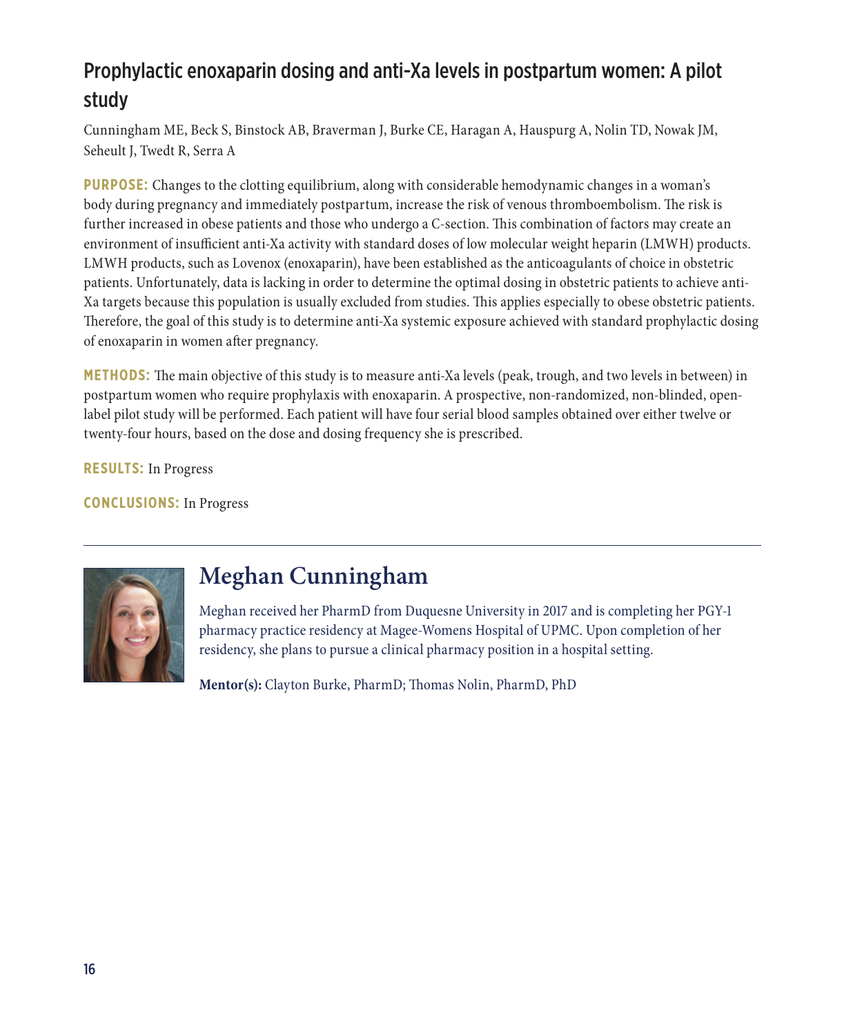## Prophylactic enoxaparin dosing and anti-Xa levels in postpartum women: A pilot study

Cunningham ME, Beck S, Binstock AB, Braverman J, Burke CE, Haragan A, Hauspurg A, Nolin TD, Nowak JM, Seheult J, Twedt R, Serra A

**PURPOSE:** Changes to the clotting equilibrium, along with considerable hemodynamic changes in a woman's body during pregnancy and immediately postpartum, increase the risk of venous thromboembolism. The risk is further increased in obese patients and those who undergo a C-section. This combination of factors may create an environment of insufficient anti-Xa activity with standard doses of low molecular weight heparin (LMWH) products. LMWH products, such as Lovenox (enoxaparin), have been established as the anticoagulants of choice in obstetric patients. Unfortunately, data is lacking in order to determine the optimal dosing in obstetric patients to achieve anti-Xa targets because this population is usually excluded from studies. This applies especially to obese obstetric patients. Therefore, the goal of this study is to determine anti-Xa systemic exposure achieved with standard prophylactic dosing of enoxaparin in women after pregnancy.

**METHODS:** The main objective of this study is to measure anti-Xa levels (peak, trough, and two levels in between) in postpartum women who require prophylaxis with enoxaparin. A prospective, non-randomized, non-blinded, open-label pilot study will be performed. Each patient will have four serial blood samples obtained over either twelve or twenty-four hours, based on the dose and dosing frequency she is prescribed.

**RESULTS:** In Progress

**CONCLUSIONS:** In Progress

---

## Meghan Cunningham

Meghan received her PharmD from Duquesne University in 2017 and is completing her PGY-1 pharmacy practice residency at Magee-Womens Hospital of UPMC. Upon completion of her residency, she plans to pursue a clinical pharmacy position in a hospital setting.

**Mentor(s):** Clayton Burke, PharmD; Thomas Nolin, PharmD, PhD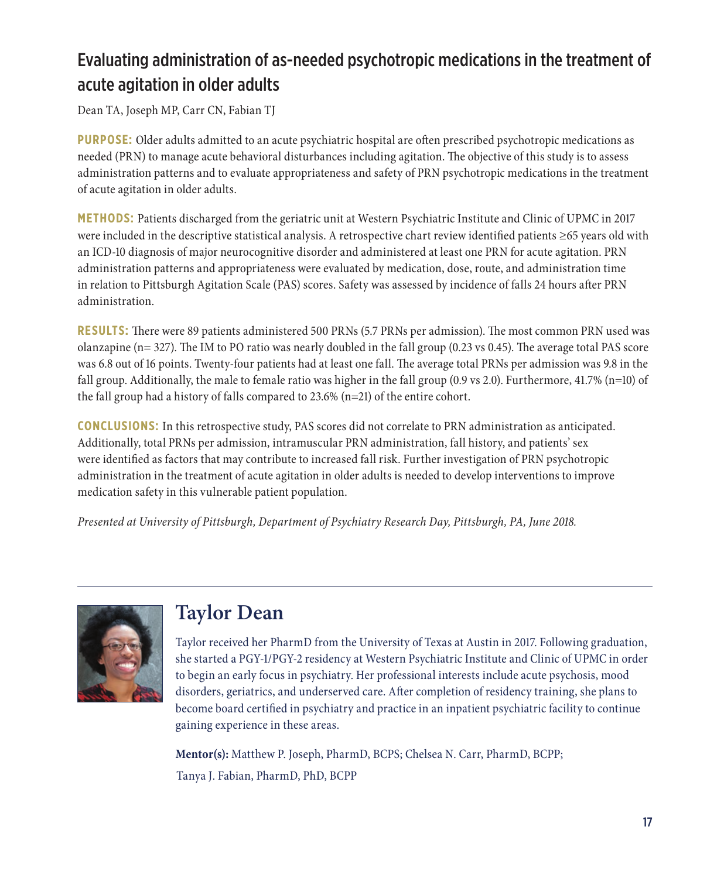## Evaluating administration of as-needed psychotropic medications in the treatment of acute agitation in older adults

Dean TA, Joseph MP, Carr CN, Fabian TJ

**PURPOSE:** Older adults admitted to an acute psychiatric hospital are often prescribed psychotropic medications as needed (PRN) to manage acute behavioral disturbances including agitation. The objective of this study is to assess administration patterns and to evaluate appropriateness and safety of PRN psychotropic medications in the treatment of acute agitation in older adults.

**METHODS:** Patients discharged from the geriatric unit at Western Psychiatric Institute and Clinic of UPMC in 2017 were included in the descriptive statistical analysis. A retrospective chart review identified patients ≥65 years old with an ICD-10 diagnosis of major neurocognitive disorder and administered at least one PRN for acute agitation. PRN administration patterns and appropriateness were evaluated by medication, dose, route, and administration time in relation to Pittsburgh Agitation Scale (PAS) scores. Safety was assessed by incidence of falls 24 hours after PRN administration.

**RESULTS:** There were 89 patients administered 500 PRNs (5.7 PRNs per admission). The most common PRN used was olanzapine (n= 327). The IM to PO ratio was nearly doubled in the fall group (0.23 vs 0.45). The average total PAS score was 6.8 out of 16 points. Twenty-four patients had at least one fall. The average total PRNs per admission was 9.8 in the fall group. Additionally, the male to female ratio was higher in the fall group (0.9 vs 2.0). Furthermore, 41.7% (n=10) of the fall group had a history of falls compared to 23.6% (n=21) of the entire cohort.

**CONCLUSIONS:** In this retrospective study, PAS scores did not correlate to PRN administration as anticipated. Additionally, total PRNs per admission, intramuscular PRN administration, fall history, and patients' sex were identified as factors that may contribute to increased fall risk. Further investigation of PRN psychotropic administration in the treatment of acute agitation in older adults is needed to develop interventions to improve medication safety in this vulnerable patient population.

*Presented at University of Pittsburgh, Department of Psychiatry Research Day, Pittsburgh, PA, June 2018.*

---

## Taylor Dean

Taylor received her PharmD from the University of Texas at Austin in 2017. Following graduation, she started a PGY-1/PGY-2 residency at Western Psychiatric Institute and Clinic of UPMC in order to begin an early focus in psychiatry. Her professional interests include acute psychosis, mood disorders, geriatrics, and underserved care. After completion of residency training, she plans to become board certified in psychiatry and practice in an inpatient psychiatric facility to continue gaining experience in these areas.

**Mentor(s):** Matthew P. Joseph, PharmD, BCPS; Chelsea N. Carr, PharmD, BCPP; Tanya J. Fabian, PharmD, PhD, BCPP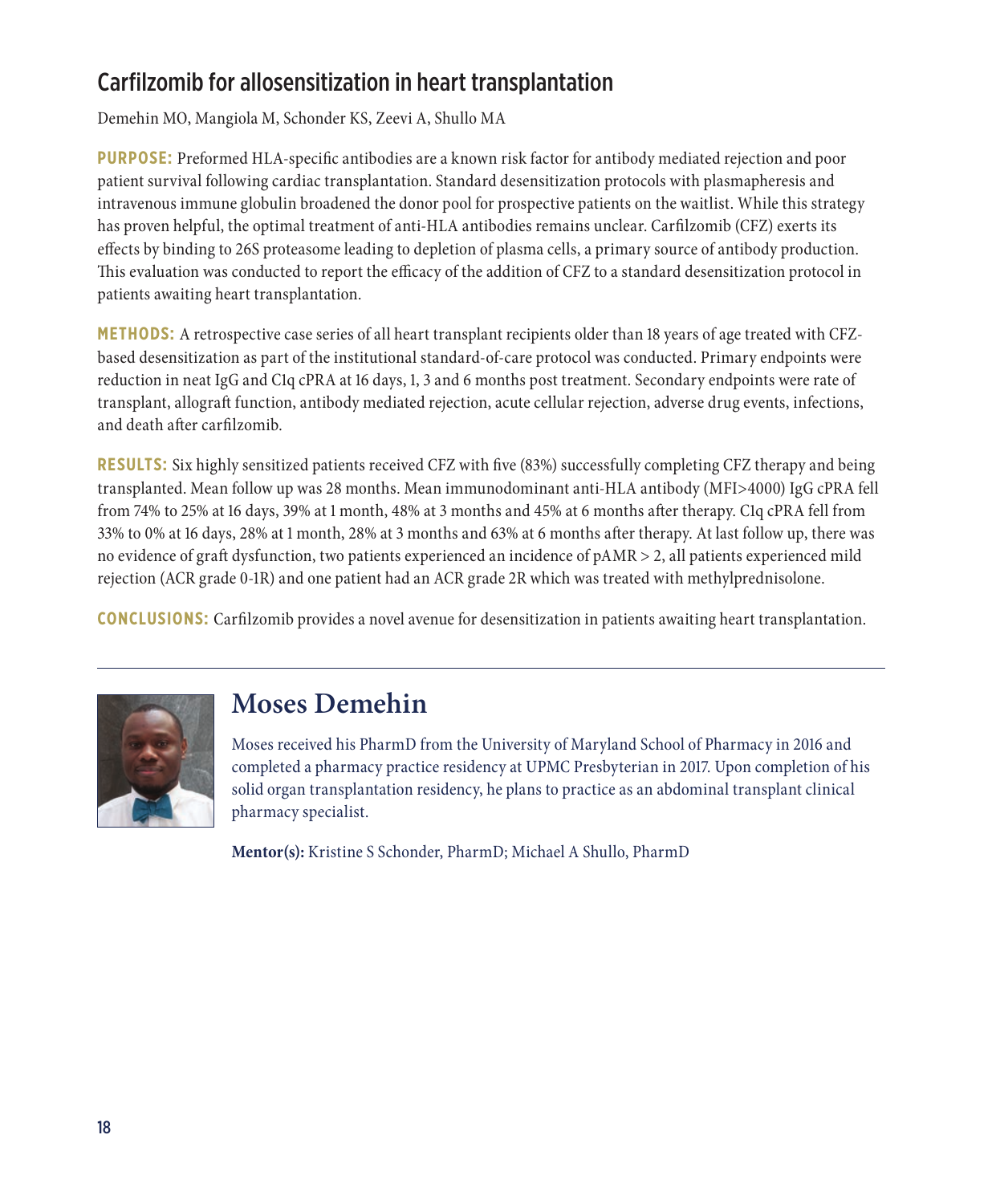## Carfilzomib for allosensitization in heart transplantation

Demehin MO, Mangiola M, Schonder KS, Zeevi A, Shullo MA

**PURPOSE:** Preformed HLA-specific antibodies are a known risk factor for antibody mediated rejection and poor patient survival following cardiac transplantation. Standard desensitization protocols with plasmapheresis and intravenous immune globulin broadened the donor pool for prospective patients on the waitlist. While this strategy has proven helpful, the optimal treatment of anti-HLA antibodies remains unclear. Carfilzomib (CFZ) exerts its effects by binding to 26S proteasome leading to depletion of plasma cells, a primary source of antibody production. This evaluation was conducted to report the efficacy of the addition of CFZ to a standard desensitization protocol in patients awaiting heart transplantation.

**METHODS:** A retrospective case series of all heart transplant recipients older than 18 years of age treated with CFZ-based desensitization as part of the institutional standard-of-care protocol was conducted. Primary endpoints were reduction in neat IgG and C1q cPRA at 16 days, 1, 3 and 6 months post treatment. Secondary endpoints were rate of transplant, allograft function, antibody mediated rejection, acute cellular rejection, adverse drug events, infections, and death after carfilzomib.

**RESULTS:** Six highly sensitized patients received CFZ with five (83%) successfully completing CFZ therapy and being transplanted. Mean follow up was 28 months. Mean immunodominant anti-HLA antibody (MFI>4000) IgG cPRA fell from 74% to 25% at 16 days, 39% at 1 month, 48% at 3 months and 45% at 6 months after therapy. C1q cPRA fell from 33% to 0% at 16 days, 28% at 1 month, 28% at 3 months and 63% at 6 months after therapy. At last follow up, there was no evidence of graft dysfunction, two patients experienced an incidence of pAMR > 2, all patients experienced mild rejection (ACR grade 0-1R) and one patient had an ACR grade 2R which was treated with methylprednisolone.

**CONCLUSIONS:** Carfilzomib provides a novel avenue for desensitization in patients awaiting heart transplantation.

---

## Moses Demehin

Moses received his PharmD from the University of Maryland School of Pharmacy in 2016 and completed a pharmacy practice residency at UPMC Presbyterian in 2017. Upon completion of his solid organ transplantation residency, he plans to practice as an abdominal transplant clinical pharmacy specialist.

**Mentor(s):** Kristine S Schonder, PharmD; Michael A Shullo, PharmD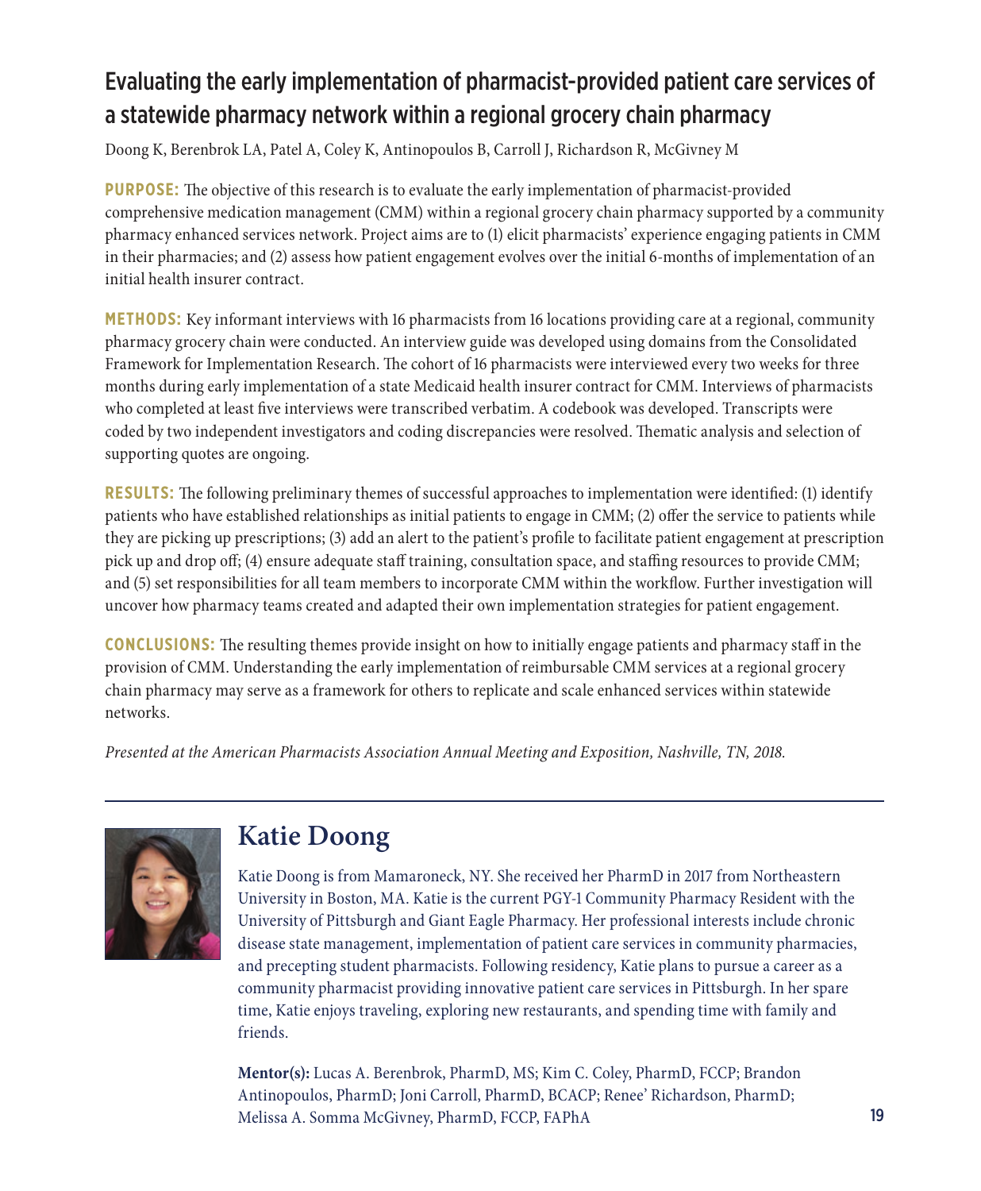## Evaluating the early implementation of pharmacist-provided patient care services of a statewide pharmacy network within a regional grocery chain pharmacy

Doong K, Berenbrok LA, Patel A, Coley K, Antinopoulos B, Carroll J, Richardson R, McGivney M

**PURPOSE:** The objective of this research is to evaluate the early implementation of pharmacist-provided comprehensive medication management (CMM) within a regional grocery chain pharmacy supported by a community pharmacy enhanced services network. Project aims are to (1) elicit pharmacists' experience engaging patients in CMM in their pharmacies; and (2) assess how patient engagement evolves over the initial 6-months of implementation of an initial health insurer contract.

**METHODS:** Key informant interviews with 16 pharmacists from 16 locations providing care at a regional, community pharmacy grocery chain were conducted. An interview guide was developed using domains from the Consolidated Framework for Implementation Research. The cohort of 16 pharmacists were interviewed every two weeks for three months during early implementation of a state Medicaid health insurer contract for CMM. Interviews of pharmacists who completed at least five interviews were transcribed verbatim. A codebook was developed. Transcripts were coded by two independent investigators and coding discrepancies were resolved. Thematic analysis and selection of supporting quotes are ongoing.

**RESULTS:** The following preliminary themes of successful approaches to implementation were identified: (1) identify patients who have established relationships as initial patients to engage in CMM; (2) offer the service to patients while they are picking up prescriptions; (3) add an alert to the patient's profile to facilitate patient engagement at prescription pick up and drop off; (4) ensure adequate staff training, consultation space, and staffing resources to provide CMM; and (5) set responsibilities for all team members to incorporate CMM within the workflow. Further investigation will uncover how pharmacy teams created and adapted their own implementation strategies for patient engagement.

**CONCLUSIONS:** The resulting themes provide insight on how to initially engage patients and pharmacy staff in the provision of CMM. Understanding the early implementation of reimbursable CMM services at a regional grocery chain pharmacy may serve as a framework for others to replicate and scale enhanced services within statewide networks.

*Presented at the American Pharmacists Association Annual Meeting and Exposition, Nashville, TN, 2018.*

---

## Katie Doong

Katie Doong is from Mamaroneck, NY. She received her PharmD in 2017 from Northeastern University in Boston, MA. Katie is the current PGY-1 Community Pharmacy Resident with the University of Pittsburgh and Giant Eagle Pharmacy. Her professional interests include chronic disease state management, implementation of patient care services in community pharmacies, and precepting student pharmacists. Following residency, Katie plans to pursue a career as a community pharmacist providing innovative patient care services in Pittsburgh. In her spare time, Katie enjoys traveling, exploring new restaurants, and spending time with family and friends.

**Mentor(s):** Lucas A. Berenbrok, PharmD, MS; Kim C. Coley, PharmD, FCCP; Brandon Antinopoulos, PharmD; Joni Carroll, PharmD, BCACP; Renee' Richardson, PharmD; Melissa A. Somma McGivney, PharmD, FCCP, FAPhA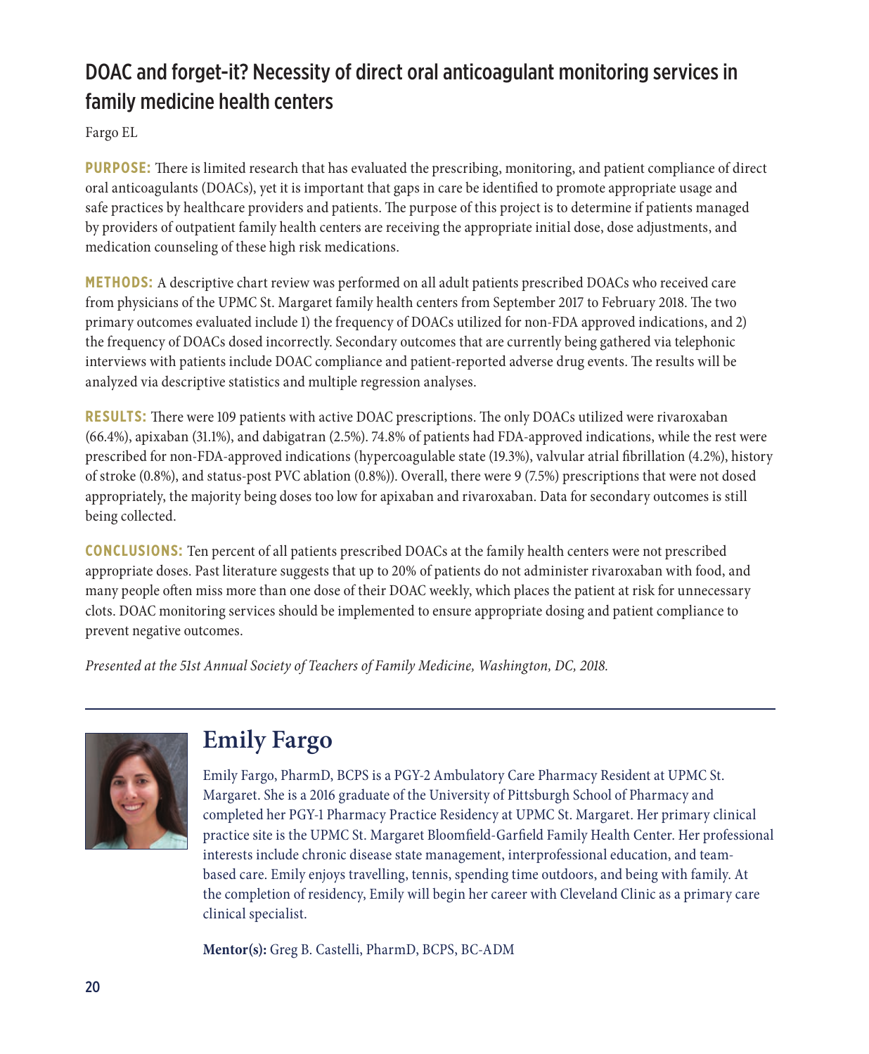# DOAC and forget-it? Necessity of direct oral anticoagulant monitoring services in family medicine health centers

Fargo EL

**PURPOSE:** There is limited research that has evaluated the prescribing, monitoring, and patient compliance of direct oral anticoagulants (DOACs), yet it is important that gaps in care be identified to promote appropriate usage and safe practices by healthcare providers and patients. The purpose of this project is to determine if patients managed by providers of outpatient family health centers are receiving the appropriate initial dose, dose adjustments, and medication counseling of these high risk medications.

**METHODS:** A descriptive chart review was performed on all adult patients prescribed DOACs who received care from physicians of the UPMC St. Margaret family health centers from September 2017 to February 2018. The two primary outcomes evaluated include 1) the frequency of DOACs utilized for non-FDA approved indications, and 2) the frequency of DOACs dosed incorrectly. Secondary outcomes that are currently being gathered via telephonic interviews with patients include DOAC compliance and patient-reported adverse drug events. The results will be analyzed via descriptive statistics and multiple regression analyses.

**RESULTS:** There were 109 patients with active DOAC prescriptions. The only DOACs utilized were rivaroxaban (66.4%), apixaban (31.1%), and dabigatran (2.5%). 74.8% of patients had FDA-approved indications, while the rest were prescribed for non-FDA-approved indications (hypercoagulable state (19.3%), valvular atrial fibrillation (4.2%), history of stroke (0.8%), and status-post PVC ablation (0.8%)). Overall, there were 9 (7.5%) prescriptions that were not dosed appropriately, the majority being doses too low for apixaban and rivaroxaban. Data for secondary outcomes is still being collected.

**CONCLUSIONS:** Ten percent of all patients prescribed DOACs at the family health centers were not prescribed appropriate doses. Past literature suggests that up to 20% of patients do not administer rivaroxaban with food, and many people often miss more than one dose of their DOAC weekly, which places the patient at risk for unnecessary clots. DOAC monitoring services should be implemented to ensure appropriate dosing and patient compliance to prevent negative outcomes.

*Presented at the 51st Annual Society of Teachers of Family Medicine, Washington, DC, 2018.*

---

## Emily Fargo

Emily Fargo, PharmD, BCPS is a PGY-2 Ambulatory Care Pharmacy Resident at UPMC St. Margaret. She is a 2016 graduate of the University of Pittsburgh School of Pharmacy and completed her PGY-1 Pharmacy Practice Residency at UPMC St. Margaret. Her primary clinical practice site is the UPMC St. Margaret Bloomfield-Garfield Family Health Center. Her professional interests include chronic disease state management, interprofessional education, and team-based care. Emily enjoys travelling, tennis, spending time outdoors, and being with family. At the completion of residency, Emily will begin her career with Cleveland Clinic as a primary care clinical specialist.

**Mentor(s):** Greg B. Castelli, PharmD, BCPS, BC-ADM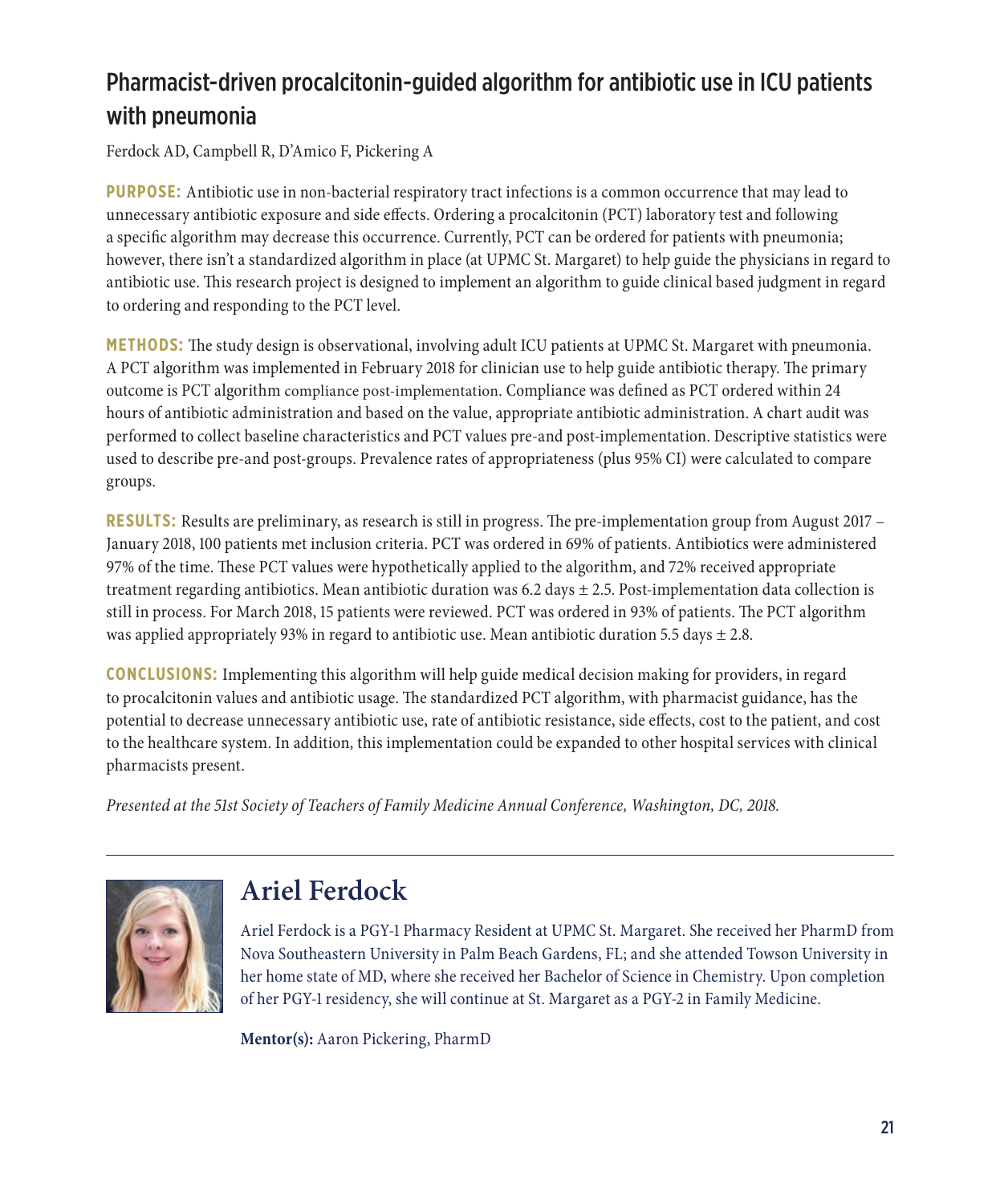## Pharmacist-driven procalcitonin-guided algorithm for antibiotic use in ICU patients with pneumonia

Ferdock AD, Campbell R, D'Amico F, Pickering A

**PURPOSE:** Antibiotic use in non-bacterial respiratory tract infections is a common occurrence that may lead to unnecessary antibiotic exposure and side effects. Ordering a procalcitonin (PCT) laboratory test and following a specific algorithm may decrease this occurrence. Currently, PCT can be ordered for patients with pneumonia; however, there isn't a standardized algorithm in place (at UPMC St. Margaret) to help guide the physicians in regard to antibiotic use. This research project is designed to implement an algorithm to guide clinical based judgment in regard to ordering and responding to the PCT level.

**METHODS:** The study design is observational, involving adult ICU patients at UPMC St. Margaret with pneumonia. A PCT algorithm was implemented in February 2018 for clinician use to help guide antibiotic therapy. The primary outcome is PCT algorithm compliance post-implementation. Compliance was defined as PCT ordered within 24 hours of antibiotic administration and based on the value, appropriate antibiotic administration. A chart audit was performed to collect baseline characteristics and PCT values pre-and post-implementation. Descriptive statistics were used to describe pre-and post-groups. Prevalence rates of appropriateness (plus 95% CI) were calculated to compare groups.

**RESULTS:** Results are preliminary, as research is still in progress. The pre-implementation group from August 2017 – January 2018, 100 patients met inclusion criteria. PCT was ordered in 69% of patients. Antibiotics were administered 97% of the time. These PCT values were hypothetically applied to the algorithm, and 72% received appropriate treatment regarding antibiotics. Mean antibiotic duration was 6.2 days ± 2.5. Post-implementation data collection is still in process. For March 2018, 15 patients were reviewed. PCT was ordered in 93% of patients. The PCT algorithm was applied appropriately 93% in regard to antibiotic use. Mean antibiotic duration 5.5 days ± 2.8.

**CONCLUSIONS:** Implementing this algorithm will help guide medical decision making for providers, in regard to procalcitonin values and antibiotic usage. The standardized PCT algorithm, with pharmacist guidance, has the potential to decrease unnecessary antibiotic use, rate of antibiotic resistance, side effects, cost to the patient, and cost to the healthcare system. In addition, this implementation could be expanded to other hospital services with clinical pharmacists present.

*Presented at the 51st Society of Teachers of Family Medicine Annual Conference, Washington, DC, 2018.*

---

## Ariel Ferdock

Ariel Ferdock is a PGY-1 Pharmacy Resident at UPMC St. Margaret. She received her PharmD from Nova Southeastern University in Palm Beach Gardens, FL; and she attended Towson University in her home state of MD, where she received her Bachelor of Science in Chemistry. Upon completion of her PGY-1 residency, she will continue at St. Margaret as a PGY-2 in Family Medicine.

**Mentor(s):** Aaron Pickering, PharmD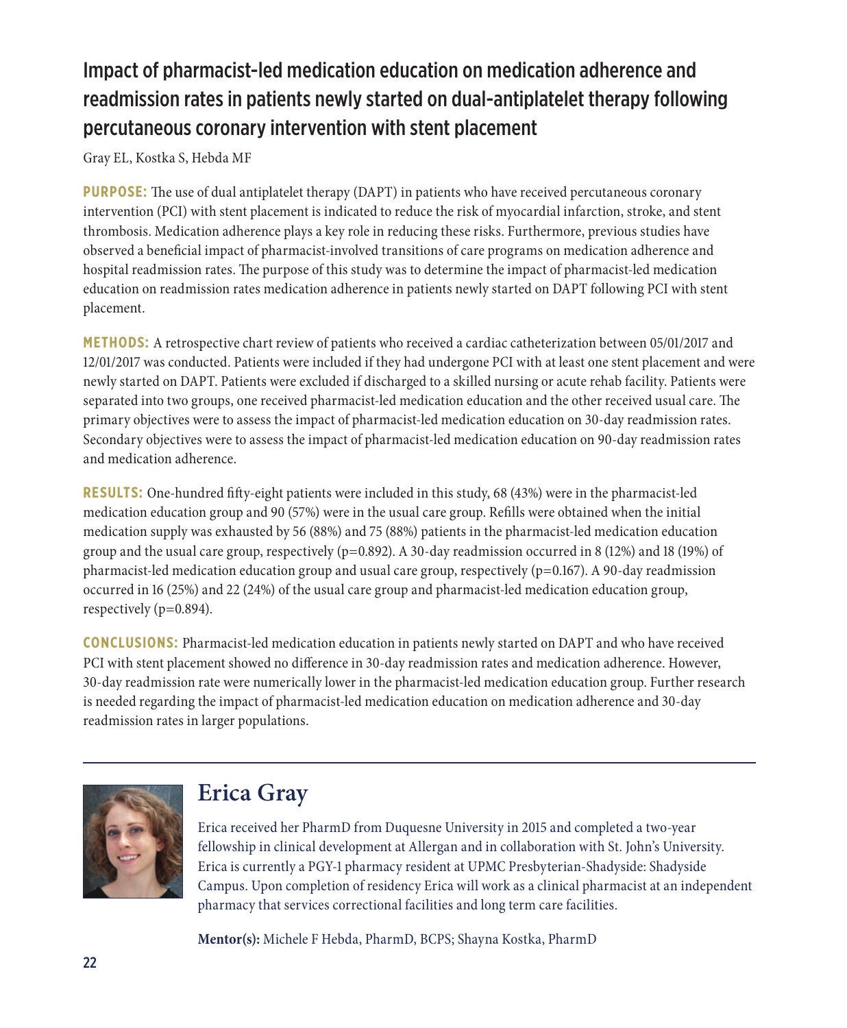# Impact of pharmacist-led medication education on medication adherence and readmission rates in patients newly started on dual-antiplatelet therapy following percutaneous coronary intervention with stent placement

Gray EL, Kostka S, Hebda MF

**PURPOSE:** The use of dual antiplatelet therapy (DAPT) in patients who have received percutaneous coronary intervention (PCI) with stent placement is indicated to reduce the risk of myocardial infarction, stroke, and stent thrombosis. Medication adherence plays a key role in reducing these risks. Furthermore, previous studies have observed a beneficial impact of pharmacist-involved transitions of care programs on medication adherence and hospital readmission rates. The purpose of this study was to determine the impact of pharmacist-led medication education on readmission rates medication adherence in patients newly started on DAPT following PCI with stent placement.

**METHODS:** A retrospective chart review of patients who received a cardiac catheterization between 05/01/2017 and 12/01/2017 was conducted. Patients were included if they had undergone PCI with at least one stent placement and were newly started on DAPT. Patients were excluded if discharged to a skilled nursing or acute rehab facility. Patients were separated into two groups, one received pharmacist-led medication education and the other received usual care. The primary objectives were to assess the impact of pharmacist-led medication education on 30-day readmission rates. Secondary objectives were to assess the impact of pharmacist-led medication education on 90-day readmission rates and medication adherence.

**RESULTS:** One-hundred fifty-eight patients were included in this study, 68 (43%) were in the pharmacist-led medication education group and 90 (57%) were in the usual care group. Refills were obtained when the initial medication supply was exhausted by 56 (88%) and 75 (88%) patients in the pharmacist-led medication education group and the usual care group, respectively (p=0.892). A 30-day readmission occurred in 8 (12%) and 18 (19%) of pharmacist-led medication education group and usual care group, respectively (p=0.167). A 90-day readmission occurred in 16 (25%) and 22 (24%) of the usual care group and pharmacist-led medication education group, respectively (p=0.894).

**CONCLUSIONS:** Pharmacist-led medication education in patients newly started on DAPT and who have received PCI with stent placement showed no difference in 30-day readmission rates and medication adherence. However, 30-day readmission rate were numerically lower in the pharmacist-led medication education group. Further research is needed regarding the impact of pharmacist-led medication education on medication adherence and 30-day readmission rates in larger populations.

---

## Erica Gray

Erica received her PharmD from Duquesne University in 2015 and completed a two-year fellowship in clinical development at Allergan and in collaboration with St. John's University. Erica is currently a PGY-1 pharmacy resident at UPMC Presbyterian-Shadyside: Shadyside Campus. Upon completion of residency Erica will work as a clinical pharmacist at an independent pharmacy that services correctional facilities and long term care facilities.

**Mentor(s):** Michele F Hebda, PharmD, BCPS; Shayna Kostka, PharmD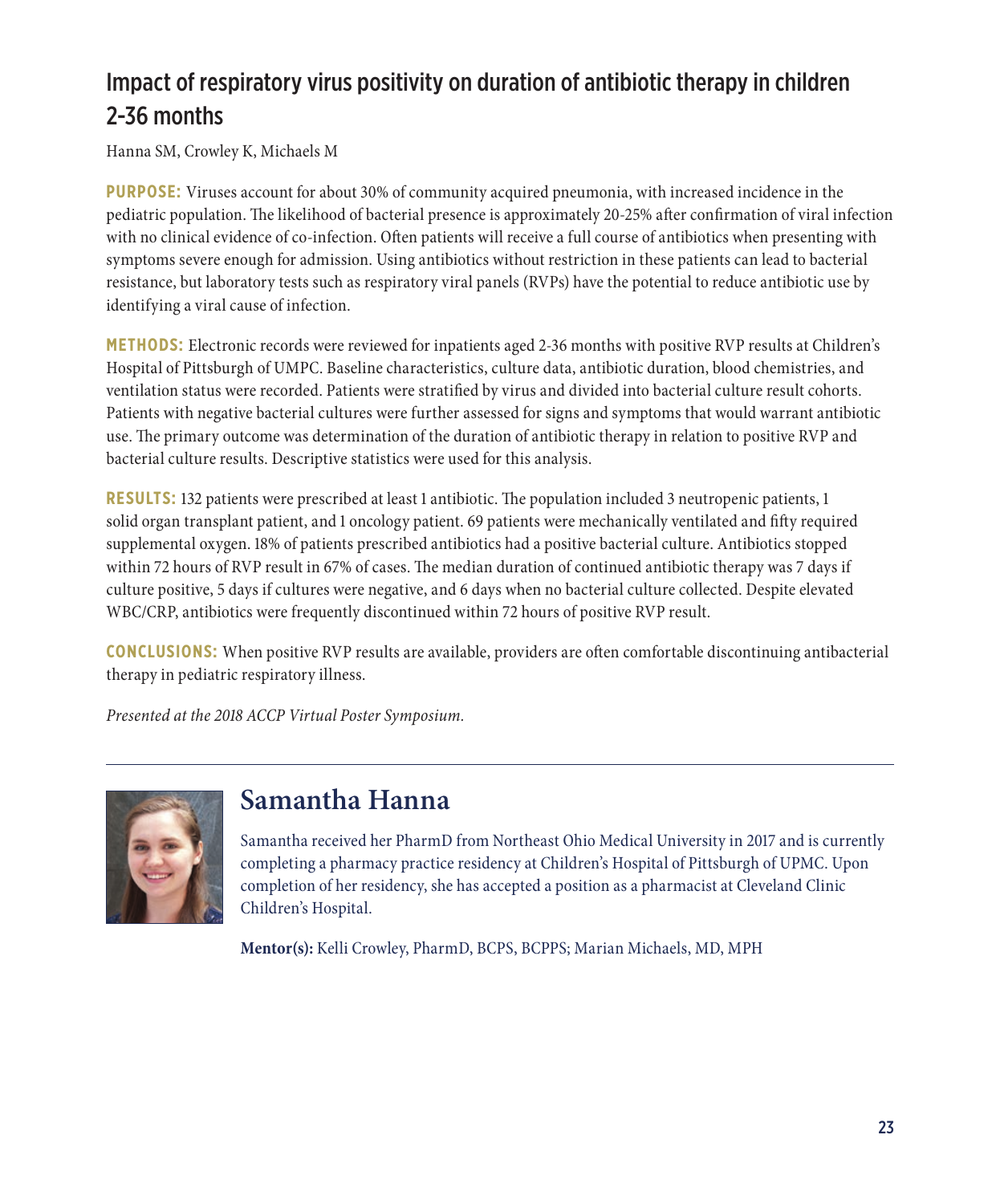## Impact of respiratory virus positivity on duration of antibiotic therapy in children 2-36 months

Hanna SM, Crowley K, Michaels M

**PURPOSE:** Viruses account for about 30% of community acquired pneumonia, with increased incidence in the pediatric population. The likelihood of bacterial presence is approximately 20-25% after confirmation of viral infection with no clinical evidence of co-infection. Often patients will receive a full course of antibiotics when presenting with symptoms severe enough for admission. Using antibiotics without restriction in these patients can lead to bacterial resistance, but laboratory tests such as respiratory viral panels (RVPs) have the potential to reduce antibiotic use by identifying a viral cause of infection.

**METHODS:** Electronic records were reviewed for inpatients aged 2-36 months with positive RVP results at Children's Hospital of Pittsburgh of UMPC. Baseline characteristics, culture data, antibiotic duration, blood chemistries, and ventilation status were recorded. Patients were stratified by virus and divided into bacterial culture result cohorts. Patients with negative bacterial cultures were further assessed for signs and symptoms that would warrant antibiotic use. The primary outcome was determination of the duration of antibiotic therapy in relation to positive RVP and bacterial culture results. Descriptive statistics were used for this analysis.

**RESULTS:** 132 patients were prescribed at least 1 antibiotic. The population included 3 neutropenic patients, 1 solid organ transplant patient, and 1 oncology patient. 69 patients were mechanically ventilated and fifty required supplemental oxygen. 18% of patients prescribed antibiotics had a positive bacterial culture. Antibiotics stopped within 72 hours of RVP result in 67% of cases. The median duration of continued antibiotic therapy was 7 days if culture positive, 5 days if cultures were negative, and 6 days when no bacterial culture collected. Despite elevated WBC/CRP, antibiotics were frequently discontinued within 72 hours of positive RVP result.

**CONCLUSIONS:** When positive RVP results are available, providers are often comfortable discontinuing antibacterial therapy in pediatric respiratory illness.

*Presented at the 2018 ACCP Virtual Poster Symposium.*

---

## Samantha Hanna

Samantha received her PharmD from Northeast Ohio Medical University in 2017 and is currently completing a pharmacy practice residency at Children's Hospital of Pittsburgh of UPMC. Upon completion of her residency, she has accepted a position as a pharmacist at Cleveland Clinic Children's Hospital.

**Mentor(s):** Kelli Crowley, PharmD, BCPS, BCPPS; Marian Michaels, MD, MPH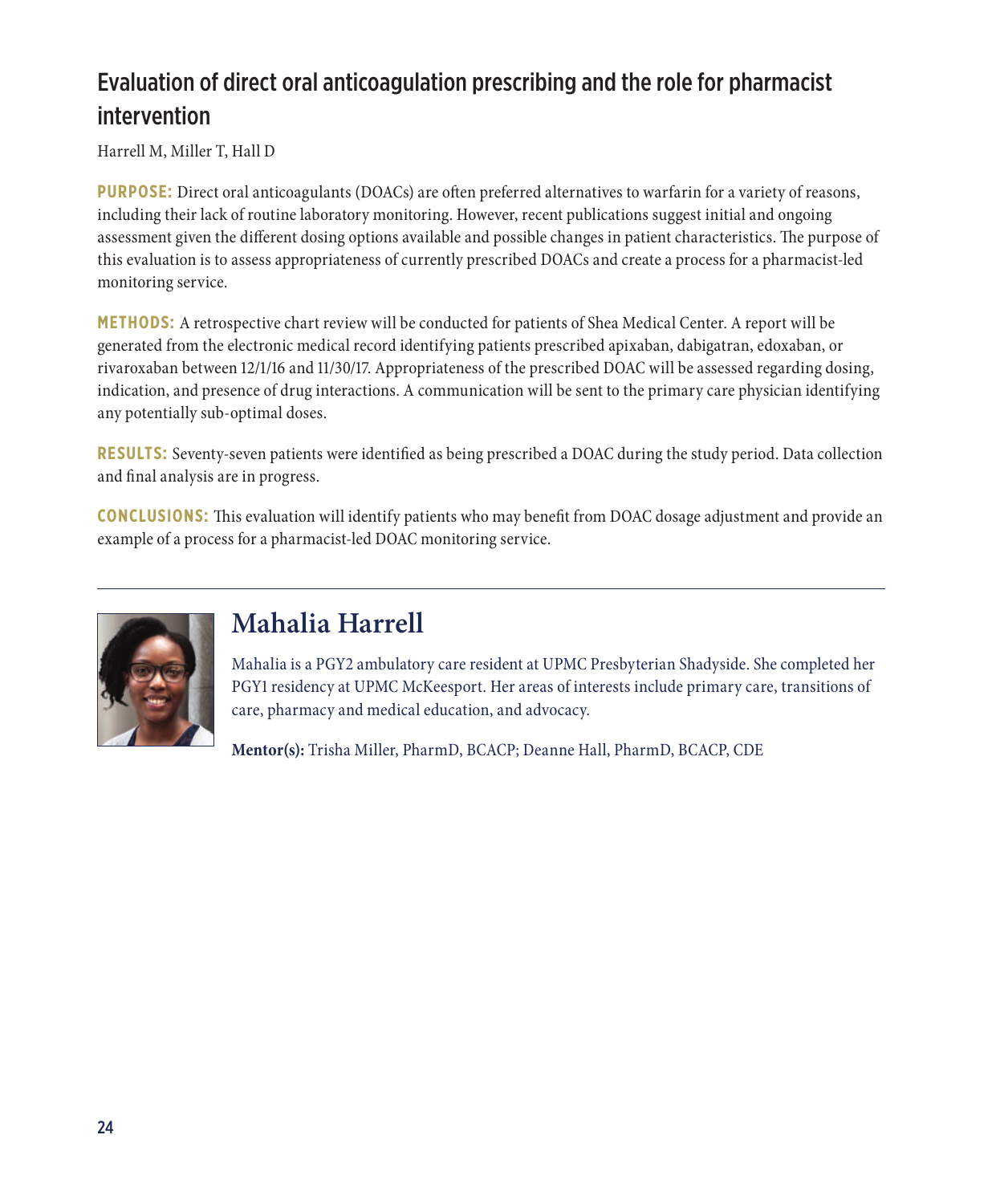# Evaluation of direct oral anticoagulation prescribing and the role for pharmacist intervention

Harrell M, Miller T, Hall D

**PURPOSE:** Direct oral anticoagulants (DOACs) are often preferred alternatives to warfarin for a variety of reasons, including their lack of routine laboratory monitoring. However, recent publications suggest initial and ongoing assessment given the different dosing options available and possible changes in patient characteristics. The purpose of this evaluation is to assess appropriateness of currently prescribed DOACs and create a process for a pharmacist-led monitoring service.

**METHODS:** A retrospective chart review will be conducted for patients of Shea Medical Center. A report will be generated from the electronic medical record identifying patients prescribed apixaban, dabigatran, edoxaban, or rivaroxaban between 12/1/16 and 11/30/17. Appropriateness of the prescribed DOAC will be assessed regarding dosing, indication, and presence of drug interactions. A communication will be sent to the primary care physician identifying any potentially sub-optimal doses.

**RESULTS:** Seventy-seven patients were identified as being prescribed a DOAC during the study period. Data collection and final analysis are in progress.

**CONCLUSIONS:** This evaluation will identify patients who may benefit from DOAC dosage adjustment and provide an example of a process for a pharmacist-led DOAC monitoring service.

---

## Mahalia Harrell

Mahalia is a PGY2 ambulatory care resident at UPMC Presbyterian Shadyside. She completed her PGY1 residency at UPMC McKeesport. Her areas of interests include primary care, transitions of care, pharmacy and medical education, and advocacy.

**Mentor(s):** Trisha Miller, PharmD, BCACP; Deanne Hall, PharmD, BCACP, CDE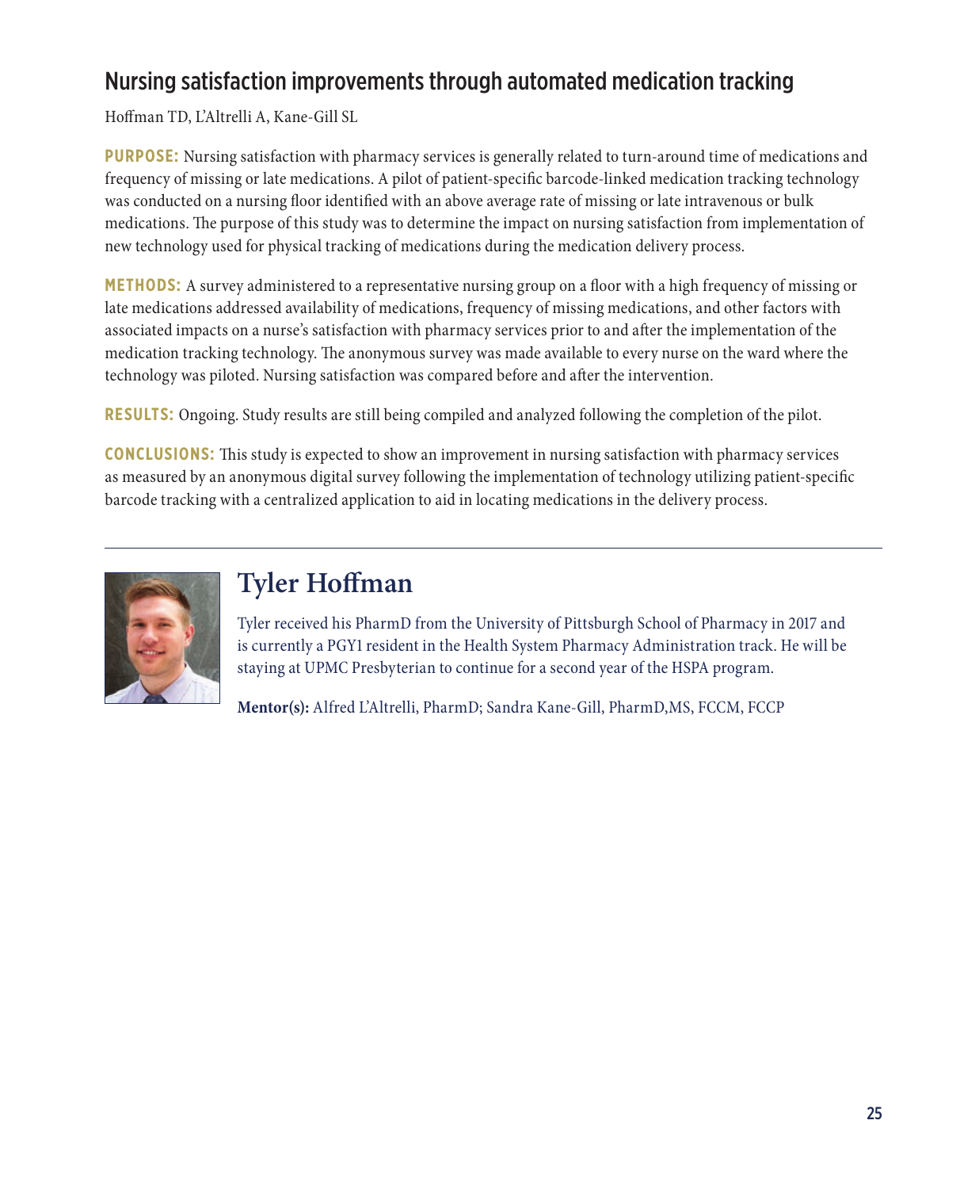## Nursing satisfaction improvements through automated medication tracking

Hoffman TD, L'Altrelli A, Kane-Gill SL

**PURPOSE:** Nursing satisfaction with pharmacy services is generally related to turn-around time of medications and frequency of missing or late medications. A pilot of patient-specific barcode-linked medication tracking technology was conducted on a nursing floor identified with an above average rate of missing or late intravenous or bulk medications. The purpose of this study was to determine the impact on nursing satisfaction from implementation of new technology used for physical tracking of medications during the medication delivery process.

**METHODS:** A survey administered to a representative nursing group on a floor with a high frequency of missing or late medications addressed availability of medications, frequency of missing medications, and other factors with associated impacts on a nurse's satisfaction with pharmacy services prior to and after the implementation of the medication tracking technology. The anonymous survey was made available to every nurse on the ward where the technology was piloted. Nursing satisfaction was compared before and after the intervention.

**RESULTS:** Ongoing. Study results are still being compiled and analyzed following the completion of the pilot.

**CONCLUSIONS:** This study is expected to show an improvement in nursing satisfaction with pharmacy services as measured by an anonymous digital survey following the implementation of technology utilizing patient-specific barcode tracking with a centralized application to aid in locating medications in the delivery process.

---

## Tyler Hoffman

Tyler received his PharmD from the University of Pittsburgh School of Pharmacy in 2017 and is currently a PGY1 resident in the Health System Pharmacy Administration track. He will be staying at UPMC Presbyterian to continue for a second year of the HSPA program.

**Mentor(s):** Alfred L'Altrelli, PharmD; Sandra Kane-Gill, PharmD,MS, FCCM, FCCP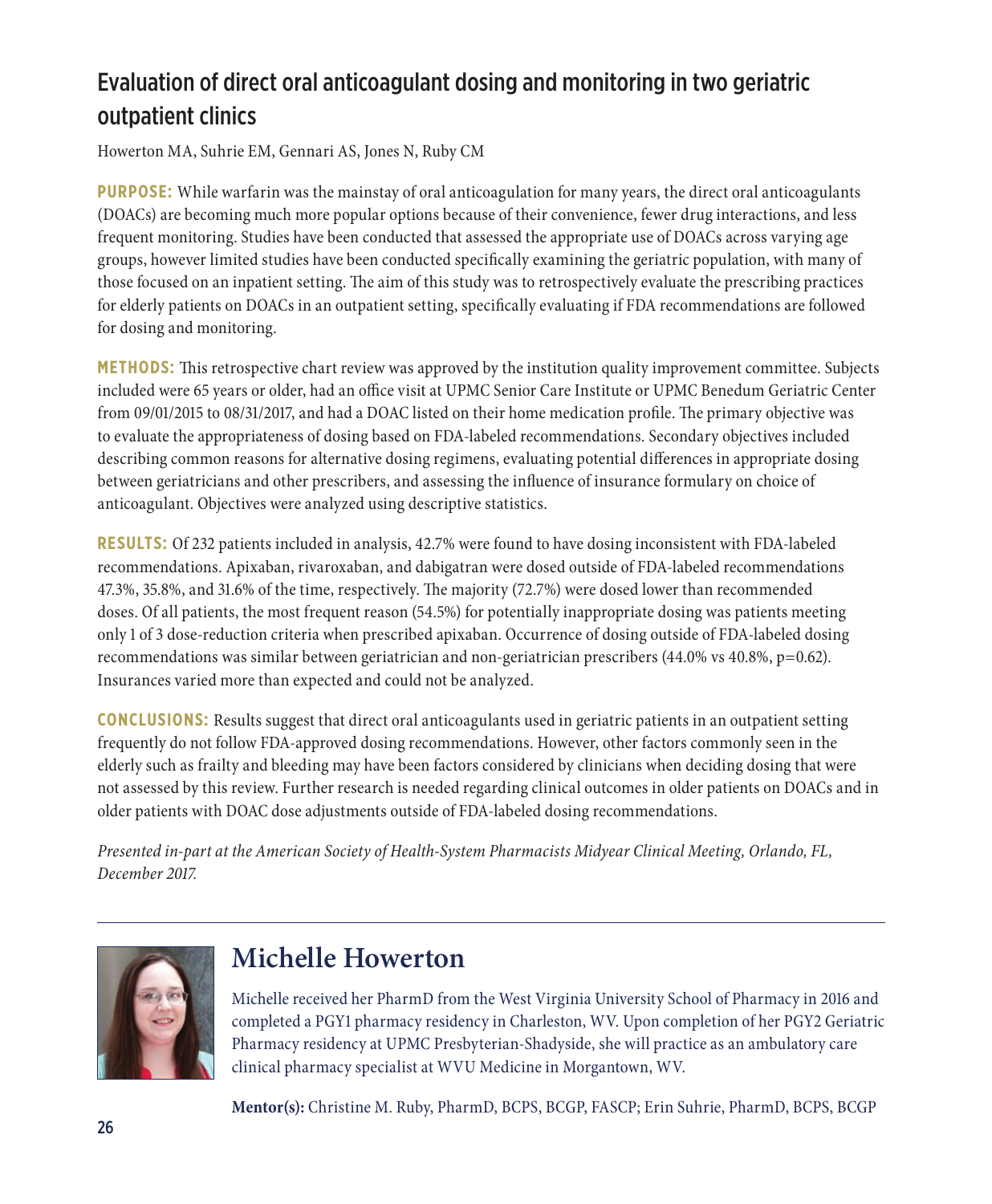## Evaluation of direct oral anticoagulant dosing and monitoring in two geriatric outpatient clinics

Howerton MA, Suhrie EM, Gennari AS, Jones N, Ruby CM

**PURPOSE:** While warfarin was the mainstay of oral anticoagulation for many years, the direct oral anticoagulants (DOACs) are becoming much more popular options because of their convenience, fewer drug interactions, and less frequent monitoring. Studies have been conducted that assessed the appropriate use of DOACs across varying age groups, however limited studies have been conducted specifically examining the geriatric population, with many of those focused on an inpatient setting. The aim of this study was to retrospectively evaluate the prescribing practices for elderly patients on DOACs in an outpatient setting, specifically evaluating if FDA recommendations are followed for dosing and monitoring.

**METHODS:** This retrospective chart review was approved by the institution quality improvement committee. Subjects included were 65 years or older, had an office visit at UPMC Senior Care Institute or UPMC Benedum Geriatric Center from 09/01/2015 to 08/31/2017, and had a DOAC listed on their home medication profile. The primary objective was to evaluate the appropriateness of dosing based on FDA-labeled recommendations. Secondary objectives included describing common reasons for alternative dosing regimens, evaluating potential differences in appropriate dosing between geriatricians and other prescribers, and assessing the influence of insurance formulary on choice of anticoagulant. Objectives were analyzed using descriptive statistics.

**RESULTS:** Of 232 patients included in analysis, 42.7% were found to have dosing inconsistent with FDA-labeled recommendations. Apixaban, rivaroxaban, and dabigatran were dosed outside of FDA-labeled recommendations 47.3%, 35.8%, and 31.6% of the time, respectively. The majority (72.7%) were dosed lower than recommended doses. Of all patients, the most frequent reason (54.5%) for potentially inappropriate dosing was patients meeting only 1 of 3 dose-reduction criteria when prescribed apixaban. Occurrence of dosing outside of FDA-labeled dosing recommendations was similar between geriatrician and non-geriatrician prescribers (44.0% vs 40.8%, $p=0.62$). Insurances varied more than expected and could not be analyzed.

**CONCLUSIONS:** Results suggest that direct oral anticoagulants used in geriatric patients in an outpatient setting frequently do not follow FDA-approved dosing recommendations. However, other factors commonly seen in the elderly such as frailty and bleeding may have been factors considered by clinicians when deciding dosing that were not assessed by this review. Further research is needed regarding clinical outcomes in older patients on DOACs and in older patients with DOAC dose adjustments outside of FDA-labeled dosing recommendations.

*Presented in-part at the American Society of Health-System Pharmacists Midyear Clinical Meeting, Orlando, FL, December 2017.*

---

## Michelle Howerton

Michelle received her PharmD from the West Virginia University School of Pharmacy in 2016 and completed a PGY1 pharmacy residency in Charleston, WV. Upon completion of her PGY2 Geriatric Pharmacy residency at UPMC Presbyterian-Shadyside, she will practice as an ambulatory care clinical pharmacy specialist at WVU Medicine in Morgantown, WV.

**Mentor(s):** Christine M. Ruby, PharmD, BCPS, BCGP, FASCP; Erin Suhrie, PharmD, BCPS, BCGP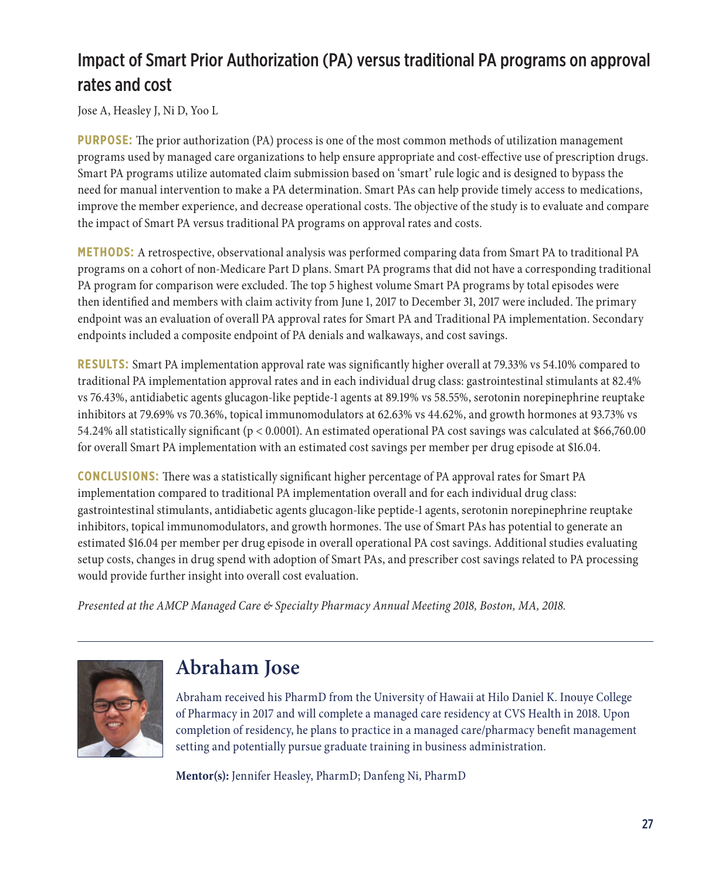## Impact of Smart Prior Authorization (PA) versus traditional PA programs on approval rates and cost

Jose A, Heasley J, Ni D, Yoo L

**PURPOSE:** The prior authorization (PA) process is one of the most common methods of utilization management programs used by managed care organizations to help ensure appropriate and cost-effective use of prescription drugs. Smart PA programs utilize automated claim submission based on 'smart' rule logic and is designed to bypass the need for manual intervention to make a PA determination. Smart PAs can help provide timely access to medications, improve the member experience, and decrease operational costs. The objective of the study is to evaluate and compare the impact of Smart PA versus traditional PA programs on approval rates and costs.

**METHODS:** A retrospective, observational analysis was performed comparing data from Smart PA to traditional PA programs on a cohort of non-Medicare Part D plans. Smart PA programs that did not have a corresponding traditional PA program for comparison were excluded. The top 5 highest volume Smart PA programs by total episodes were then identified and members with claim activity from June 1, 2017 to December 31, 2017 were included. The primary endpoint was an evaluation of overall PA approval rates for Smart PA and Traditional PA implementation. Secondary endpoints included a composite endpoint of PA denials and walkaways, and cost savings.

**RESULTS:** Smart PA implementation approval rate was significantly higher overall at 79.33% vs 54.10% compared to traditional PA implementation approval rates and in each individual drug class: gastrointestinal stimulants at 82.4% vs 76.43%, antidiabetic agents glucagon-like peptide-1 agents at 89.19% vs 58.55%, serotonin norepinephrine reuptake inhibitors at 79.69% vs 70.36%, topical immunomodulators at 62.63% vs 44.62%, and growth hormones at 93.73% vs 54.24% all statistically significant ($p < 0.0001$). An estimated operational PA cost savings was calculated at $66,760.00 for overall Smart PA implementation with an estimated cost savings per member per drug episode at $16.04.

**CONCLUSIONS:** There was a statistically significant higher percentage of PA approval rates for Smart PA implementation compared to traditional PA implementation overall and for each individual drug class: gastrointestinal stimulants, antidiabetic agents glucagon-like peptide-1 agents, serotonin norepinephrine reuptake inhibitors, topical immunomodulators, and growth hormones. The use of Smart PAs has potential to generate an estimated $16.04 per member per drug episode in overall operational PA cost savings. Additional studies evaluating setup costs, changes in drug spend with adoption of Smart PAs, and prescriber cost savings related to PA processing would provide further insight into overall cost evaluation.

*Presented at the AMCP Managed Care & Specialty Pharmacy Annual Meeting 2018, Boston, MA, 2018.*

---

## Abraham Jose

Abraham received his PharmD from the University of Hawaii at Hilo Daniel K. Inouye College of Pharmacy in 2017 and will complete a managed care residency at CVS Health in 2018. Upon completion of residency, he plans to practice in a managed care/pharmacy benefit management setting and potentially pursue graduate training in business administration.

**Mentor(s):** Jennifer Heasley, PharmD; Danfeng Ni, PharmD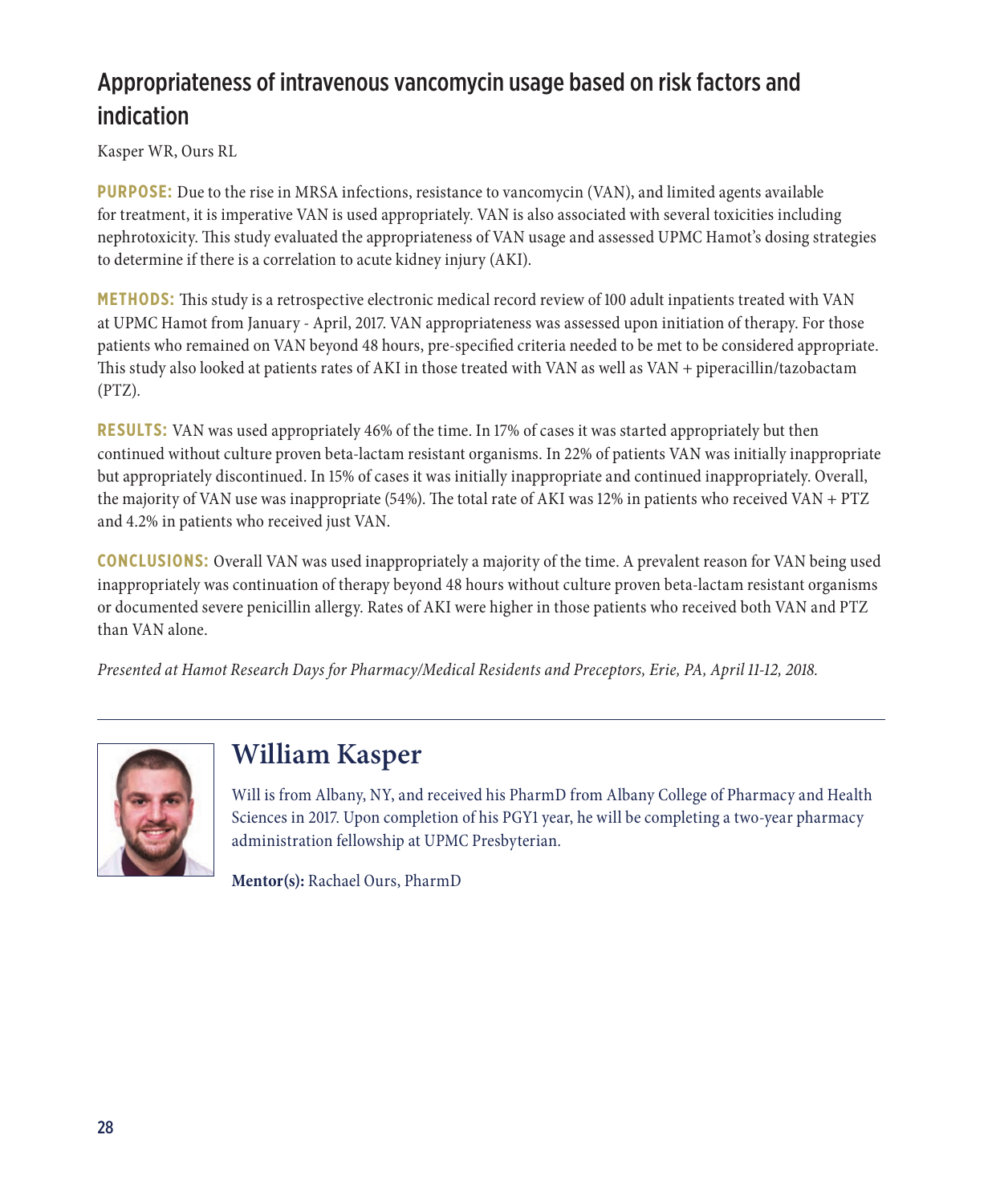## Appropriateness of intravenous vancomycin usage based on risk factors and indication

Kasper WR, Ours RL

**PURPOSE:** Due to the rise in MRSA infections, resistance to vancomycin (VAN), and limited agents available for treatment, it is imperative VAN is used appropriately. VAN is also associated with several toxicities including nephrotoxicity. This study evaluated the appropriateness of VAN usage and assessed UPMC Hamot's dosing strategies to determine if there is a correlation to acute kidney injury (AKI).

**METHODS:** This study is a retrospective electronic medical record review of 100 adult inpatients treated with VAN at UPMC Hamot from January - April, 2017. VAN appropriateness was assessed upon initiation of therapy. For those patients who remained on VAN beyond 48 hours, pre-specified criteria needed to be met to be considered appropriate. This study also looked at patients rates of AKI in those treated with VAN as well as VAN + piperacillin/tazobactam (PTZ).

**RESULTS:** VAN was used appropriately 46% of the time. In 17% of cases it was started appropriately but then continued without culture proven beta-lactam resistant organisms. In 22% of patients VAN was initially inappropriate but appropriately discontinued. In 15% of cases it was initially inappropriate and continued inappropriately. Overall, the majority of VAN use was inappropriate (54%). The total rate of AKI was 12% in patients who received VAN + PTZ and 4.2% in patients who received just VAN.

**CONCLUSIONS:** Overall VAN was used inappropriately a majority of the time. A prevalent reason for VAN being used inappropriately was continuation of therapy beyond 48 hours without culture proven beta-lactam resistant organisms or documented severe penicillin allergy. Rates of AKI were higher in those patients who received both VAN and PTZ than VAN alone.

*Presented at Hamot Research Days for Pharmacy/Medical Residents and Preceptors, Erie, PA, April 11-12, 2018.*

---

## William Kasper

Will is from Albany, NY, and received his PharmD from Albany College of Pharmacy and Health Sciences in 2017. Upon completion of his PGY1 year, he will be completing a two-year pharmacy administration fellowship at UPMC Presbyterian.

**Mentor(s):** Rachael Ours, PharmD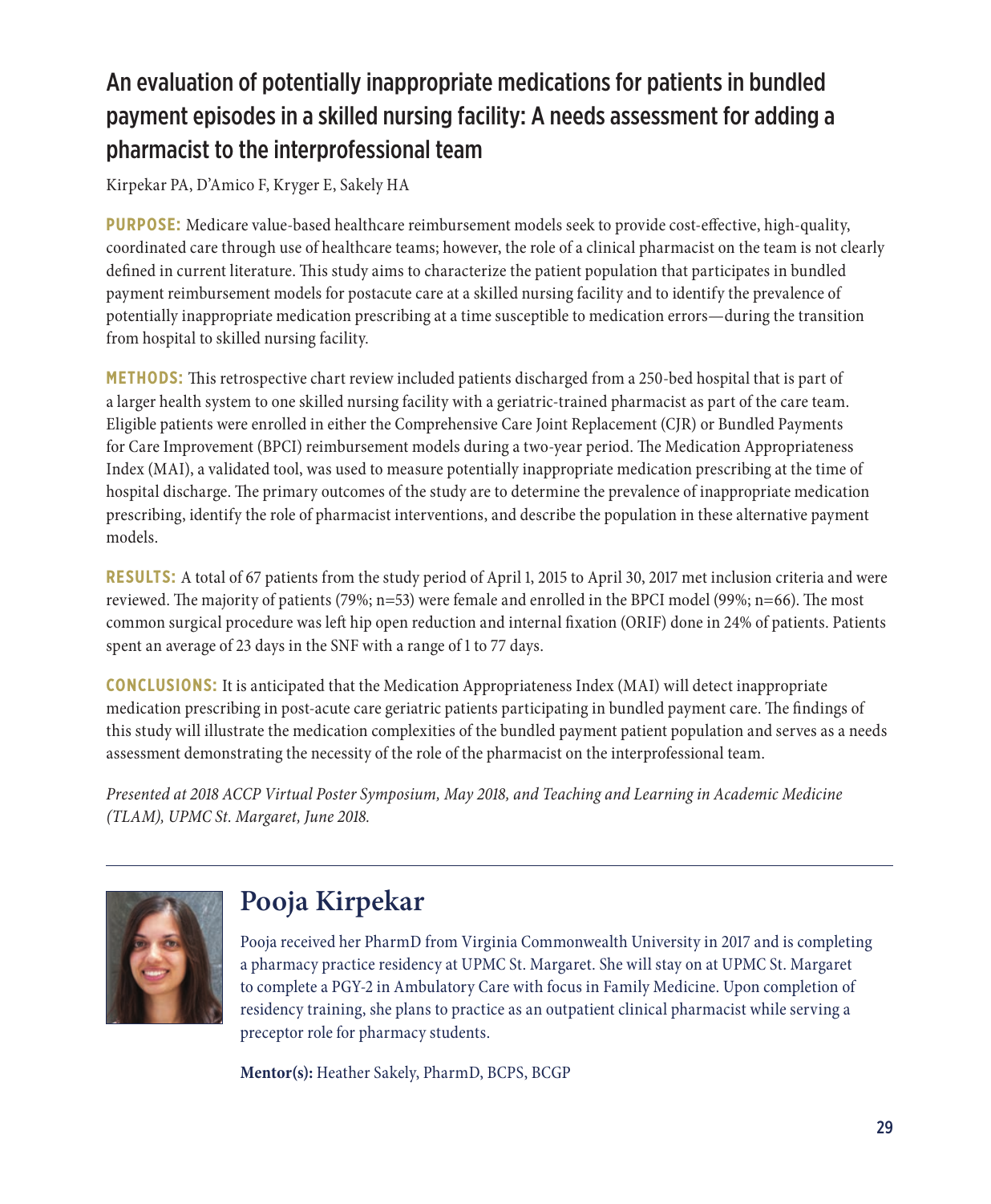## An evaluation of potentially inappropriate medications for patients in bundled payment episodes in a skilled nursing facility: A needs assessment for adding a pharmacist to the interprofessional team

Kirpekar PA, D'Amico F, Kryger E, Sakely HA

**PURPOSE:** Medicare value-based healthcare reimbursement models seek to provide cost-effective, high-quality, coordinated care through use of healthcare teams; however, the role of a clinical pharmacist on the team is not clearly defined in current literature. This study aims to characterize the patient population that participates in bundled payment reimbursement models for postacute care at a skilled nursing facility and to identify the prevalence of potentially inappropriate medication prescribing at a time susceptible to medication errors—during the transition from hospital to skilled nursing facility.

**METHODS:** This retrospective chart review included patients discharged from a 250-bed hospital that is part of a larger health system to one skilled nursing facility with a geriatric-trained pharmacist as part of the care team. Eligible patients were enrolled in either the Comprehensive Care Joint Replacement (CJR) or Bundled Payments for Care Improvement (BPCI) reimbursement models during a two-year period. The Medication Appropriateness Index (MAI), a validated tool, was used to measure potentially inappropriate medication prescribing at the time of hospital discharge. The primary outcomes of the study are to determine the prevalence of inappropriate medication prescribing, identify the role of pharmacist interventions, and describe the population in these alternative payment models.

**RESULTS:** A total of 67 patients from the study period of April 1, 2015 to April 30, 2017 met inclusion criteria and were reviewed. The majority of patients (79%; n=53) were female and enrolled in the BPCI model (99%; n=66). The most common surgical procedure was left hip open reduction and internal fixation (ORIF) done in 24% of patients. Patients spent an average of 23 days in the SNF with a range of 1 to 77 days.

**CONCLUSIONS:** It is anticipated that the Medication Appropriateness Index (MAI) will detect inappropriate medication prescribing in post-acute care geriatric patients participating in bundled payment care. The findings of this study will illustrate the medication complexities of the bundled payment patient population and serves as a needs assessment demonstrating the necessity of the role of the pharmacist on the interprofessional team.

*Presented at 2018 ACCP Virtual Poster Symposium, May 2018, and Teaching and Learning in Academic Medicine (TLAM), UPMC St. Margaret, June 2018.*

---

## Pooja Kirpekar

Pooja received her PharmD from Virginia Commonwealth University in 2017 and is completing a pharmacy practice residency at UPMC St. Margaret. She will stay on at UPMC St. Margaret to complete a PGY-2 in Ambulatory Care with focus in Family Medicine. Upon completion of residency training, she plans to practice as an outpatient clinical pharmacist while serving a preceptor role for pharmacy students.

**Mentor(s):** Heather Sakely, PharmD, BCPS, BCGP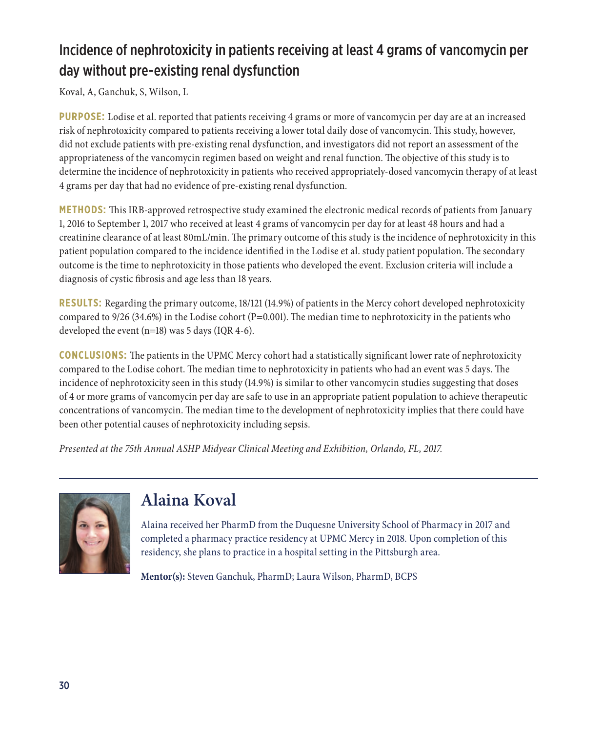## Incidence of nephrotoxicity in patients receiving at least 4 grams of vancomycin per day without pre-existing renal dysfunction

Koval, A, Ganchuk, S, Wilson, L

**PURPOSE:** Lodise et al. reported that patients receiving 4 grams or more of vancomycin per day are at an increased risk of nephrotoxicity compared to patients receiving a lower total daily dose of vancomycin. This study, however, did not exclude patients with pre-existing renal dysfunction, and investigators did not report an assessment of the appropriateness of the vancomycin regimen based on weight and renal function. The objective of this study is to determine the incidence of nephrotoxicity in patients who received appropriately-dosed vancomycin therapy of at least 4 grams per day that had no evidence of pre-existing renal dysfunction.

**METHODS:** This IRB-approved retrospective study examined the electronic medical records of patients from January 1, 2016 to September 1, 2017 who received at least 4 grams of vancomycin per day for at least 48 hours and had a creatinine clearance of at least 80mL/min. The primary outcome of this study is the incidence of nephrotoxicity in this patient population compared to the incidence identified in the Lodise et al. study patient population. The secondary outcome is the time to nephrotoxicity in those patients who developed the event. Exclusion criteria will include a diagnosis of cystic fibrosis and age less than 18 years.

**RESULTS:** Regarding the primary outcome, 18/121 (14.9%) of patients in the Mercy cohort developed nephrotoxicity compared to 9/26 (34.6%) in the Lodise cohort (P=0.001). The median time to nephrotoxicity in the patients who developed the event (n=18) was 5 days (IQR 4-6).

**CONCLUSIONS:** The patients in the UPMC Mercy cohort had a statistically significant lower rate of nephrotoxicity compared to the Lodise cohort. The median time to nephrotoxicity in patients who had an event was 5 days. The incidence of nephrotoxicity seen in this study (14.9%) is similar to other vancomycin studies suggesting that doses of 4 or more grams of vancomycin per day are safe to use in an appropriate patient population to achieve therapeutic concentrations of vancomycin. The median time to the development of nephrotoxicity implies that there could have been other potential causes of nephrotoxicity including sepsis.

*Presented at the 75th Annual ASHP Midyear Clinical Meeting and Exhibition, Orlando, FL, 2017.*

---

## Alaina Koval

Alaina received her PharmD from the Duquesne University School of Pharmacy in 2017 and completed a pharmacy practice residency at UPMC Mercy in 2018. Upon completion of this residency, she plans to practice in a hospital setting in the Pittsburgh area.

**Mentor(s):** Steven Ganchuk, PharmD; Laura Wilson, PharmD, BCPS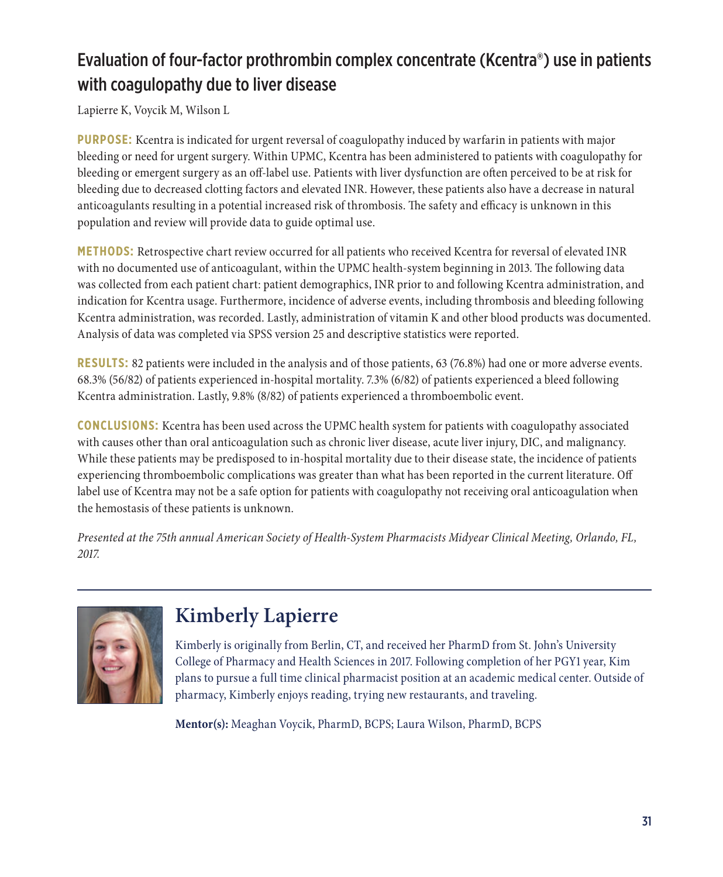## Evaluation of four-factor prothrombin complex concentrate (Kcentra®) use in patients with coagulopathy due to liver disease

Lapierre K, Voycik M, Wilson L

**PURPOSE:** Kcentra is indicated for urgent reversal of coagulopathy induced by warfarin in patients with major bleeding or need for urgent surgery. Within UPMC, Kcentra has been administered to patients with coagulopathy for bleeding or emergent surgery as an off-label use. Patients with liver dysfunction are often perceived to be at risk for bleeding due to decreased clotting factors and elevated INR. However, these patients also have a decrease in natural anticoagulants resulting in a potential increased risk of thrombosis. The safety and efficacy is unknown in this population and review will provide data to guide optimal use.

**METHODS:** Retrospective chart review occurred for all patients who received Kcentra for reversal of elevated INR with no documented use of anticoagulant, within the UPMC health-system beginning in 2013. The following data was collected from each patient chart: patient demographics, INR prior to and following Kcentra administration, and indication for Kcentra usage. Furthermore, incidence of adverse events, including thrombosis and bleeding following Kcentra administration, was recorded. Lastly, administration of vitamin K and other blood products was documented. Analysis of data was completed via SPSS version 25 and descriptive statistics were reported.

**RESULTS:** 82 patients were included in the analysis and of those patients, 63 (76.8%) had one or more adverse events. 68.3% (56/82) of patients experienced in-hospital mortality. 7.3% (6/82) of patients experienced a bleed following Kcentra administration. Lastly, 9.8% (8/82) of patients experienced a thromboembolic event.

**CONCLUSIONS:** Kcentra has been used across the UPMC health system for patients with coagulopathy associated with causes other than oral anticoagulation such as chronic liver disease, acute liver injury, DIC, and malignancy. While these patients may be predisposed to in-hospital mortality due to their disease state, the incidence of patients experiencing thromboembolic complications was greater than what has been reported in the current literature. Off label use of Kcentra may not be a safe option for patients with coagulopathy not receiving oral anticoagulation when the hemostasis of these patients is unknown.

*Presented at the 75th annual American Society of Health-System Pharmacists Midyear Clinical Meeting, Orlando, FL, 2017.*

---

## Kimberly Lapierre

Kimberly is originally from Berlin, CT, and received her PharmD from St. John's University College of Pharmacy and Health Sciences in 2017. Following completion of her PGY1 year, Kim plans to pursue a full time clinical pharmacist position at an academic medical center. Outside of pharmacy, Kimberly enjoys reading, trying new restaurants, and traveling.

**Mentor(s):** Meaghan Voycik, PharmD, BCPS; Laura Wilson, PharmD, BCPS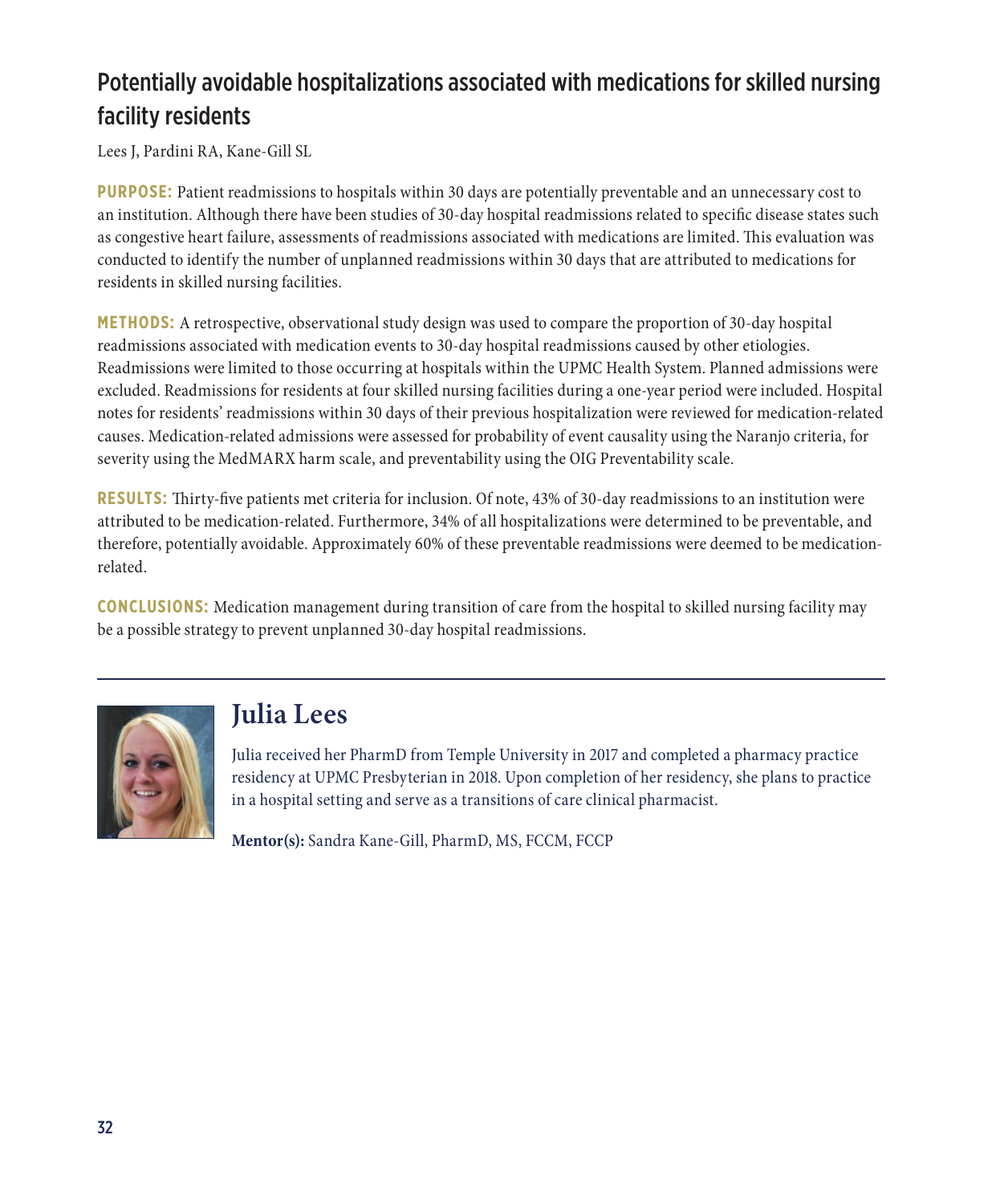# Potentially avoidable hospitalizations associated with medications for skilled nursing facility residents

Lees J, Pardini RA, Kane-Gill SL

**PURPOSE:** Patient readmissions to hospitals within 30 days are potentially preventable and an unnecessary cost to an institution. Although there have been studies of 30-day hospital readmissions related to specific disease states such as congestive heart failure, assessments of readmissions associated with medications are limited. This evaluation was conducted to identify the number of unplanned readmissions within 30 days that are attributed to medications for residents in skilled nursing facilities.

**METHODS:** A retrospective, observational study design was used to compare the proportion of 30-day hospital readmissions associated with medication events to 30-day hospital readmissions caused by other etiologies. Readmissions were limited to those occurring at hospitals within the UPMC Health System. Planned admissions were excluded. Readmissions for residents at four skilled nursing facilities during a one-year period were included. Hospital notes for residents' readmissions within 30 days of their previous hospitalization were reviewed for medication-related causes. Medication-related admissions were assessed for probability of event causality using the Naranjo criteria, for severity using the MedMARX harm scale, and preventability using the OIG Preventability scale.

**RESULTS:** Thirty-five patients met criteria for inclusion. Of note, 43% of 30-day readmissions to an institution were attributed to be medication-related. Furthermore, 34% of all hospitalizations were determined to be preventable, and therefore, potentially avoidable. Approximately 60% of these preventable readmissions were deemed to be medication-related.

**CONCLUSIONS:** Medication management during transition of care from the hospital to skilled nursing facility may be a possible strategy to prevent unplanned 30-day hospital readmissions.

---

## Julia Lees

Julia received her PharmD from Temple University in 2017 and completed a pharmacy practice residency at UPMC Presbyterian in 2018. Upon completion of her residency, she plans to practice in a hospital setting and serve as a transitions of care clinical pharmacist.

**Mentor(s):** Sandra Kane-Gill, PharmD, MS, FCCM, FCCP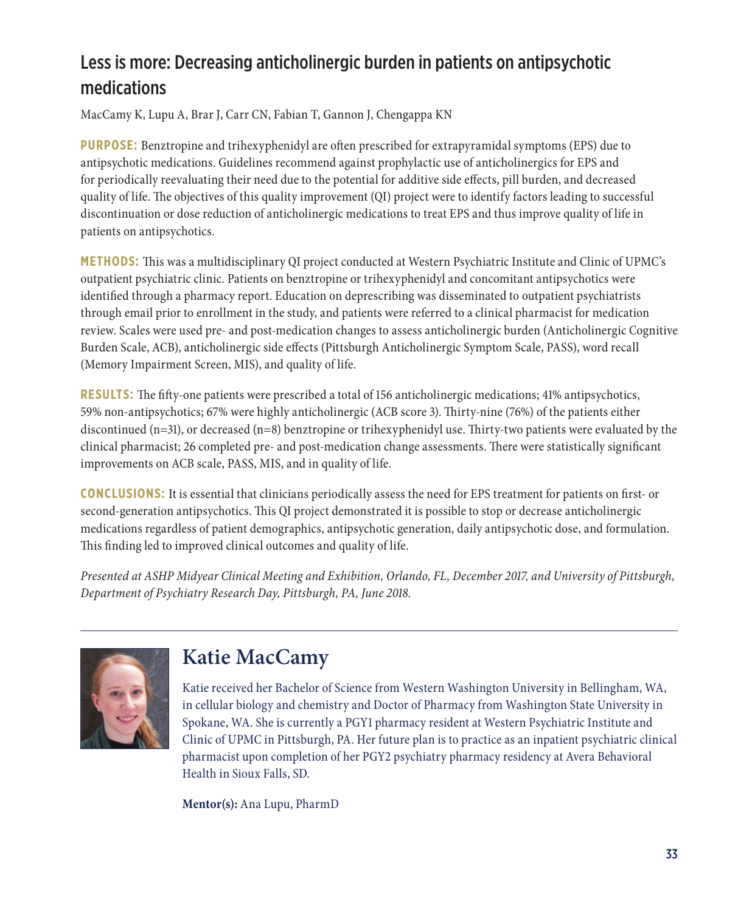## Less is more: Decreasing anticholinergic burden in patients on antipsychotic medications

MacCamy K, Lupu A, Brar J, Carr CN, Fabian T, Gannon J, Chengappa KN

**PURPOSE:** Benztropine and trihexyphenidyl are often prescribed for extrapyramidal symptoms (EPS) due to antipsychotic medications. Guidelines recommend against prophylactic use of anticholinergics for EPS and for periodically reevaluating their need due to the potential for additive side effects, pill burden, and decreased quality of life. The objectives of this quality improvement (QI) project were to identify factors leading to successful discontinuation or dose reduction of anticholinergic medications to treat EPS and thus improve quality of life in patients on antipsychotics.

**METHODS:** This was a multidisciplinary QI project conducted at Western Psychiatric Institute and Clinic of UPMC's outpatient psychiatric clinic. Patients on benztropine or trihexyphenidyl and concomitant antipsychotics were identified through a pharmacy report. Education on deprescribing was disseminated to outpatient psychiatrists through email prior to enrollment in the study, and patients were referred to a clinical pharmacist for medication review. Scales were used pre- and post-medication changes to assess anticholinergic burden (Anticholinergic Cognitive Burden Scale, ACB), anticholinergic side effects (Pittsburgh Anticholinergic Symptom Scale, PASS), word recall (Memory Impairment Screen, MIS), and quality of life.

**RESULTS:** The fifty-one patients were prescribed a total of 156 anticholinergic medications; 41% antipsychotics, 59% non-antipsychotics; 67% were highly anticholinergic (ACB score 3). Thirty-nine (76%) of the patients either discontinued (n=31), or decreased (n=8) benztropine or trihexyphenidyl use. Thirty-two patients were evaluated by the clinical pharmacist; 26 completed pre- and post-medication change assessments. There were statistically significant improvements on ACB scale, PASS, MIS, and in quality of life.

**CONCLUSIONS:** It is essential that clinicians periodically assess the need for EPS treatment for patients on first- or second-generation antipsychotics. This QI project demonstrated it is possible to stop or decrease anticholinergic medications regardless of patient demographics, antipsychotic generation, daily antipsychotic dose, and formulation. This finding led to improved clinical outcomes and quality of life.

*Presented at ASHP Midyear Clinical Meeting and Exhibition, Orlando, FL, December 2017, and University of Pittsburgh, Department of Psychiatry Research Day, Pittsburgh, PA, June 2018.*

---

## Katie MacCamy

Katie received her Bachelor of Science from Western Washington University in Bellingham, WA, in cellular biology and chemistry and Doctor of Pharmacy from Washington State University in Spokane, WA. She is currently a PGY1 pharmacy resident at Western Psychiatric Institute and Clinic of UPMC in Pittsburgh, PA. Her future plan is to practice as an inpatient psychiatric clinical pharmacist upon completion of her PGY2 psychiatry pharmacy residency at Avera Behavioral Health in Sioux Falls, SD.

**Mentor(s):** Ana Lupu, PharmD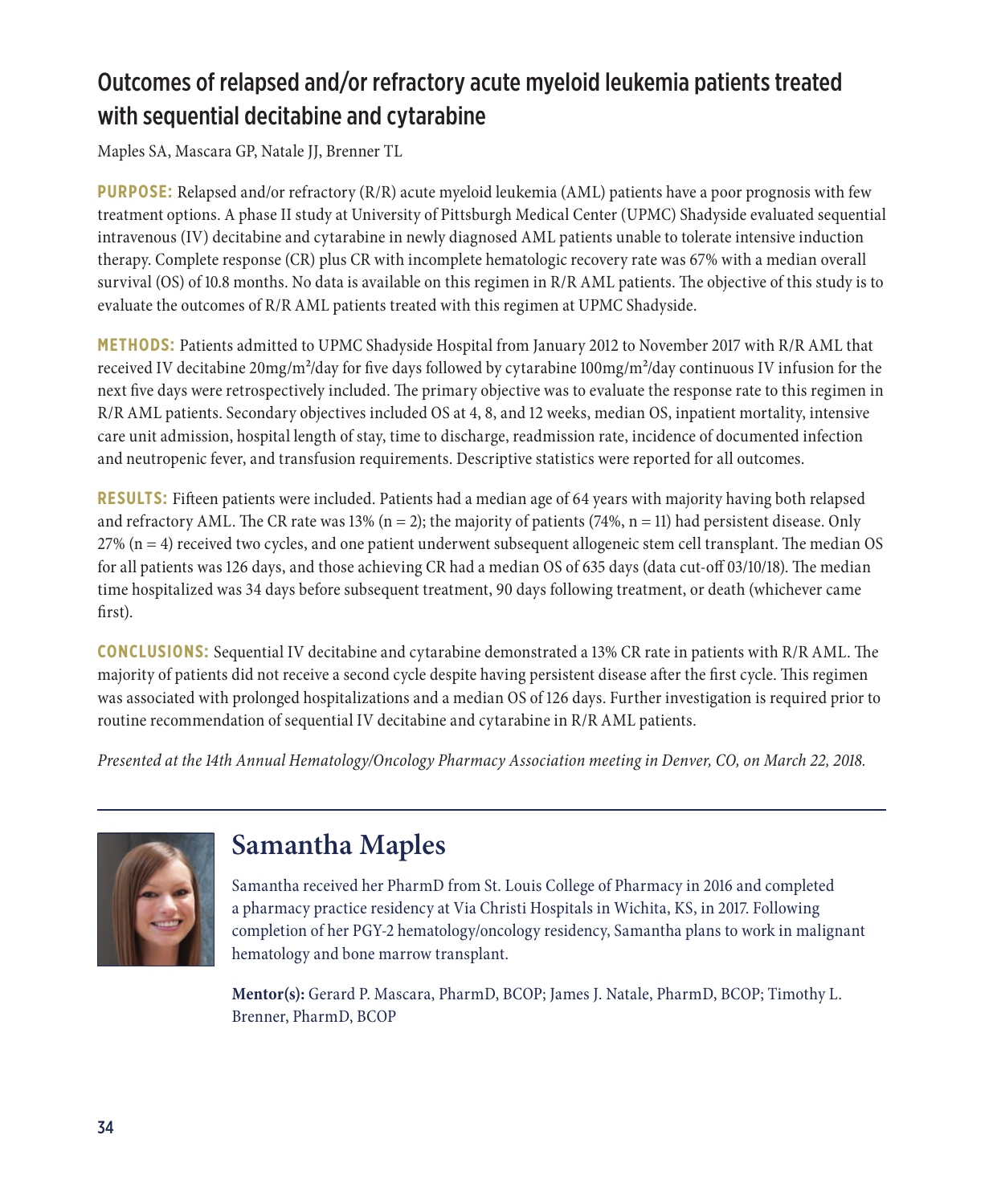# Outcomes of relapsed and/or refractory acute myeloid leukemia patients treated with sequential decitabine and cytarabine

Maples SA, Mascara GP, Natale JJ, Brenner TL

**PURPOSE:** Relapsed and/or refractory (R/R) acute myeloid leukemia (AML) patients have a poor prognosis with few treatment options. A phase II study at University of Pittsburgh Medical Center (UPMC) Shadyside evaluated sequential intravenous (IV) decitabine and cytarabine in newly diagnosed AML patients unable to tolerate intensive induction therapy. Complete response (CR) plus CR with incomplete hematologic recovery rate was 67% with a median overall survival (OS) of 10.8 months. No data is available on this regimen in R/R AML patients. The objective of this study is to evaluate the outcomes of R/R AML patients treated with this regimen at UPMC Shadyside.

**METHODS:** Patients admitted to UPMC Shadyside Hospital from January 2012 to November 2017 with R/R AML that received IV decitabine 20mg/m²/day for five days followed by cytarabine 100mg/m²/day continuous IV infusion for the next five days were retrospectively included. The primary objective was to evaluate the response rate to this regimen in R/R AML patients. Secondary objectives included OS at 4, 8, and 12 weeks, median OS, inpatient mortality, intensive care unit admission, hospital length of stay, time to discharge, readmission rate, incidence of documented infection and neutropenic fever, and transfusion requirements. Descriptive statistics were reported for all outcomes.

**RESULTS:** Fifteen patients were included. Patients had a median age of 64 years with majority having both relapsed and refractory AML. The CR rate was 13% (n = 2); the majority of patients (74%, n = 11) had persistent disease. Only 27% (n = 4) received two cycles, and one patient underwent subsequent allogeneic stem cell transplant. The median OS for all patients was 126 days, and those achieving CR had a median OS of 635 days (data cut-off 03/10/18). The median time hospitalized was 34 days before subsequent treatment, 90 days following treatment, or death (whichever came first).

**CONCLUSIONS:** Sequential IV decitabine and cytarabine demonstrated a 13% CR rate in patients with R/R AML. The majority of patients did not receive a second cycle despite having persistent disease after the first cycle. This regimen was associated with prolonged hospitalizations and a median OS of 126 days. Further investigation is required prior to routine recommendation of sequential IV decitabine and cytarabine in R/R AML patients.

*Presented at the 14th Annual Hematology/Oncology Pharmacy Association meeting in Denver, CO, on March 22, 2018.*

---

## Samantha Maples

Samantha received her PharmD from St. Louis College of Pharmacy in 2016 and completed a pharmacy practice residency at Via Christi Hospitals in Wichita, KS, in 2017. Following completion of her PGY-2 hematology/oncology residency, Samantha plans to work in malignant hematology and bone marrow transplant.

**Mentor(s):** Gerard P. Mascara, PharmD, BCOP; James J. Natale, PharmD, BCOP; Timothy L. Brenner, PharmD, BCOP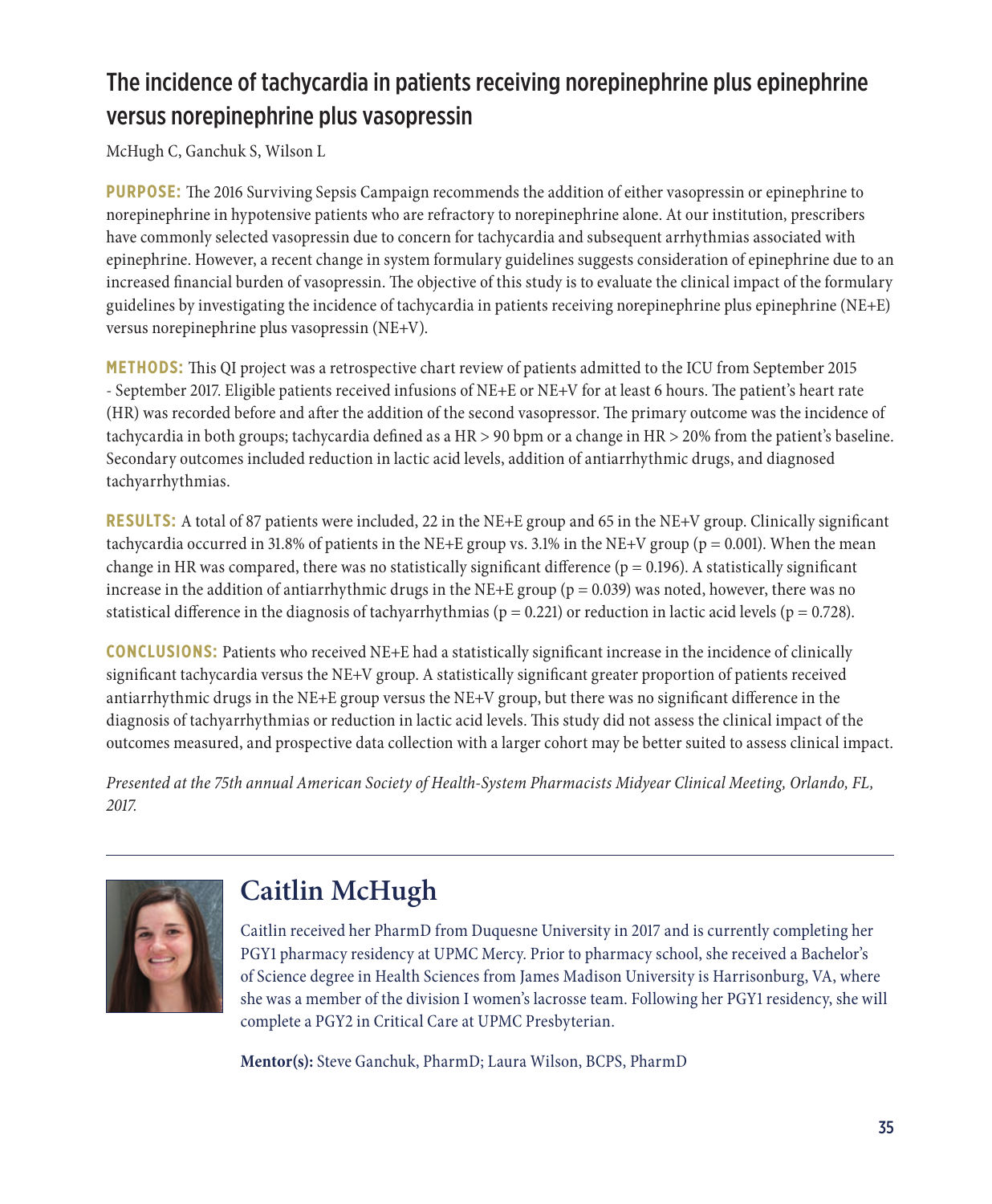## The incidence of tachycardia in patients receiving norepinephrine plus epinephrine versus norepinephrine plus vasopressin

McHugh C, Ganchuk S, Wilson L

**PURPOSE:** The 2016 Surviving Sepsis Campaign recommends the addition of either vasopressin or epinephrine to norepinephrine in hypotensive patients who are refractory to norepinephrine alone. At our institution, prescribers have commonly selected vasopressin due to concern for tachycardia and subsequent arrhythmias associated with epinephrine. However, a recent change in system formulary guidelines suggests consideration of epinephrine due to an increased financial burden of vasopressin. The objective of this study is to evaluate the clinical impact of the formulary guidelines by investigating the incidence of tachycardia in patients receiving norepinephrine plus epinephrine (NE+E) versus norepinephrine plus vasopressin (NE+V).

**METHODS:** This QI project was a retrospective chart review of patients admitted to the ICU from September 2015 - September 2017. Eligible patients received infusions of NE+E or NE+V for at least 6 hours. The patient's heart rate (HR) was recorded before and after the addition of the second vasopressor. The primary outcome was the incidence of tachycardia in both groups; tachycardia defined as a HR > 90 bpm or a change in HR > 20% from the patient's baseline. Secondary outcomes included reduction in lactic acid levels, addition of antiarrhythmic drugs, and diagnosed tachyarrhythmias.

**RESULTS:** A total of 87 patients were included, 22 in the NE+E group and 65 in the NE+V group. Clinically significant tachycardia occurred in 31.8% of patients in the NE+E group vs. 3.1% in the NE+V group ($p = 0.001$). When the mean change in HR was compared, there was no statistically significant difference ($p = 0.196$). A statistically significant increase in the addition of antiarrhythmic drugs in the NE+E group ($p = 0.039$) was noted, however, there was no statistical difference in the diagnosis of tachyarrhythmias ($p = 0.221$) or reduction in lactic acid levels ($p = 0.728$).

**CONCLUSIONS:** Patients who received NE+E had a statistically significant increase in the incidence of clinically significant tachycardia versus the NE+V group. A statistically significant greater proportion of patients received antiarrhythmic drugs in the NE+E group versus the NE+V group, but there was no significant difference in the diagnosis of tachyarrhythmias or reduction in lactic acid levels. This study did not assess the clinical impact of the outcomes measured, and prospective data collection with a larger cohort may be better suited to assess clinical impact.

*Presented at the 75th annual American Society of Health-System Pharmacists Midyear Clinical Meeting, Orlando, FL, 2017.*

---

## Caitlin McHugh

Caitlin received her PharmD from Duquesne University in 2017 and is currently completing her PGY1 pharmacy residency at UPMC Mercy. Prior to pharmacy school, she received a Bachelor's of Science degree in Health Sciences from James Madison University is Harrisonburg, VA, where she was a member of the division I women's lacrosse team. Following her PGY1 residency, she will complete a PGY2 in Critical Care at UPMC Presbyterian.

**Mentor(s):** Steve Ganchuk, PharmD; Laura Wilson, BCPS, PharmD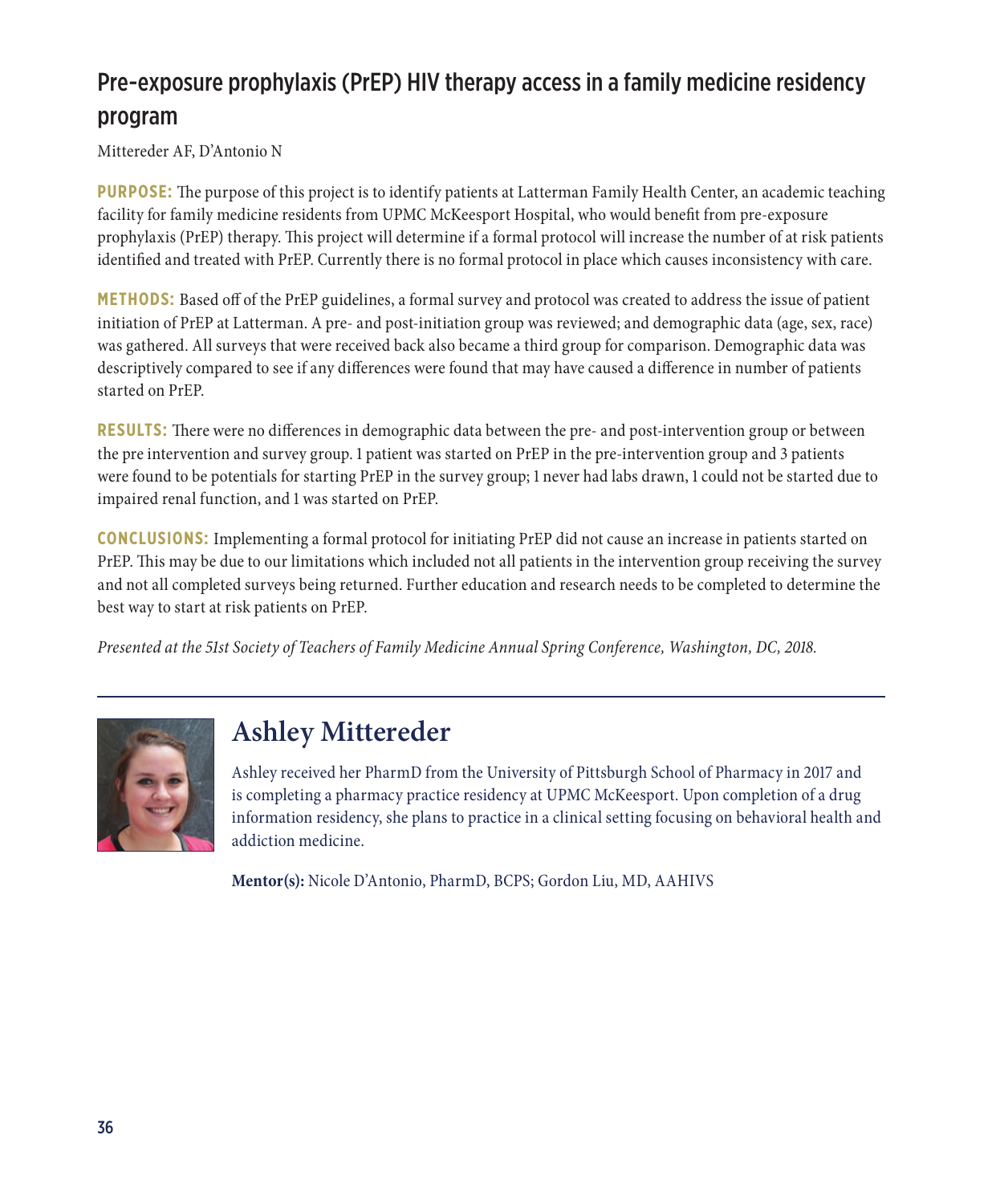## Pre-exposure prophylaxis (PrEP) HIV therapy access in a family medicine residency program

Mittereder AF, D'Antonio N

**PURPOSE:** The purpose of this project is to identify patients at Latterman Family Health Center, an academic teaching facility for family medicine residents from UPMC McKeesport Hospital, who would benefit from pre-exposure prophylaxis (PrEP) therapy. This project will determine if a formal protocol will increase the number of at risk patients identified and treated with PrEP. Currently there is no formal protocol in place which causes inconsistency with care.

**METHODS:** Based off of the PrEP guidelines, a formal survey and protocol was created to address the issue of patient initiation of PrEP at Latterman. A pre- and post-initiation group was reviewed; and demographic data (age, sex, race) was gathered. All surveys that were received back also became a third group for comparison. Demographic data was descriptively compared to see if any differences were found that may have caused a difference in number of patients started on PrEP.

**RESULTS:** There were no differences in demographic data between the pre- and post-intervention group or between the pre intervention and survey group. 1 patient was started on PrEP in the pre-intervention group and 3 patients were found to be potentials for starting PrEP in the survey group; 1 never had labs drawn, 1 could not be started due to impaired renal function, and 1 was started on PrEP.

**CONCLUSIONS:** Implementing a formal protocol for initiating PrEP did not cause an increase in patients started on PrEP. This may be due to our limitations which included not all patients in the intervention group receiving the survey and not all completed surveys being returned. Further education and research needs to be completed to determine the best way to start at risk patients on PrEP.

*Presented at the 51st Society of Teachers of Family Medicine Annual Spring Conference, Washington, DC, 2018.*

---

## Ashley Mittereder

Ashley received her PharmD from the University of Pittsburgh School of Pharmacy in 2017 and is completing a pharmacy practice residency at UPMC McKeesport. Upon completion of a drug information residency, she plans to practice in a clinical setting focusing on behavioral health and addiction medicine.

**Mentor(s):** Nicole D'Antonio, PharmD, BCPS; Gordon Liu, MD, AAHIVS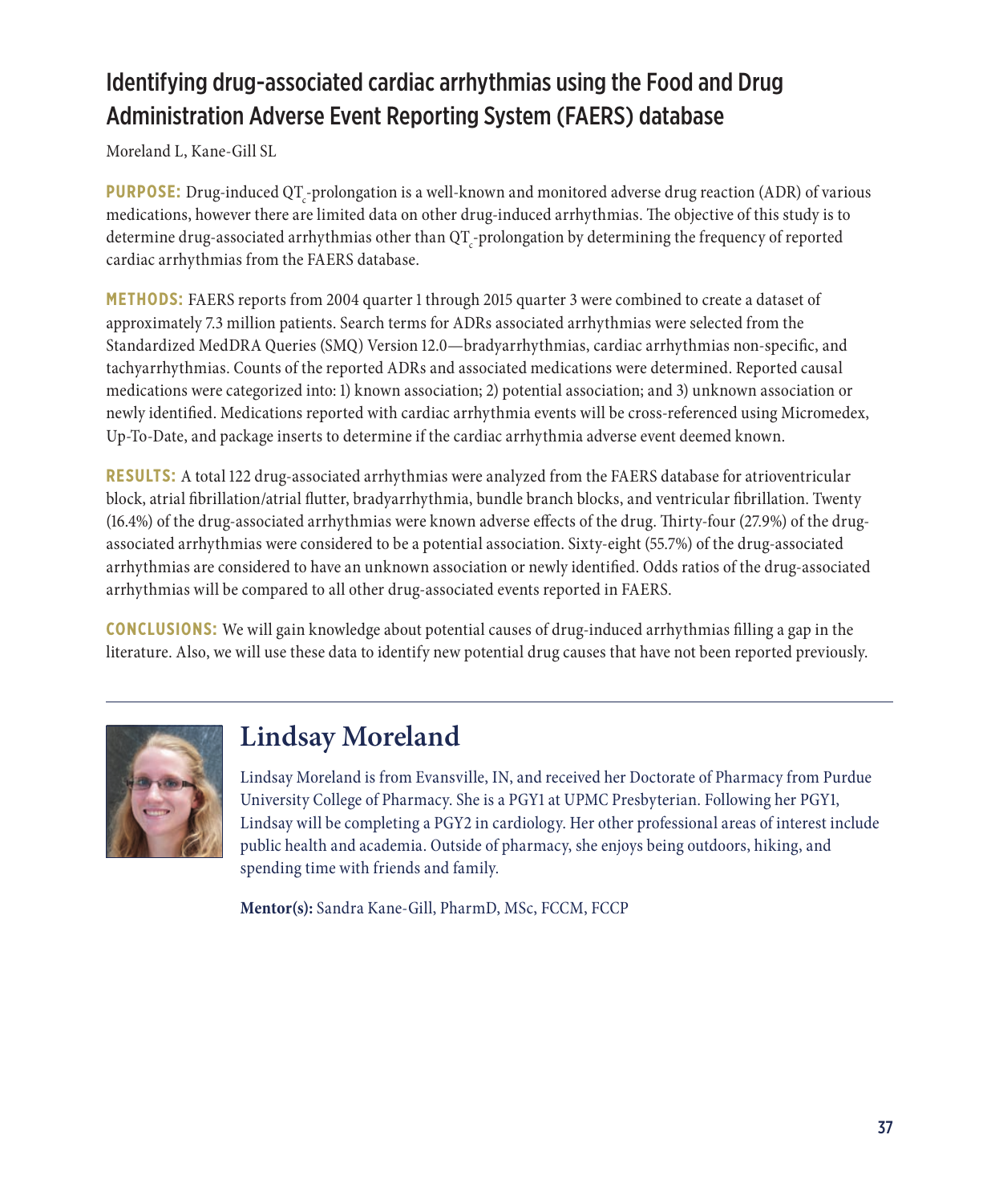## Identifying drug-associated cardiac arrhythmias using the Food and Drug Administration Adverse Event Reporting System (FAERS) database

Moreland L, Kane-Gill SL

**PURPOSE:** Drug-induced $QT_c$-prolongation is a well-known and monitored adverse drug reaction (ADR) of various medications, however there are limited data on other drug-induced arrhythmias. The objective of this study is to determine drug-associated arrhythmias other than $QT_c$-prolongation by determining the frequency of reported cardiac arrhythmias from the FAERS database.

**METHODS:** FAERS reports from 2004 quarter 1 through 2015 quarter 3 were combined to create a dataset of approximately 7.3 million patients. Search terms for ADRs associated arrhythmias were selected from the Standardized MedDRA Queries (SMQ) Version 12.0—bradyarrhythmias, cardiac arrhythmias non-specific, and tachyarrhythmias. Counts of the reported ADRs and associated medications were determined. Reported causal medications were categorized into: 1) known association; 2) potential association; and 3) unknown association or newly identified. Medications reported with cardiac arrhythmia events will be cross-referenced using Micromedex, Up-To-Date, and package inserts to determine if the cardiac arrhythmia adverse event deemed known.

**RESULTS:** A total 122 drug-associated arrhythmias were analyzed from the FAERS database for atrioventricular block, atrial fibrillation/atrial flutter, bradyarrhythmia, bundle branch blocks, and ventricular fibrillation. Twenty (16.4%) of the drug-associated arrhythmias were known adverse effects of the drug. Thirty-four (27.9%) of the drug-associated arrhythmias were considered to be a potential association. Sixty-eight (55.7%) of the drug-associated arrhythmias are considered to have an unknown association or newly identified. Odds ratios of the drug-associated arrhythmias will be compared to all other drug-associated events reported in FAERS.

**CONCLUSIONS:** We will gain knowledge about potential causes of drug-induced arrhythmias filling a gap in the literature. Also, we will use these data to identify new potential drug causes that have not been reported previously.

---

## Lindsay Moreland

Lindsay Moreland is from Evansville, IN, and received her Doctorate of Pharmacy from Purdue University College of Pharmacy. She is a PGY1 at UPMC Presbyterian. Following her PGY1, Lindsay will be completing a PGY2 in cardiology. Her other professional areas of interest include public health and academia. Outside of pharmacy, she enjoys being outdoors, hiking, and spending time with friends and family.

**Mentor(s):** Sandra Kane-Gill, PharmD, MSc, FCCM, FCCP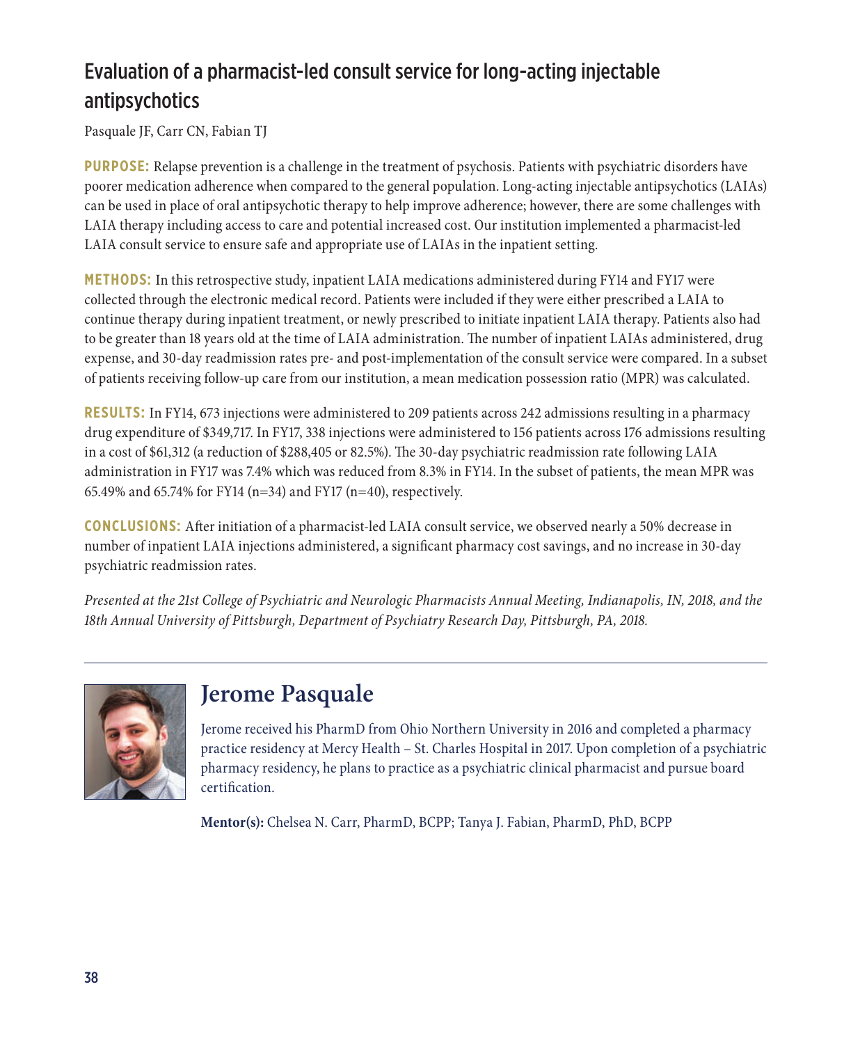## Evaluation of a pharmacist-led consult service for long-acting injectable antipsychotics

Pasquale JF, Carr CN, Fabian TJ

**PURPOSE:** Relapse prevention is a challenge in the treatment of psychosis. Patients with psychiatric disorders have poorer medication adherence when compared to the general population. Long-acting injectable antipsychotics (LAIAs) can be used in place of oral antipsychotic therapy to help improve adherence; however, there are some challenges with LAIA therapy including access to care and potential increased cost. Our institution implemented a pharmacist-led LAIA consult service to ensure safe and appropriate use of LAIAs in the inpatient setting.

**METHODS:** In this retrospective study, inpatient LAIA medications administered during FY14 and FY17 were collected through the electronic medical record. Patients were included if they were either prescribed a LAIA to continue therapy during inpatient treatment, or newly prescribed to initiate inpatient LAIA therapy. Patients also had to be greater than 18 years old at the time of LAIA administration. The number of inpatient LAIAs administered, drug expense, and 30-day readmission rates pre- and post-implementation of the consult service were compared. In a subset of patients receiving follow-up care from our institution, a mean medication possession ratio (MPR) was calculated.

**RESULTS:** In FY14, 673 injections were administered to 209 patients across 242 admissions resulting in a pharmacy drug expenditure of $349,717. In FY17, 338 injections were administered to 156 patients across 176 admissions resulting in a cost of $61,312 (a reduction of $288,405 or 82.5%). The 30-day psychiatric readmission rate following LAIA administration in FY17 was 7.4% which was reduced from 8.3% in FY14. In the subset of patients, the mean MPR was 65.49% and 65.74% for FY14 (n=34) and FY17 (n=40), respectively.

**CONCLUSIONS:** After initiation of a pharmacist-led LAIA consult service, we observed nearly a 50% decrease in number of inpatient LAIA injections administered, a significant pharmacy cost savings, and no increase in 30-day psychiatric readmission rates.

*Presented at the 21st College of Psychiatric and Neurologic Pharmacists Annual Meeting, Indianapolis, IN, 2018, and the 18th Annual University of Pittsburgh, Department of Psychiatry Research Day, Pittsburgh, PA, 2018.*

---

## Jerome Pasquale

Jerome received his PharmD from Ohio Northern University in 2016 and completed a pharmacy practice residency at Mercy Health – St. Charles Hospital in 2017. Upon completion of a psychiatric pharmacy residency, he plans to practice as a psychiatric clinical pharmacist and pursue board certification.

**Mentor(s):** Chelsea N. Carr, PharmD, BCPP; Tanya J. Fabian, PharmD, PhD, BCPP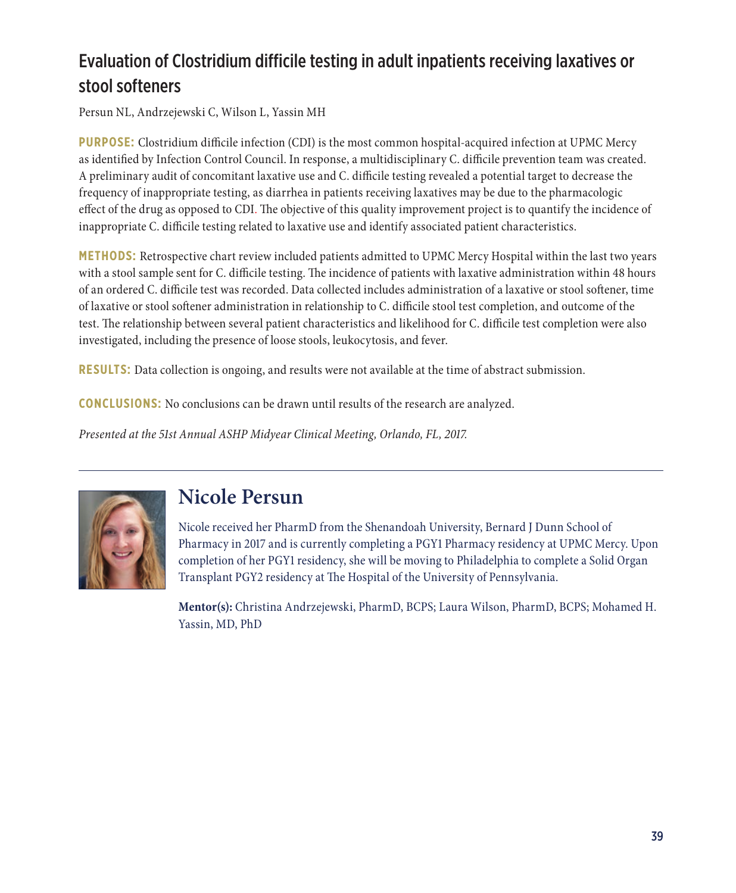## Evaluation of Clostridium difficile testing in adult inpatients receiving laxatives or stool softeners

Persun NL, Andrzejewski C, Wilson L, Yassin MH

**PURPOSE:** Clostridium difficile infection (CDI) is the most common hospital-acquired infection at UPMC Mercy as identified by Infection Control Council. In response, a multidisciplinary C. difficile prevention team was created. A preliminary audit of concomitant laxative use and C. difficile testing revealed a potential target to decrease the frequency of inappropriate testing, as diarrhea in patients receiving laxatives may be due to the pharmacologic effect of the drug as opposed to CDI. The objective of this quality improvement project is to quantify the incidence of inappropriate C. difficile testing related to laxative use and identify associated patient characteristics.

**METHODS:** Retrospective chart review included patients admitted to UPMC Mercy Hospital within the last two years with a stool sample sent for C. difficile testing. The incidence of patients with laxative administration within 48 hours of an ordered C. difficile test was recorded. Data collected includes administration of a laxative or stool softener, time of laxative or stool softener administration in relationship to C. difficile stool test completion, and outcome of the test. The relationship between several patient characteristics and likelihood for C. difficile test completion were also investigated, including the presence of loose stools, leukocytosis, and fever.

**RESULTS:** Data collection is ongoing, and results were not available at the time of abstract submission.

**CONCLUSIONS:** No conclusions can be drawn until results of the research are analyzed.

*Presented at the 51st Annual ASHP Midyear Clinical Meeting, Orlando, FL, 2017.*

---

## Nicole Persun

Nicole received her PharmD from the Shenandoah University, Bernard J Dunn School of Pharmacy in 2017 and is currently completing a PGY1 Pharmacy residency at UPMC Mercy. Upon completion of her PGY1 residency, she will be moving to Philadelphia to complete a Solid Organ Transplant PGY2 residency at The Hospital of the University of Pennsylvania.

**Mentor(s):** Christina Andrzejewski, PharmD, BCPS; Laura Wilson, PharmD, BCPS; Mohamed H. Yassin, MD, PhD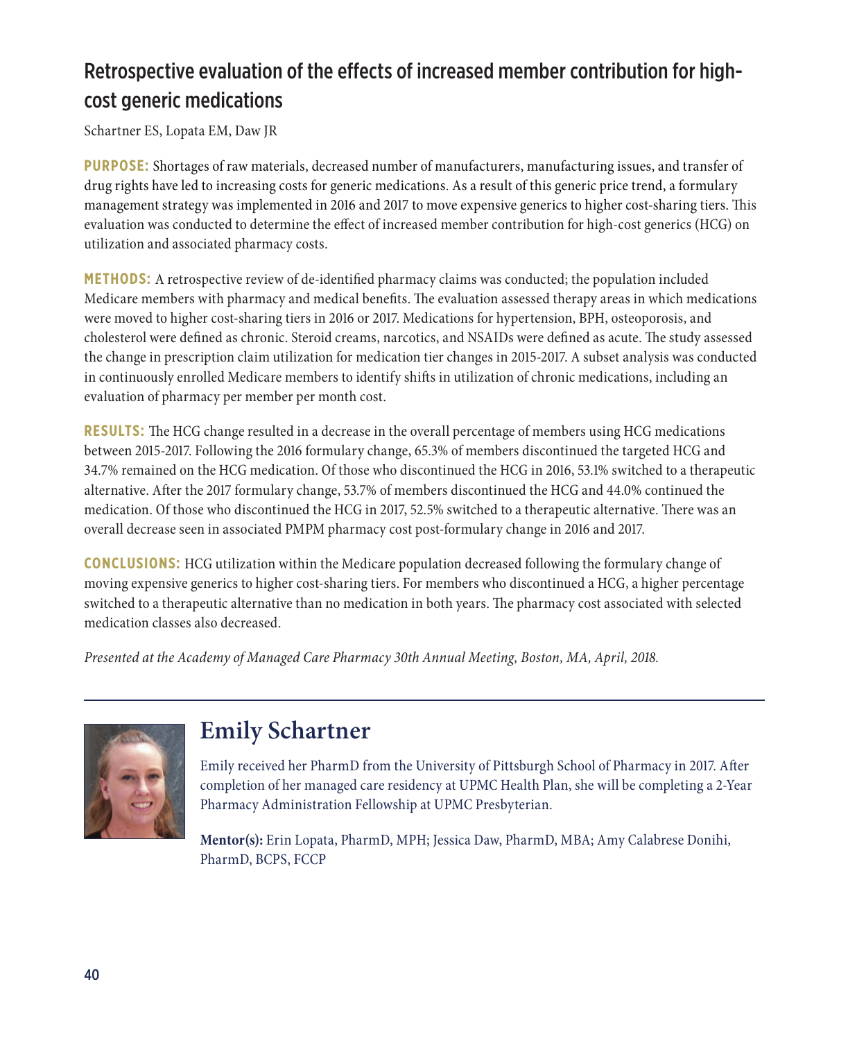## Retrospective evaluation of the effects of increased member contribution for high-cost generic medications

Schartner ES, Lopata EM, Daw JR

**PURPOSE:** Shortages of raw materials, decreased number of manufacturers, manufacturing issues, and transfer of drug rights have led to increasing costs for generic medications. As a result of this generic price trend, a formulary management strategy was implemented in 2016 and 2017 to move expensive generics to higher cost-sharing tiers. This evaluation was conducted to determine the effect of increased member contribution for high-cost generics (HCG) on utilization and associated pharmacy costs.

**METHODS:** A retrospective review of de-identified pharmacy claims was conducted; the population included Medicare members with pharmacy and medical benefits. The evaluation assessed therapy areas in which medications were moved to higher cost-sharing tiers in 2016 or 2017. Medications for hypertension, BPH, osteoporosis, and cholesterol were defined as chronic. Steroid creams, narcotics, and NSAIDs were defined as acute. The study assessed the change in prescription claim utilization for medication tier changes in 2015-2017. A subset analysis was conducted in continuously enrolled Medicare members to identify shifts in utilization of chronic medications, including an evaluation of pharmacy per member per month cost.

**RESULTS:** The HCG change resulted in a decrease in the overall percentage of members using HCG medications between 2015-2017. Following the 2016 formulary change, 65.3% of members discontinued the targeted HCG and 34.7% remained on the HCG medication. Of those who discontinued the HCG in 2016, 53.1% switched to a therapeutic alternative. After the 2017 formulary change, 53.7% of members discontinued the HCG and 44.0% continued the medication. Of those who discontinued the HCG in 2017, 52.5% switched to a therapeutic alternative. There was an overall decrease seen in associated PMPM pharmacy cost post-formulary change in 2016 and 2017.

**CONCLUSIONS:** HCG utilization within the Medicare population decreased following the formulary change of moving expensive generics to higher cost-sharing tiers. For members who discontinued a HCG, a higher percentage switched to a therapeutic alternative than no medication in both years. The pharmacy cost associated with selected medication classes also decreased.

*Presented at the Academy of Managed Care Pharmacy 30th Annual Meeting, Boston, MA, April, 2018.*

---

## Emily Schartner

Emily received her PharmD from the University of Pittsburgh School of Pharmacy in 2017. After completion of her managed care residency at UPMC Health Plan, she will be completing a 2-Year Pharmacy Administration Fellowship at UPMC Presbyterian.

**Mentor(s):** Erin Lopata, PharmD, MPH; Jessica Daw, PharmD, MBA; Amy Calabrese Donihi, PharmD, BCPS, FCCP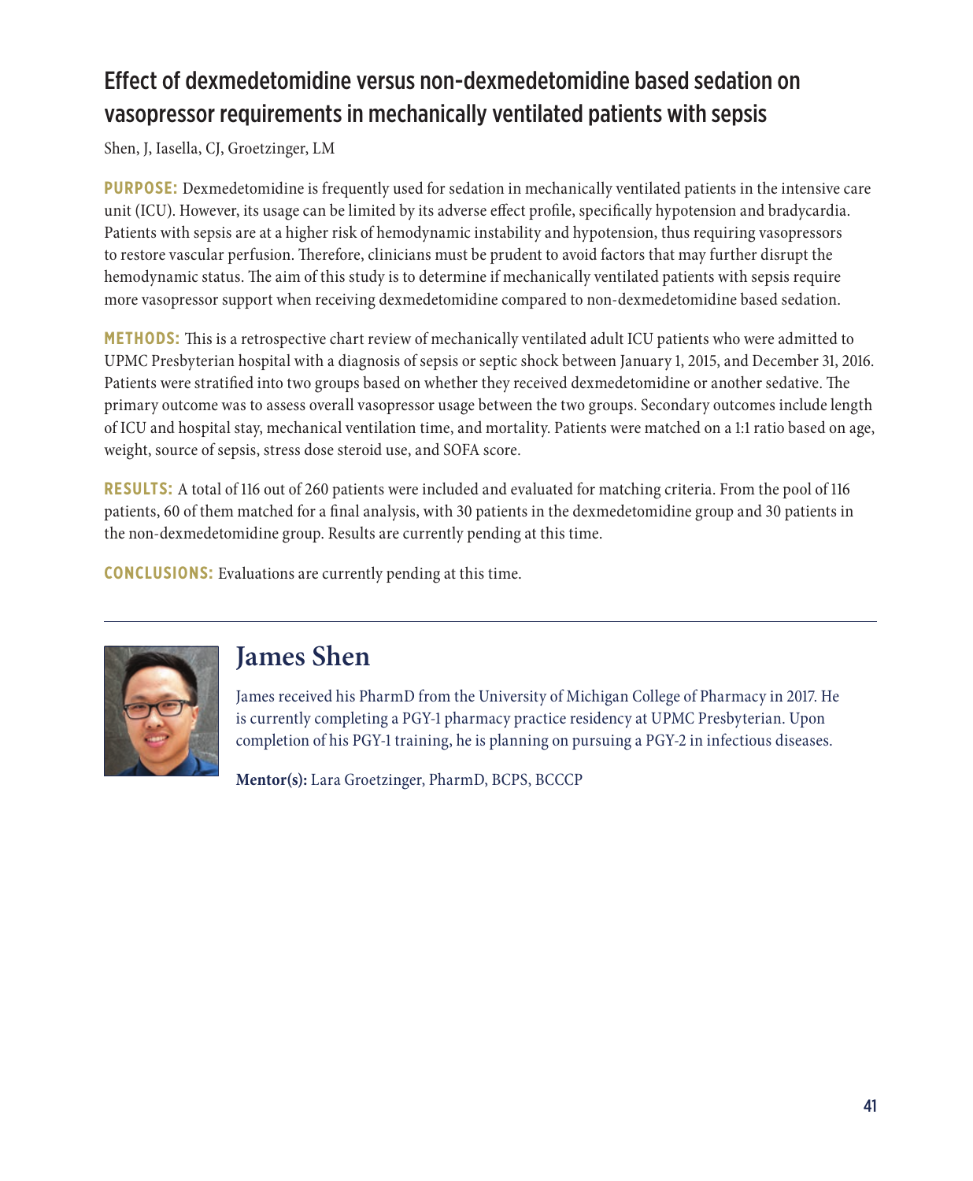## Effect of dexmedetomidine versus non-dexmedetomidine based sedation on vasopressor requirements in mechanically ventilated patients with sepsis

Shen, J, Iasella, CJ, Groetzinger, LM

**PURPOSE:** Dexmedetomidine is frequently used for sedation in mechanically ventilated patients in the intensive care unit (ICU). However, its usage can be limited by its adverse effect profile, specifically hypotension and bradycardia. Patients with sepsis are at a higher risk of hemodynamic instability and hypotension, thus requiring vasopressors to restore vascular perfusion. Therefore, clinicians must be prudent to avoid factors that may further disrupt the hemodynamic status. The aim of this study is to determine if mechanically ventilated patients with sepsis require more vasopressor support when receiving dexmedetomidine compared to non-dexmedetomidine based sedation.

**METHODS:** This is a retrospective chart review of mechanically ventilated adult ICU patients who were admitted to UPMC Presbyterian hospital with a diagnosis of sepsis or septic shock between January 1, 2015, and December 31, 2016. Patients were stratified into two groups based on whether they received dexmedetomidine or another sedative. The primary outcome was to assess overall vasopressor usage between the two groups. Secondary outcomes include length of ICU and hospital stay, mechanical ventilation time, and mortality. Patients were matched on a 1:1 ratio based on age, weight, source of sepsis, stress dose steroid use, and SOFA score.

**RESULTS:** A total of 116 out of 260 patients were included and evaluated for matching criteria. From the pool of 116 patients, 60 of them matched for a final analysis, with 30 patients in the dexmedetomidine group and 30 patients in the non-dexmedetomidine group. Results are currently pending at this time.

**CONCLUSIONS:** Evaluations are currently pending at this time.

---

## James Shen

James received his PharmD from the University of Michigan College of Pharmacy in 2017. He is currently completing a PGY-1 pharmacy practice residency at UPMC Presbyterian. Upon completion of his PGY-1 training, he is planning on pursuing a PGY-2 in infectious diseases.

**Mentor(s):** Lara Groetzinger, PharmD, BCPS, BCCCP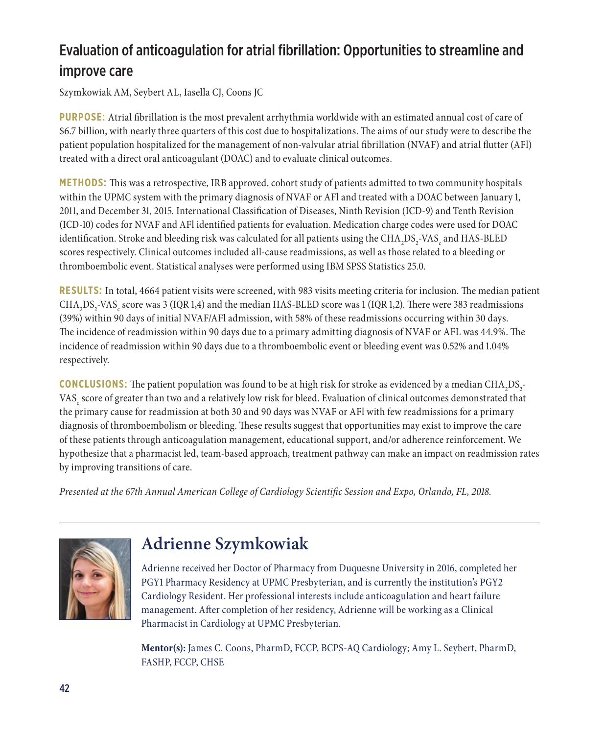## Evaluation of anticoagulation for atrial fibrillation: Opportunities to streamline and improve care

Szymkowiak AM, Seybert AL, Iasella CJ, Coons JC

**PURPOSE:** Atrial fibrillation is the most prevalent arrhythmia worldwide with an estimated annual cost of care of $6.7 billion, with nearly three quarters of this cost due to hospitalizations. The aims of our study were to describe the patient population hospitalized for the management of non-valvular atrial fibrillation (NVAF) and atrial flutter (AFl) treated with a direct oral anticoagulant (DOAC) and to evaluate clinical outcomes.

**METHODS:** This was a retrospective, IRB approved, cohort study of patients admitted to two community hospitals within the UPMC system with the primary diagnosis of NVAF or AFl and treated with a DOAC between January 1, 2011, and December 31, 2015. International Classification of Diseases, Ninth Revision (ICD-9) and Tenth Revision (ICD-10) codes for NVAF and AFl identified patients for evaluation. Medication charge codes were used for DOAC identification. Stroke and bleeding risk was calculated for all patients using the $CHA_2DS_2$-$VAS_c$ and HAS-BLED scores respectively. Clinical outcomes included all-cause readmissions, as well as those related to a bleeding or thromboembolic event. Statistical analyses were performed using IBM SPSS Statistics 25.0.

**RESULTS:** In total, 4664 patient visits were screened, with 983 visits meeting criteria for inclusion. The median patient $CHA_2DS_2$-$VAS_c$ score was 3 (IQR 1,4) and the median HAS-BLED score was 1 (IQR 1,2). There were 383 readmissions (39%) within 90 days of initial NVAF/AFl admission, with 58% of these readmissions occurring within 30 days. The incidence of readmission within 90 days due to a primary admitting diagnosis of NVAF or AFL was 44.9%. The incidence of readmission within 90 days due to a thromboembolic event or bleeding event was 0.52% and 1.04% respectively.

**CONCLUSIONS:** The patient population was found to be at high risk for stroke as evidenced by a median $CHA_2DS_2$-$VAS_c$ score of greater than two and a relatively low risk for bleed. Evaluation of clinical outcomes demonstrated that the primary cause for readmission at both 30 and 90 days was NVAF or AFl with few readmissions for a primary diagnosis of thromboembolism or bleeding. These results suggest that opportunities may exist to improve the care of these patients through anticoagulation management, educational support, and/or adherence reinforcement. We hypothesize that a pharmacist led, team-based approach, treatment pathway can make an impact on readmission rates by improving transitions of care.

*Presented at the 67th Annual American College of Cardiology Scientific Session and Expo, Orlando, FL, 2018.*

---

## Adrienne Szymkowiak

Adrienne received her Doctor of Pharmacy from Duquesne University in 2016, completed her PGY1 Pharmacy Residency at UPMC Presbyterian, and is currently the institution's PGY2 Cardiology Resident. Her professional interests include anticoagulation and heart failure management. After completion of her residency, Adrienne will be working as a Clinical Pharmacist in Cardiology at UPMC Presbyterian.

**Mentor(s):** James C. Coons, PharmD, FCCP, BCPS-AQ Cardiology; Amy L. Seybert, PharmD, FASHP, FCCP, CHSE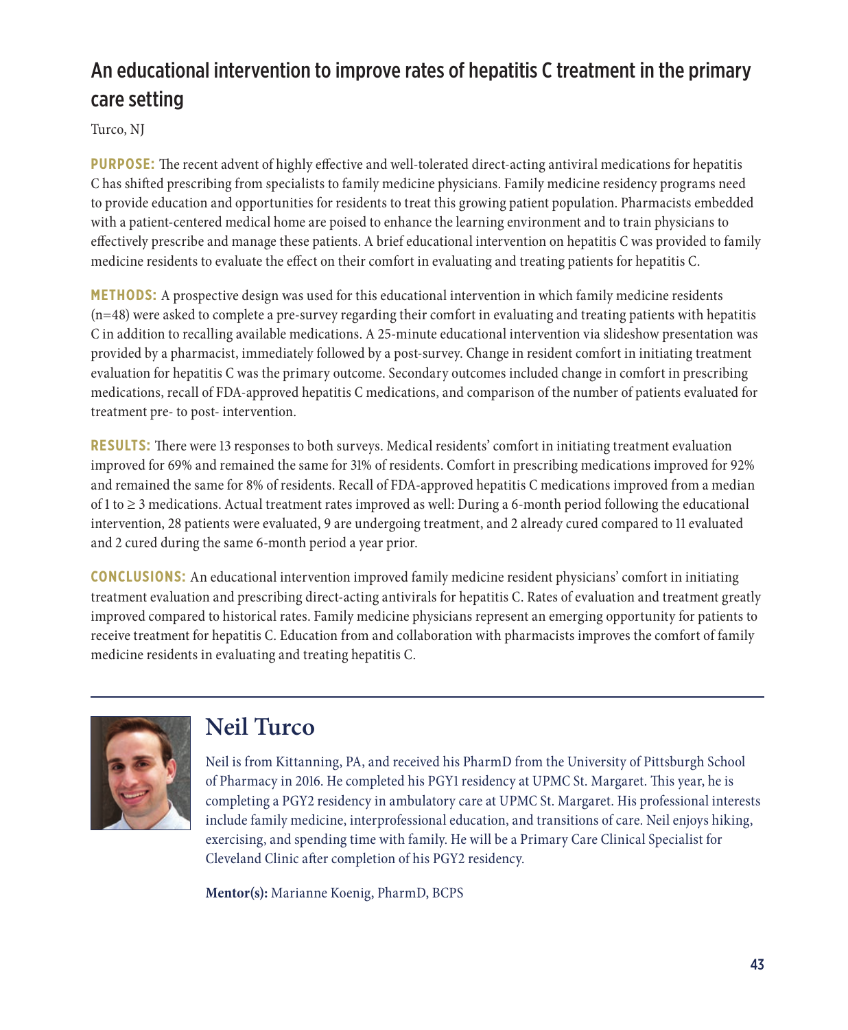## An educational intervention to improve rates of hepatitis C treatment in the primary care setting

Turco, NJ

**PURPOSE:** The recent advent of highly effective and well-tolerated direct-acting antiviral medications for hepatitis C has shifted prescribing from specialists to family medicine physicians. Family medicine residency programs need to provide education and opportunities for residents to treat this growing patient population. Pharmacists embedded with a patient-centered medical home are poised to enhance the learning environment and to train physicians to effectively prescribe and manage these patients. A brief educational intervention on hepatitis C was provided to family medicine residents to evaluate the effect on their comfort in evaluating and treating patients for hepatitis C.

**METHODS:** A prospective design was used for this educational intervention in which family medicine residents (n=48) were asked to complete a pre-survey regarding their comfort in evaluating and treating patients with hepatitis C in addition to recalling available medications. A 25-minute educational intervention via slideshow presentation was provided by a pharmacist, immediately followed by a post-survey. Change in resident comfort in initiating treatment evaluation for hepatitis C was the primary outcome. Secondary outcomes included change in comfort in prescribing medications, recall of FDA-approved hepatitis C medications, and comparison of the number of patients evaluated for treatment pre- to post- intervention.

**RESULTS:** There were 13 responses to both surveys. Medical residents' comfort in initiating treatment evaluation improved for 69% and remained the same for 31% of residents. Comfort in prescribing medications improved for 92% and remained the same for 8% of residents. Recall of FDA-approved hepatitis C medications improved from a median of 1 to ≥ 3 medications. Actual treatment rates improved as well: During a 6-month period following the educational intervention, 28 patients were evaluated, 9 are undergoing treatment, and 2 already cured compared to 11 evaluated and 2 cured during the same 6-month period a year prior.

**CONCLUSIONS:** An educational intervention improved family medicine resident physicians' comfort in initiating treatment evaluation and prescribing direct-acting antivirals for hepatitis C. Rates of evaluation and treatment greatly improved compared to historical rates. Family medicine physicians represent an emerging opportunity for patients to receive treatment for hepatitis C. Education from and collaboration with pharmacists improves the comfort of family medicine residents in evaluating and treating hepatitis C.

---

## Neil Turco

Neil is from Kittanning, PA, and received his PharmD from the University of Pittsburgh School of Pharmacy in 2016. He completed his PGY1 residency at UPMC St. Margaret. This year, he is completing a PGY2 residency in ambulatory care at UPMC St. Margaret. His professional interests include family medicine, interprofessional education, and transitions of care. Neil enjoys hiking, exercising, and spending time with family. He will be a Primary Care Clinical Specialist for Cleveland Clinic after completion of his PGY2 residency.

**Mentor(s):** Marianne Koenig, PharmD, BCPS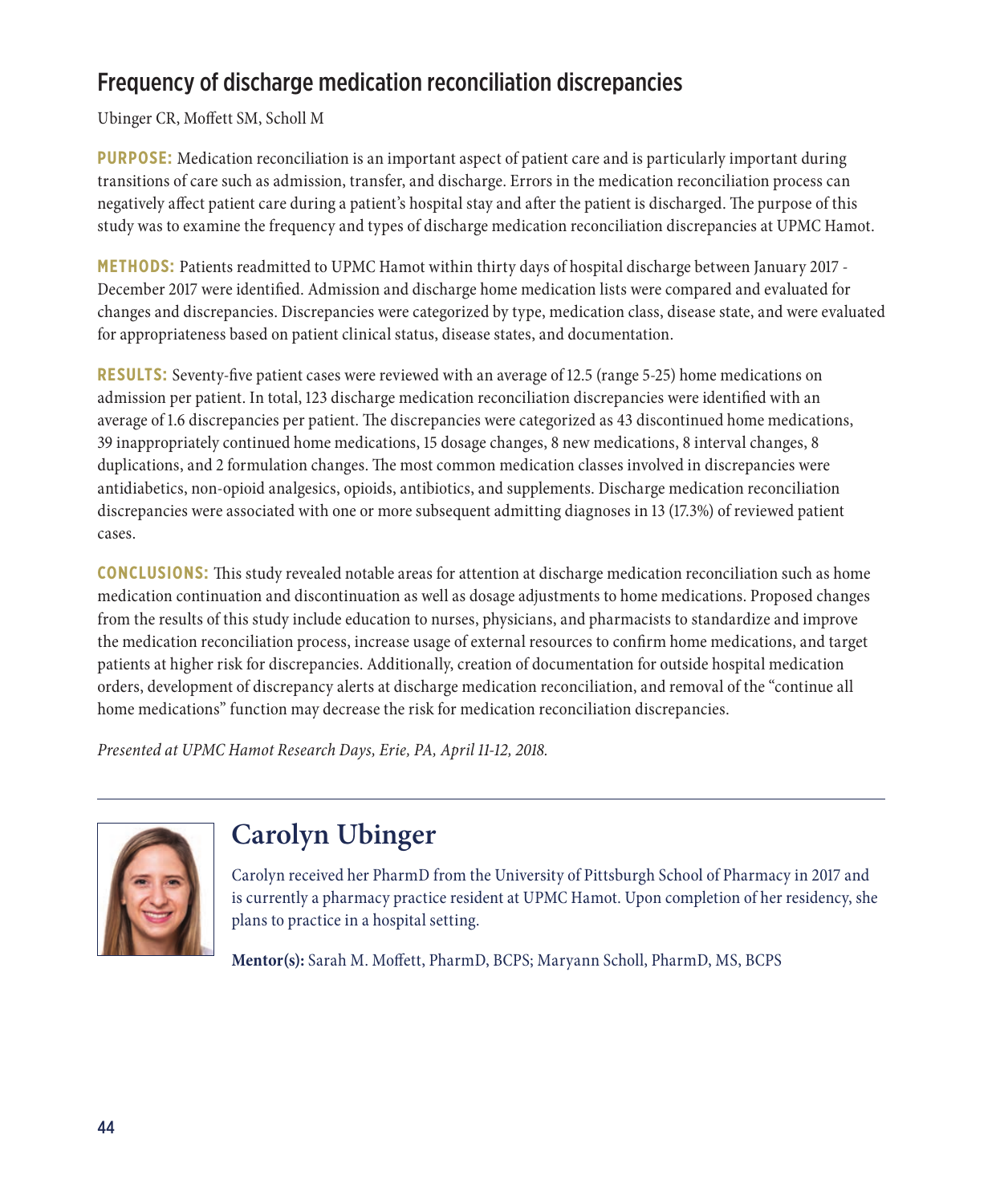## Frequency of discharge medication reconciliation discrepancies

Ubinger CR, Moffett SM, Scholl M

**PURPOSE:** Medication reconciliation is an important aspect of patient care and is particularly important during transitions of care such as admission, transfer, and discharge. Errors in the medication reconciliation process can negatively affect patient care during a patient's hospital stay and after the patient is discharged. The purpose of this study was to examine the frequency and types of discharge medication reconciliation discrepancies at UPMC Hamot.

**METHODS:** Patients readmitted to UPMC Hamot within thirty days of hospital discharge between January 2017 - December 2017 were identified. Admission and discharge home medication lists were compared and evaluated for changes and discrepancies. Discrepancies were categorized by type, medication class, disease state, and were evaluated for appropriateness based on patient clinical status, disease states, and documentation.

**RESULTS:** Seventy-five patient cases were reviewed with an average of 12.5 (range 5-25) home medications on admission per patient. In total, 123 discharge medication reconciliation discrepancies were identified with an average of 1.6 discrepancies per patient. The discrepancies were categorized as 43 discontinued home medications, 39 inappropriately continued home medications, 15 dosage changes, 8 new medications, 8 interval changes, 8 duplications, and 2 formulation changes. The most common medication classes involved in discrepancies were antidiabetics, non-opioid analgesics, opioids, antibiotics, and supplements. Discharge medication reconciliation discrepancies were associated with one or more subsequent admitting diagnoses in 13 (17.3%) of reviewed patient cases.

**CONCLUSIONS:** This study revealed notable areas for attention at discharge medication reconciliation such as home medication continuation and discontinuation as well as dosage adjustments to home medications. Proposed changes from the results of this study include education to nurses, physicians, and pharmacists to standardize and improve the medication reconciliation process, increase usage of external resources to confirm home medications, and target patients at higher risk for discrepancies. Additionally, creation of documentation for outside hospital medication orders, development of discrepancy alerts at discharge medication reconciliation, and removal of the "continue all home medications" function may decrease the risk for medication reconciliation discrepancies.

*Presented at UPMC Hamot Research Days, Erie, PA, April 11-12, 2018.*

---

## Carolyn Ubinger

Carolyn received her PharmD from the University of Pittsburgh School of Pharmacy in 2017 and is currently a pharmacy practice resident at UPMC Hamot. Upon completion of her residency, she plans to practice in a hospital setting.

**Mentor(s):** Sarah M. Moffett, PharmD, BCPS; Maryann Scholl, PharmD, MS, BCPS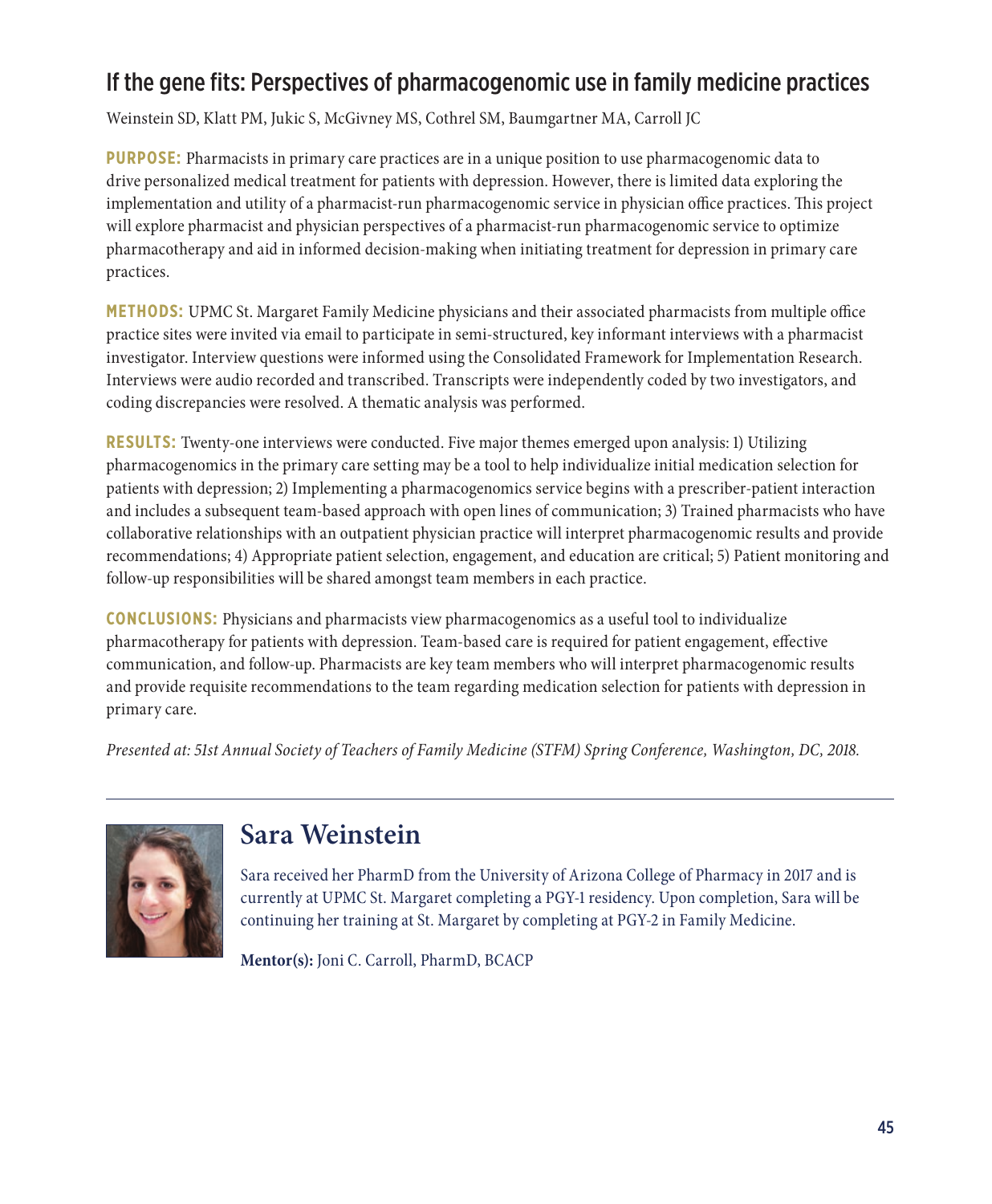## If the gene fits: Perspectives of pharmacogenomic use in family medicine practices

Weinstein SD, Klatt PM, Jukic S, McGivney MS, Cothrel SM, Baumgartner MA, Carroll JC

**PURPOSE:** Pharmacists in primary care practices are in a unique position to use pharmacogenomic data to drive personalized medical treatment for patients with depression. However, there is limited data exploring the implementation and utility of a pharmacist-run pharmacogenomic service in physician office practices. This project will explore pharmacist and physician perspectives of a pharmacist-run pharmacogenomic service to optimize pharmacotherapy and aid in informed decision-making when initiating treatment for depression in primary care practices.

**METHODS:** UPMC St. Margaret Family Medicine physicians and their associated pharmacists from multiple office practice sites were invited via email to participate in semi-structured, key informant interviews with a pharmacist investigator. Interview questions were informed using the Consolidated Framework for Implementation Research. Interviews were audio recorded and transcribed. Transcripts were independently coded by two investigators, and coding discrepancies were resolved. A thematic analysis was performed.

**RESULTS:** Twenty-one interviews were conducted. Five major themes emerged upon analysis: 1) Utilizing pharmacogenomics in the primary care setting may be a tool to help individualize initial medication selection for patients with depression; 2) Implementing a pharmacogenomics service begins with a prescriber-patient interaction and includes a subsequent team-based approach with open lines of communication; 3) Trained pharmacists who have collaborative relationships with an outpatient physician practice will interpret pharmacogenomic results and provide recommendations; 4) Appropriate patient selection, engagement, and education are critical; 5) Patient monitoring and follow-up responsibilities will be shared amongst team members in each practice.

**CONCLUSIONS:** Physicians and pharmacists view pharmacogenomics as a useful tool to individualize pharmacotherapy for patients with depression. Team-based care is required for patient engagement, effective communication, and follow-up. Pharmacists are key team members who will interpret pharmacogenomic results and provide requisite recommendations to the team regarding medication selection for patients with depression in primary care.

*Presented at: 51st Annual Society of Teachers of Family Medicine (STFM) Spring Conference, Washington, DC, 2018.*

---

### Sara Weinstein

Sara received her PharmD from the University of Arizona College of Pharmacy in 2017 and is currently at UPMC St. Margaret completing a PGY-1 residency. Upon completion, Sara will be continuing her training at St. Margaret by completing at PGY-2 in Family Medicine.

**Mentor(s):** Joni C. Carroll, PharmD, BCACP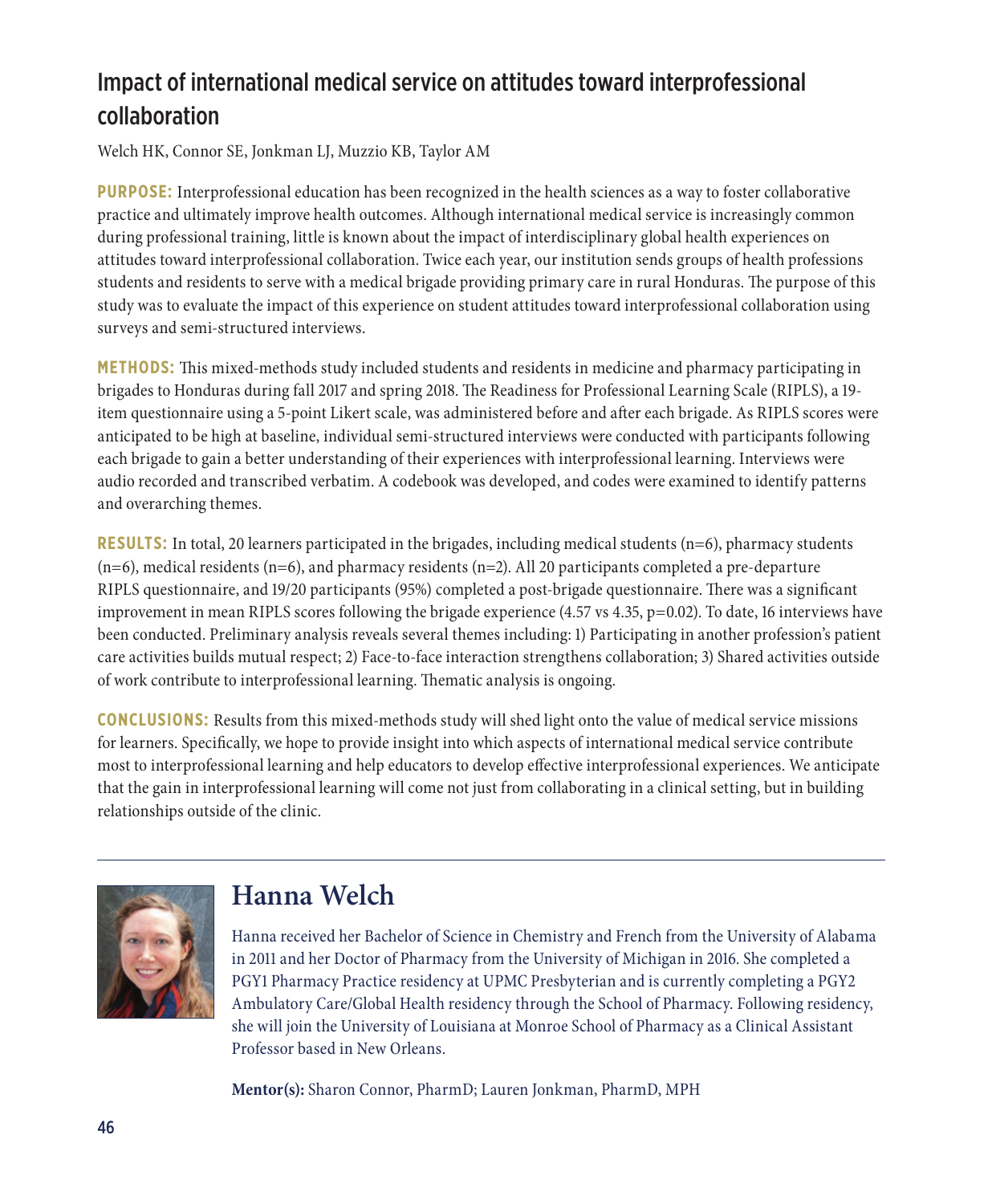## Impact of international medical service on attitudes toward interprofessional collaboration

Welch HK, Connor SE, Jonkman LJ, Muzzio KB, Taylor AM

**PURPOSE:** Interprofessional education has been recognized in the health sciences as a way to foster collaborative practice and ultimately improve health outcomes. Although international medical service is increasingly common during professional training, little is known about the impact of interdisciplinary global health experiences on attitudes toward interprofessional collaboration. Twice each year, our institution sends groups of health professions students and residents to serve with a medical brigade providing primary care in rural Honduras. The purpose of this study was to evaluate the impact of this experience on student attitudes toward interprofessional collaboration using surveys and semi-structured interviews.

**METHODS:** This mixed-methods study included students and residents in medicine and pharmacy participating in brigades to Honduras during fall 2017 and spring 2018. The Readiness for Professional Learning Scale (RIPLS), a 19-item questionnaire using a 5-point Likert scale, was administered before and after each brigade. As RIPLS scores were anticipated to be high at baseline, individual semi-structured interviews were conducted with participants following each brigade to gain a better understanding of their experiences with interprofessional learning. Interviews were audio recorded and transcribed verbatim. A codebook was developed, and codes were examined to identify patterns and overarching themes.

**RESULTS:** In total, 20 learners participated in the brigades, including medical students (n=6), pharmacy students (n=6), medical residents (n=6), and pharmacy residents (n=2). All 20 participants completed a pre-departure RIPLS questionnaire, and 19/20 participants (95%) completed a post-brigade questionnaire. There was a significant improvement in mean RIPLS scores following the brigade experience (4.57 vs 4.35, $p=0.02$). To date, 16 interviews have been conducted. Preliminary analysis reveals several themes including: 1) Participating in another profession's patient care activities builds mutual respect; 2) Face-to-face interaction strengthens collaboration; 3) Shared activities outside of work contribute to interprofessional learning. Thematic analysis is ongoing.

**CONCLUSIONS:** Results from this mixed-methods study will shed light onto the value of medical service missions for learners. Specifically, we hope to provide insight into which aspects of international medical service contribute most to interprofessional learning and help educators to develop effective interprofessional experiences. We anticipate that the gain in interprofessional learning will come not just from collaborating in a clinical setting, but in building relationships outside of the clinic.

---

### Hanna Welch

Hanna received her Bachelor of Science in Chemistry and French from the University of Alabama in 2011 and her Doctor of Pharmacy from the University of Michigan in 2016. She completed a PGY1 Pharmacy Practice residency at UPMC Presbyterian and is currently completing a PGY2 Ambulatory Care/Global Health residency through the School of Pharmacy. Following residency, she will join the University of Louisiana at Monroe School of Pharmacy as a Clinical Assistant Professor based in New Orleans.

**Mentor(s):** Sharon Connor, PharmD; Lauren Jonkman, PharmD, MPH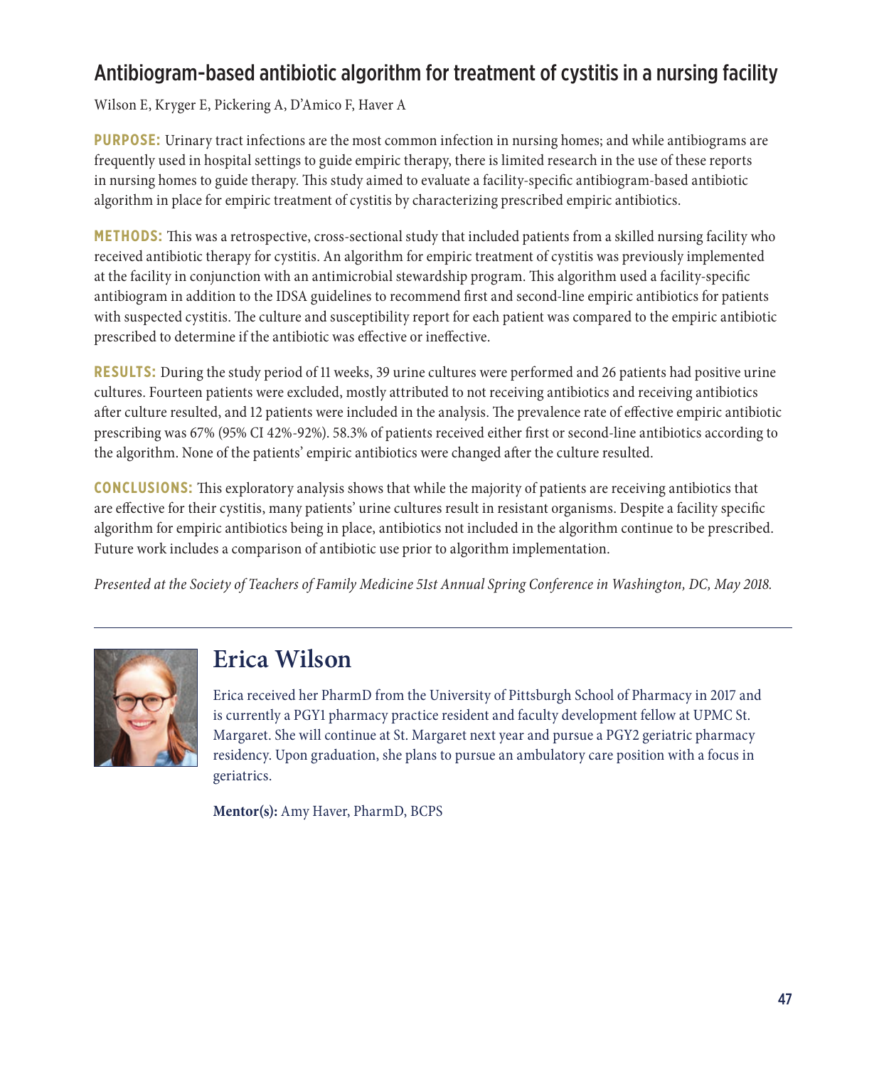## Antibiogram-based antibiotic algorithm for treatment of cystitis in a nursing facility

Wilson E, Kryger E, Pickering A, D'Amico F, Haver A

**PURPOSE:** Urinary tract infections are the most common infection in nursing homes; and while antibiograms are frequently used in hospital settings to guide empiric therapy, there is limited research in the use of these reports in nursing homes to guide therapy. This study aimed to evaluate a facility-specific antibiogram-based antibiotic algorithm in place for empiric treatment of cystitis by characterizing prescribed empiric antibiotics.

**METHODS:** This was a retrospective, cross-sectional study that included patients from a skilled nursing facility who received antibiotic therapy for cystitis. An algorithm for empiric treatment of cystitis was previously implemented at the facility in conjunction with an antimicrobial stewardship program. This algorithm used a facility-specific antibiogram in addition to the IDSA guidelines to recommend first and second-line empiric antibiotics for patients with suspected cystitis. The culture and susceptibility report for each patient was compared to the empiric antibiotic prescribed to determine if the antibiotic was effective or ineffective.

**RESULTS:** During the study period of 11 weeks, 39 urine cultures were performed and 26 patients had positive urine cultures. Fourteen patients were excluded, mostly attributed to not receiving antibiotics and receiving antibiotics after culture resulted, and 12 patients were included in the analysis. The prevalence rate of effective empiric antibiotic prescribing was 67% (95% CI 42%-92%). 58.3% of patients received either first or second-line antibiotics according to the algorithm. None of the patients' empiric antibiotics were changed after the culture resulted.

**CONCLUSIONS:** This exploratory analysis shows that while the majority of patients are receiving antibiotics that are effective for their cystitis, many patients' urine cultures result in resistant organisms. Despite a facility specific algorithm for empiric antibiotics being in place, antibiotics not included in the algorithm continue to be prescribed. Future work includes a comparison of antibiotic use prior to algorithm implementation.

*Presented at the Society of Teachers of Family Medicine 51st Annual Spring Conference in Washington, DC, May 2018.*

---

## Erica Wilson

Erica received her PharmD from the University of Pittsburgh School of Pharmacy in 2017 and is currently a PGY1 pharmacy practice resident and faculty development fellow at UPMC St. Margaret. She will continue at St. Margaret next year and pursue a PGY2 geriatric pharmacy residency. Upon graduation, she plans to pursue an ambulatory care position with a focus in geriatrics.

**Mentor(s):** Amy Haver, PharmD, BCPS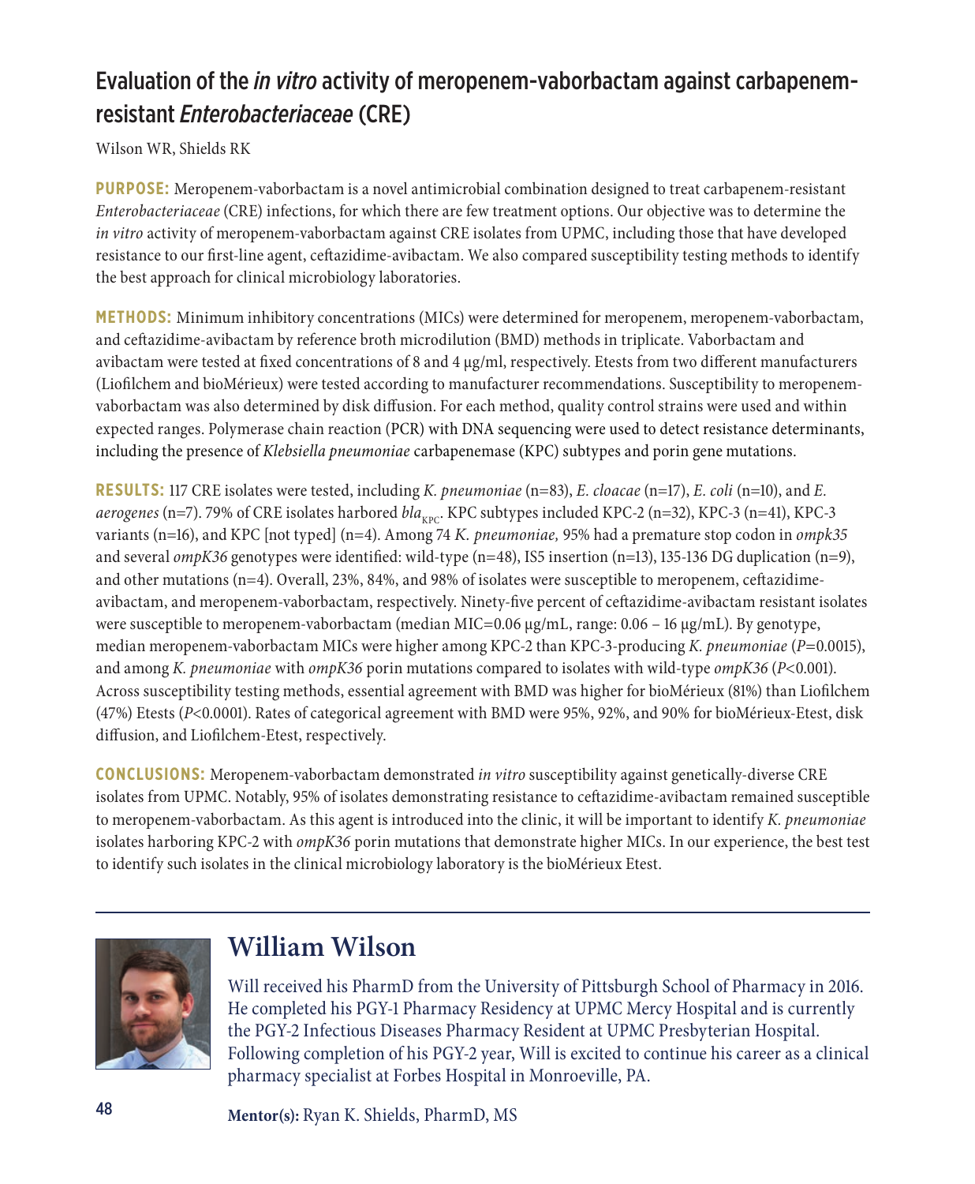# Evaluation of the *in vitro* activity of meropenem-vaborbactam against carbapenem-resistant *Enterobacteriaceae* (CRE)

Wilson WR, Shields RK

**PURPOSE:** Meropenem-vaborbactam is a novel antimicrobial combination designed to treat carbapenem-resistant *Enterobacteriaceae* (CRE) infections, for which there are few treatment options. Our objective was to determine the *in vitro* activity of meropenem-vaborbactam against CRE isolates from UPMC, including those that have developed resistance to our first-line agent, ceftazidime-avibactam. We also compared susceptibility testing methods to identify the best approach for clinical microbiology laboratories.

**METHODS:** Minimum inhibitory concentrations (MICs) were determined for meropenem, meropenem-vaborbactam, and ceftazidime-avibactam by reference broth microdilution (BMD) methods in triplicate. Vaborbactam and avibactam were tested at fixed concentrations of 8 and 4 µg/ml, respectively. Etests from two different manufacturers (Liofilchem and bioMérieux) were tested according to manufacturer recommendations. Susceptibility to meropenem-vaborbactam was also determined by disk diffusion. For each method, quality control strains were used and within expected ranges. Polymerase chain reaction (PCR) with DNA sequencing were used to detect resistance determinants, including the presence of *Klebsiella pneumoniae* carbapenemase (KPC) subtypes and porin gene mutations.

**RESULTS:** 117 CRE isolates were tested, including *K. pneumoniae* (n=83), *E. cloacae* (n=17), *E. coli* (n=10), and *E. aerogenes* (n=7). 79% of CRE isolates harbored $bla_{KPC}$. KPC subtypes included KPC-2 (n=32), KPC-3 (n=41), KPC-3 variants (n=16), and KPC [not typed] (n=4). Among 74 *K. pneumoniae,* 95% had a premature stop codon in *ompk35* and several *ompK36* genotypes were identified: wild-type (n=48), IS5 insertion (n=13), 135-136 DG duplication (n=9), and other mutations (n=4). Overall, 23%, 84%, and 98% of isolates were susceptible to meropenem, ceftazidime-avibactam, and meropenem-vaborbactam, respectively. Ninety-five percent of ceftazidime-avibactam resistant isolates were susceptible to meropenem-vaborbactam (median MIC=0.06 µg/mL, range: 0.06 – 16 µg/mL). By genotype, median meropenem-vaborbactam MICs were higher among KPC-2 than KPC-3-producing *K. pneumoniae* ($P$=0.0015), and among *K. pneumoniae* with *ompK36* porin mutations compared to isolates with wild-type *ompK36* ($P$<0.001). Across susceptibility testing methods, essential agreement with BMD was higher for bioMérieux (81%) than Liofilchem (47%) Etests ($P$<0.0001). Rates of categorical agreement with BMD were 95%, 92%, and 90% for bioMérieux-Etest, disk diffusion, and Liofilchem-Etest, respectively.

**CONCLUSIONS:** Meropenem-vaborbactam demonstrated *in vitro* susceptibility against genetically-diverse CRE isolates from UPMC. Notably, 95% of isolates demonstrating resistance to ceftazidime-avibactam remained susceptible to meropenem-vaborbactam. As this agent is introduced into the clinic, it will be important to identify *K. pneumoniae* isolates harboring KPC-2 with *ompK36* porin mutations that demonstrate higher MICs. In our experience, the best test to identify such isolates in the clinical microbiology laboratory is the bioMérieux Etest.

---

## William Wilson

Will received his PharmD from the University of Pittsburgh School of Pharmacy in 2016. He completed his PGY-1 Pharmacy Residency at UPMC Mercy Hospital and is currently the PGY-2 Infectious Diseases Pharmacy Resident at UPMC Presbyterian Hospital. Following completion of his PGY-2 year, Will is excited to continue his career as a clinical pharmacy specialist at Forbes Hospital in Monroeville, PA.

**Mentor(s):** Ryan K. Shields, PharmD, MS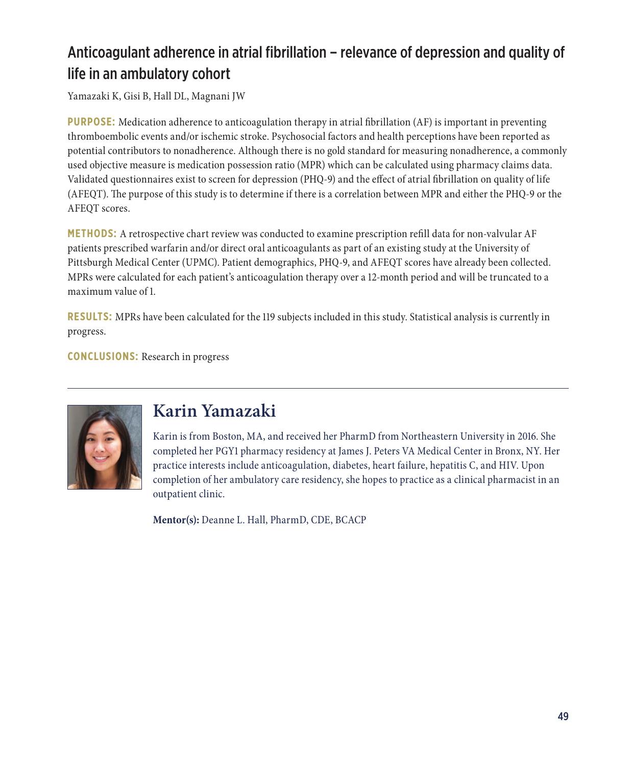## Anticoagulant adherence in atrial fibrillation – relevance of depression and quality of life in an ambulatory cohort

Yamazaki K, Gisi B, Hall DL, Magnani JW

**PURPOSE:** Medication adherence to anticoagulation therapy in atrial fibrillation (AF) is important in preventing thromboembolic events and/or ischemic stroke. Psychosocial factors and health perceptions have been reported as potential contributors to nonadherence. Although there is no gold standard for measuring nonadherence, a commonly used objective measure is medication possession ratio (MPR) which can be calculated using pharmacy claims data. Validated questionnaires exist to screen for depression (PHQ-9) and the effect of atrial fibrillation on quality of life (AFEQT). The purpose of this study is to determine if there is a correlation between MPR and either the PHQ-9 or the AFEQT scores.

**METHODS:** A retrospective chart review was conducted to examine prescription refill data for non-valvular AF patients prescribed warfarin and/or direct oral anticoagulants as part of an existing study at the University of Pittsburgh Medical Center (UPMC). Patient demographics, PHQ-9, and AFEQT scores have already been collected. MPRs were calculated for each patient's anticoagulation therapy over a 12-month period and will be truncated to a maximum value of 1.

**RESULTS:** MPRs have been calculated for the 119 subjects included in this study. Statistical analysis is currently in progress.

**CONCLUSIONS:** Research in progress

---

## Karin Yamazaki

Karin is from Boston, MA, and received her PharmD from Northeastern University in 2016. She completed her PGY1 pharmacy residency at James J. Peters VA Medical Center in Bronx, NY. Her practice interests include anticoagulation, diabetes, heart failure, hepatitis C, and HIV. Upon completion of her ambulatory care residency, she hopes to practice as a clinical pharmacist in an outpatient clinic.

**Mentor(s):** Deanne L. Hall, PharmD, CDE, BCACP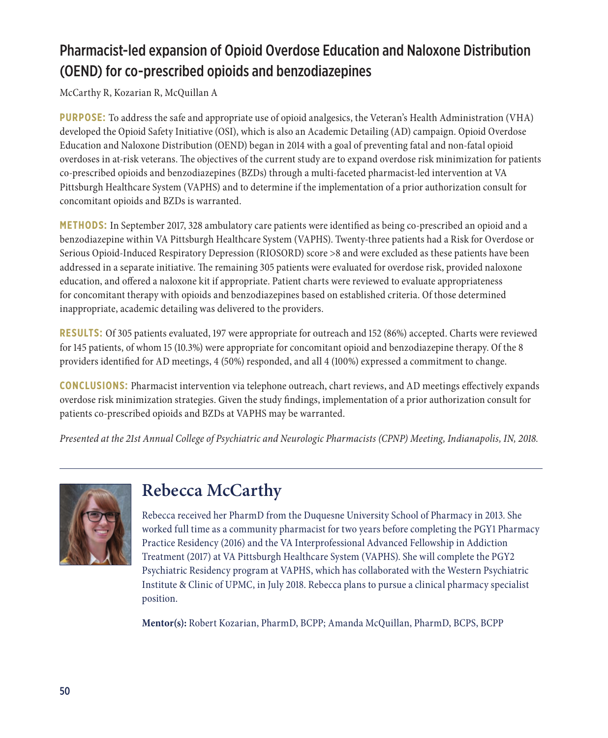# Pharmacist-led expansion of Opioid Overdose Education and Naloxone Distribution (OEND) for co-prescribed opioids and benzodiazepines

McCarthy R, Kozarian R, McQuillan A

**PURPOSE:** To address the safe and appropriate use of opioid analgesics, the Veteran's Health Administration (VHA) developed the Opioid Safety Initiative (OSI), which is also an Academic Detailing (AD) campaign. Opioid Overdose Education and Naloxone Distribution (OEND) began in 2014 with a goal of preventing fatal and non-fatal opioid overdoses in at-risk veterans. The objectives of the current study are to expand overdose risk minimization for patients co-prescribed opioids and benzodiazepines (BZDs) through a multi-faceted pharmacist-led intervention at VA Pittsburgh Healthcare System (VAPHS) and to determine if the implementation of a prior authorization consult for concomitant opioids and BZDs is warranted.

**METHODS:** In September 2017, 328 ambulatory care patients were identified as being co-prescribed an opioid and a benzodiazepine within VA Pittsburgh Healthcare System (VAPHS). Twenty-three patients had a Risk for Overdose or Serious Opioid-Induced Respiratory Depression (RIOSORD) score >8 and were excluded as these patients have been addressed in a separate initiative. The remaining 305 patients were evaluated for overdose risk, provided naloxone education, and offered a naloxone kit if appropriate. Patient charts were reviewed to evaluate appropriateness for concomitant therapy with opioids and benzodiazepines based on established criteria. Of those determined inappropriate, academic detailing was delivered to the providers.

**RESULTS:** Of 305 patients evaluated, 197 were appropriate for outreach and 152 (86%) accepted. Charts were reviewed for 145 patients, of whom 15 (10.3%) were appropriate for concomitant opioid and benzodiazepine therapy. Of the 8 providers identified for AD meetings, 4 (50%) responded, and all 4 (100%) expressed a commitment to change.

**CONCLUSIONS:** Pharmacist intervention via telephone outreach, chart reviews, and AD meetings effectively expands overdose risk minimization strategies. Given the study findings, implementation of a prior authorization consult for patients co-prescribed opioids and BZDs at VAPHS may be warranted.

*Presented at the 21st Annual College of Psychiatric and Neurologic Pharmacists (CPNP) Meeting, Indianapolis, IN, 2018.*

---

## Rebecca McCarthy

Rebecca received her PharmD from the Duquesne University School of Pharmacy in 2013. She worked full time as a community pharmacist for two years before completing the PGY1 Pharmacy Practice Residency (2016) and the VA Interprofessional Advanced Fellowship in Addiction Treatment (2017) at VA Pittsburgh Healthcare System (VAPHS). She will complete the PGY2 Psychiatric Residency program at VAPHS, which has collaborated with the Western Psychiatric Institute & Clinic of UPMC, in July 2018. Rebecca plans to pursue a clinical pharmacy specialist position.

**Mentor(s):** Robert Kozarian, PharmD, BCPP; Amanda McQuillan, PharmD, BCPS, BCPP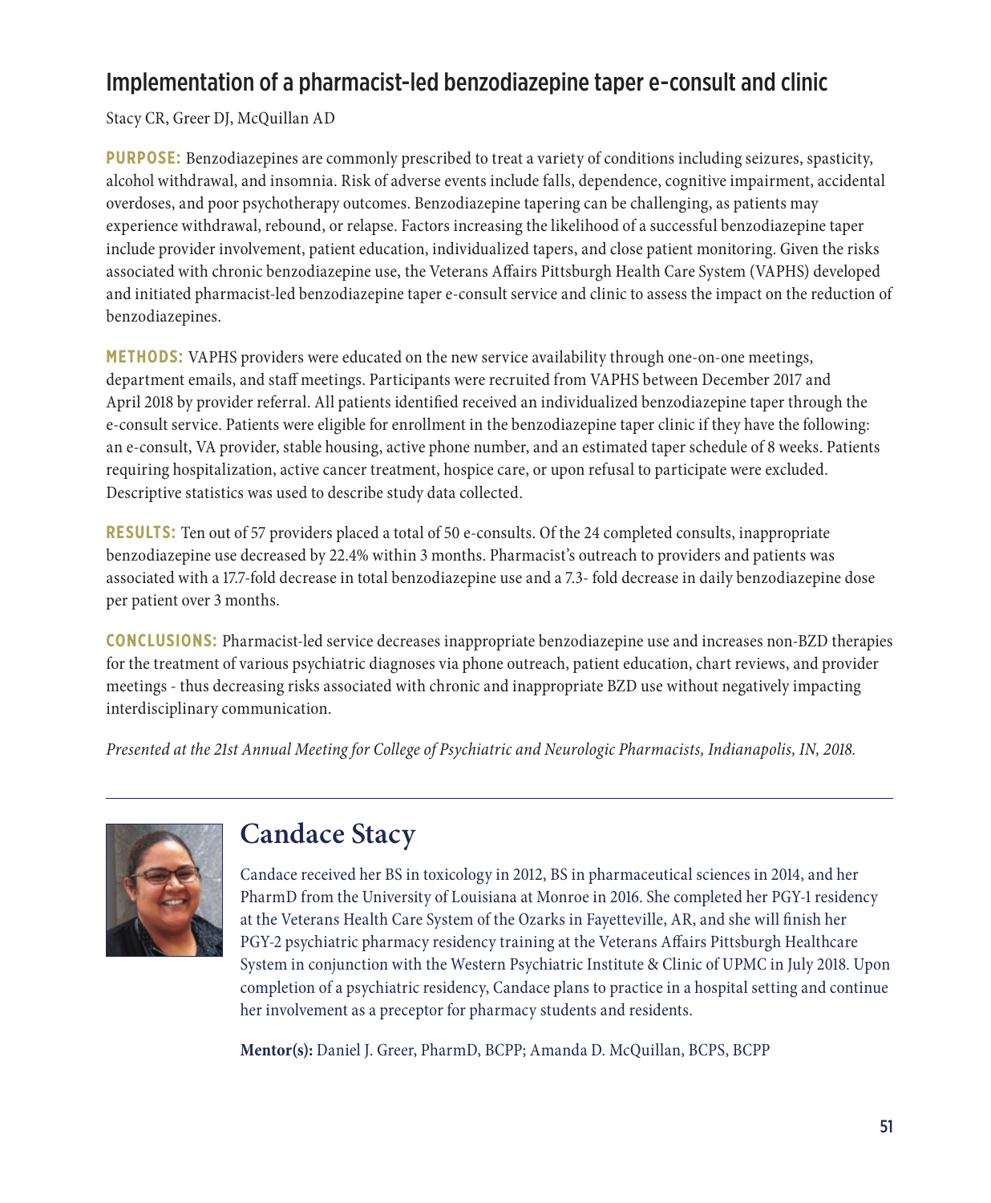## Implementation of a pharmacist-led benzodiazepine taper e-consult and clinic

Stacy CR, Greer DJ, McQuillan AD

**PURPOSE:** Benzodiazepines are commonly prescribed to treat a variety of conditions including seizures, spasticity, alcohol withdrawal, and insomnia. Risk of adverse events include falls, dependence, cognitive impairment, accidental overdoses, and poor psychotherapy outcomes. Benzodiazepine tapering can be challenging, as patients may experience withdrawal, rebound, or relapse. Factors increasing the likelihood of a successful benzodiazepine taper include provider involvement, patient education, individualized tapers, and close patient monitoring. Given the risks associated with chronic benzodiazepine use, the Veterans Affairs Pittsburgh Health Care System (VAPHS) developed and initiated pharmacist-led benzodiazepine taper e-consult service and clinic to assess the impact on the reduction of benzodiazepines.

**METHODS:** VAPHS providers were educated on the new service availability through one-on-one meetings, department emails, and staff meetings. Participants were recruited from VAPHS between December 2017 and April 2018 by provider referral. All patients identified received an individualized benzodiazepine taper through the e-consult service. Patients were eligible for enrollment in the benzodiazepine taper clinic if they have the following: an e-consult, VA provider, stable housing, active phone number, and an estimated taper schedule of 8 weeks. Patients requiring hospitalization, active cancer treatment, hospice care, or upon refusal to participate were excluded. Descriptive statistics was used to describe study data collected.

**RESULTS:** Ten out of 57 providers placed a total of 50 e-consults. Of the 24 completed consults, inappropriate benzodiazepine use decreased by 22.4% within 3 months. Pharmacist's outreach to providers and patients was associated with a 17.7-fold decrease in total benzodiazepine use and a 7.3- fold decrease in daily benzodiazepine dose per patient over 3 months.

**CONCLUSIONS:** Pharmacist-led service decreases inappropriate benzodiazepine use and increases non-BZD therapies for the treatment of various psychiatric diagnoses via phone outreach, patient education, chart reviews, and provider meetings - thus decreasing risks associated with chronic and inappropriate BZD use without negatively impacting interdisciplinary communication.

*Presented at the 21st Annual Meeting for College of Psychiatric and Neurologic Pharmacists, Indianapolis, IN, 2018.*

---

## Candace Stacy

Candace received her BS in toxicology in 2012, BS in pharmaceutical sciences in 2014, and her PharmD from the University of Louisiana at Monroe in 2016. She completed her PGY-1 residency at the Veterans Health Care System of the Ozarks in Fayetteville, AR, and she will finish her PGY-2 psychiatric pharmacy residency training at the Veterans Affairs Pittsburgh Healthcare System in conjunction with the Western Psychiatric Institute & Clinic of UPMC in July 2018. Upon completion of a psychiatric residency, Candace plans to practice in a hospital setting and continue her involvement as a preceptor for pharmacy students and residents.

**Mentor(s):** Daniel J. Greer, PharmD, BCPP; Amanda D. McQuillan, BCPS, BCPP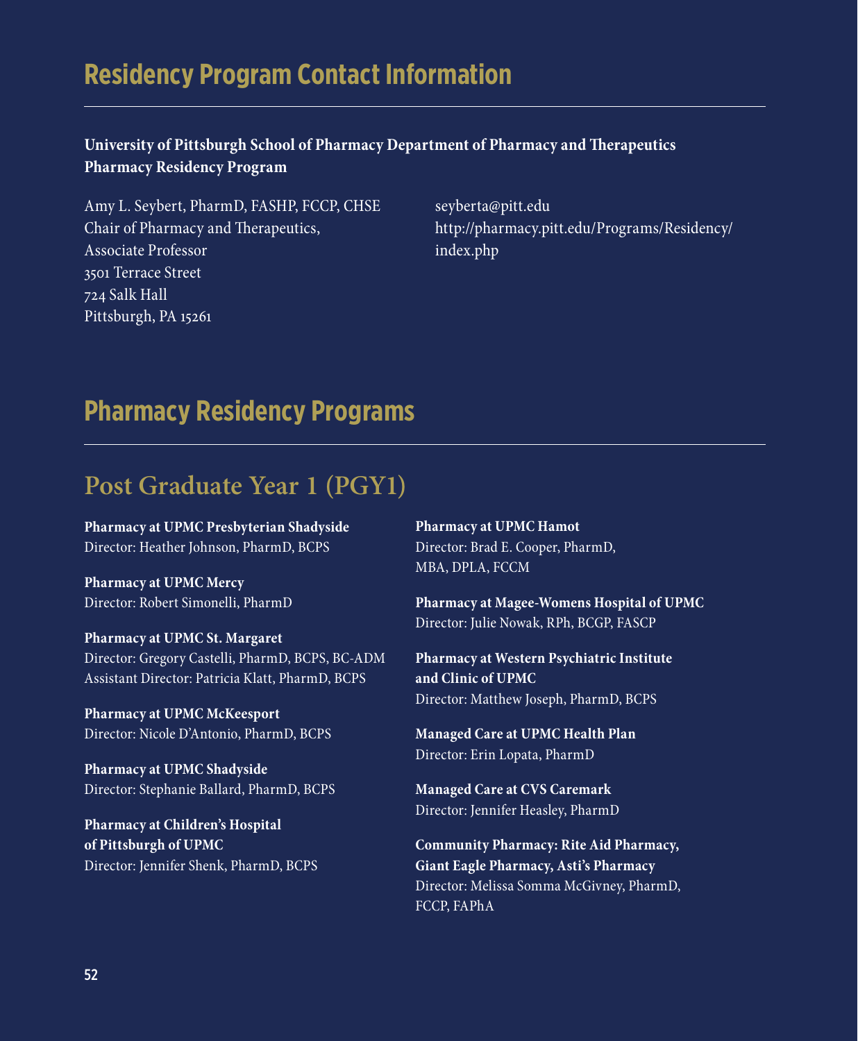# Residency Program Contact Information

**University of Pittsburgh School of Pharmacy Department of Pharmacy and Therapeutics Pharmacy Residency Program**

Amy L. Seybert, PharmD, FASHP, FCCP, CHSE
Chair of Pharmacy and Therapeutics,
Associate Professor
3501 Terrace Street
724 Salk Hall
Pittsburgh, PA 15261

seyberta@pitt.edu
http://pharmacy.pitt.edu/Programs/Residency/index.php

# Pharmacy Residency Programs

## Post Graduate Year 1 (PGY1)

**Pharmacy at UPMC Presbyterian Shadyside**
Director: Heather Johnson, PharmD, BCPS

**Pharmacy at UPMC Mercy**
Director: Robert Simonelli, PharmD

**Pharmacy at UPMC St. Margaret**
Director: Gregory Castelli, PharmD, BCPS, BC-ADM
Assistant Director: Patricia Klatt, PharmD, BCPS

**Pharmacy at UPMC McKeesport**
Director: Nicole D'Antonio, PharmD, BCPS

**Pharmacy at UPMC Shadyside**
Director: Stephanie Ballard, PharmD, BCPS

**Pharmacy at Children's Hospital of Pittsburgh of UPMC**
Director: Jennifer Shenk, PharmD, BCPS

**Pharmacy at UPMC Hamot**
Director: Brad E. Cooper, PharmD, MBA, DPLA, FCCM

**Pharmacy at Magee-Womens Hospital of UPMC**
Director: Julie Nowak, RPh, BCGP, FASCP

**Pharmacy at Western Psychiatric Institute and Clinic of UPMC**
Director: Matthew Joseph, PharmD, BCPS

**Managed Care at UPMC Health Plan**
Director: Erin Lopata, PharmD

**Managed Care at CVS Caremark**
Director: Jennifer Heasley, PharmD

**Community Pharmacy: Rite Aid Pharmacy, Giant Eagle Pharmacy, Asti's Pharmacy**
Director: Melissa Somma McGivney, PharmD, FCCP, FAPhA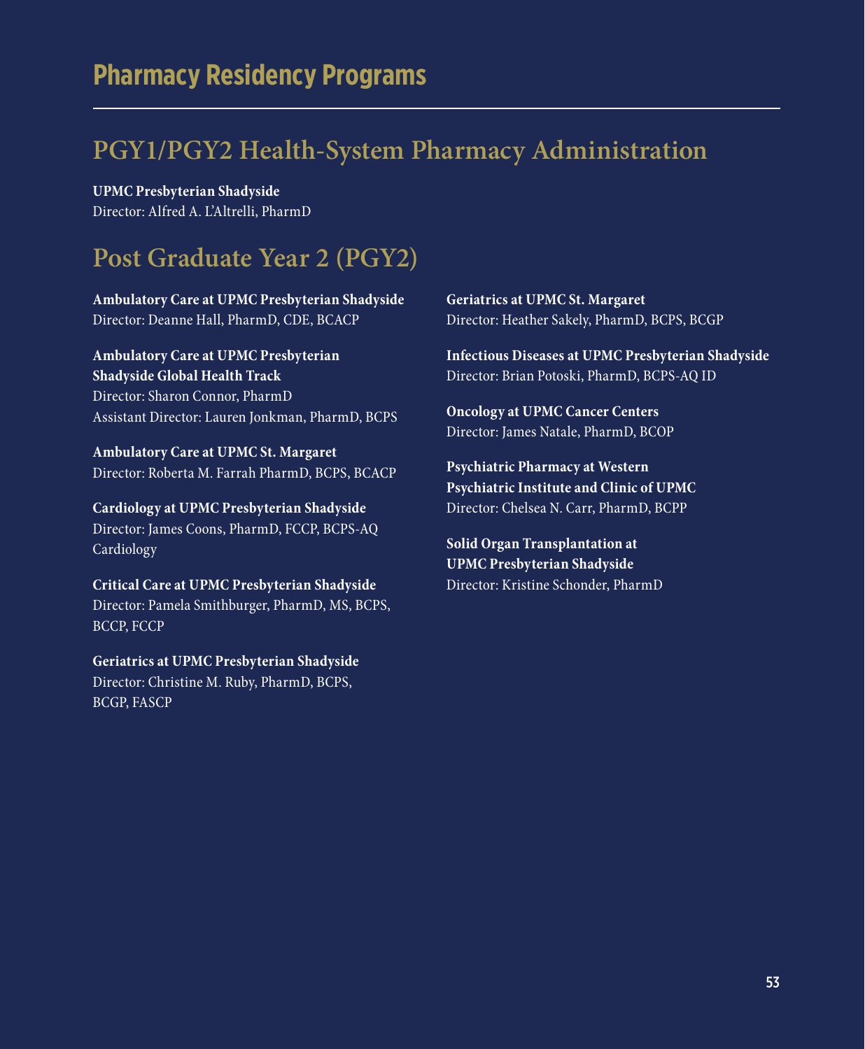# Pharmacy Residency Programs

## PGY1/PGY2 Health-System Pharmacy Administration

**UPMC Presbyterian Shadyside**
Director: Alfred A. L'Altrelli, PharmD

## Post Graduate Year 2 (PGY2)

**Ambulatory Care at UPMC Presbyterian Shadyside**
Director: Deanne Hall, PharmD, CDE, BCACP

**Ambulatory Care at UPMC Presbyterian Shadyside Global Health Track**
Director: Sharon Connor, PharmD
Assistant Director: Lauren Jonkman, PharmD, BCPS

**Ambulatory Care at UPMC St. Margaret**
Director: Roberta M. Farrah PharmD, BCPS, BCACP

**Cardiology at UPMC Presbyterian Shadyside**
Director: James Coons, PharmD, FCCP, BCPS-AQ Cardiology

**Critical Care at UPMC Presbyterian Shadyside**
Director: Pamela Smithburger, PharmD, MS, BCPS, BCCP, FCCP

**Geriatrics at UPMC Presbyterian Shadyside**
Director: Christine M. Ruby, PharmD, BCPS, BCGP, FASCP

**Geriatrics at UPMC St. Margaret**
Director: Heather Sakely, PharmD, BCPS, BCGP

**Infectious Diseases at UPMC Presbyterian Shadyside**
Director: Brian Potoski, PharmD, BCPS-AQ ID

**Oncology at UPMC Cancer Centers**
Director: James Natale, PharmD, BCOP

**Psychiatric Pharmacy at Western Psychiatric Institute and Clinic of UPMC**
Director: Chelsea N. Carr, PharmD, BCPP

**Solid Organ Transplantation at UPMC Presbyterian Shadyside**
Director: Kristine Schonder, PharmD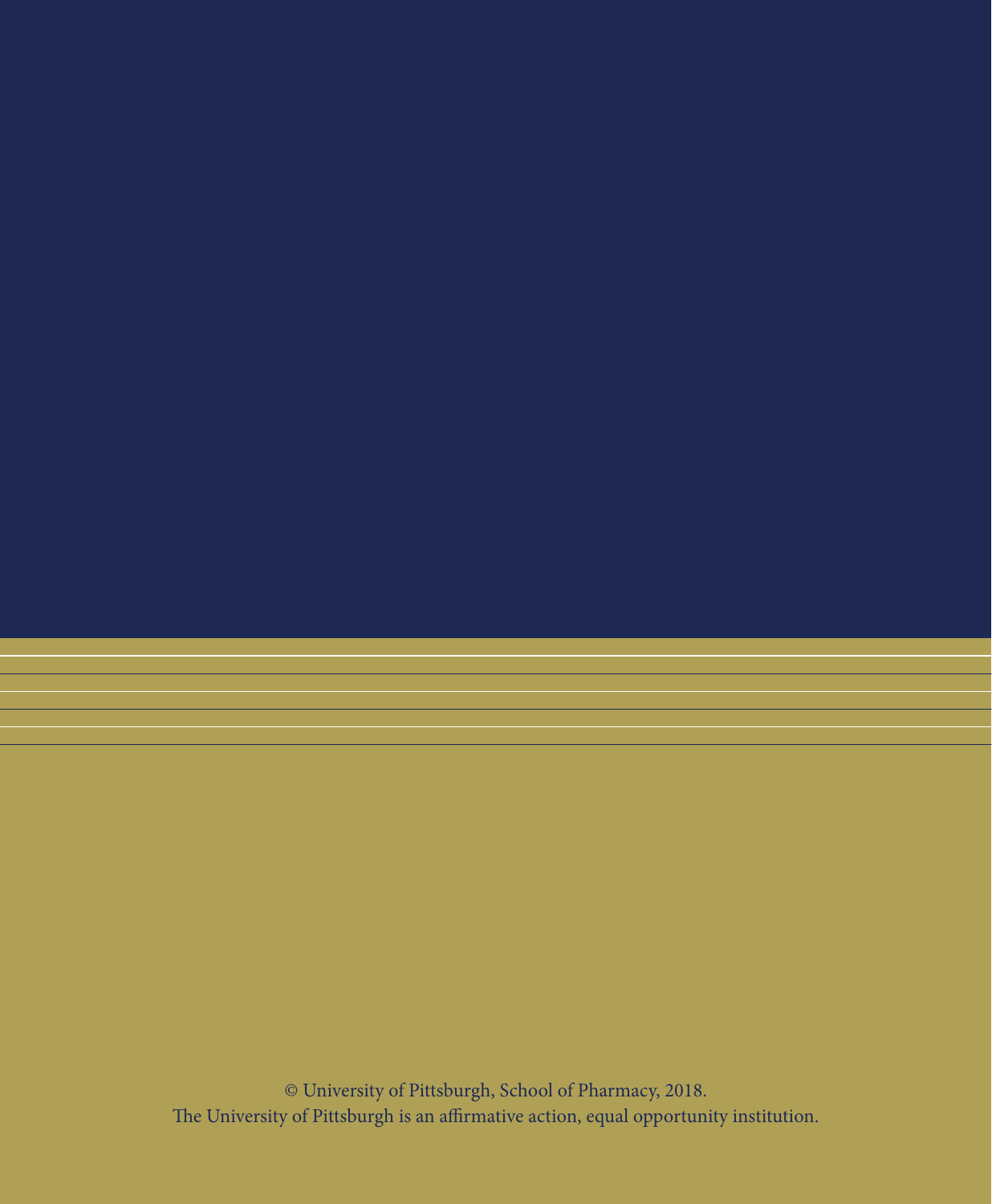© University of Pittsburgh, School of Pharmacy, 2018.
The University of Pittsburgh is an affirmative action, equal opportunity institution.